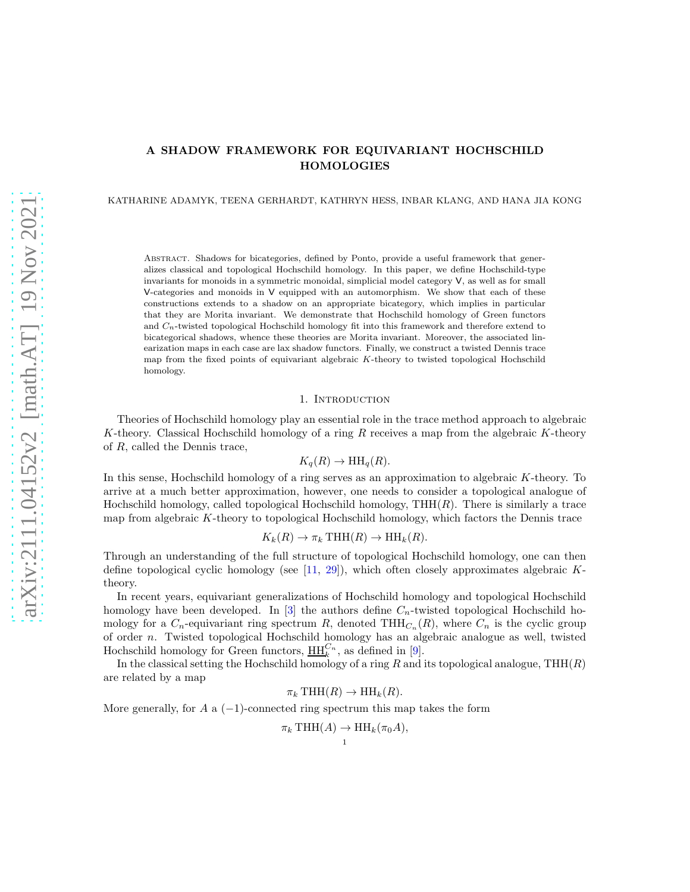# A SHADOW FRAMEWORK FOR EQUIVARIANT HOCHSCHILD HOMOLOGIES

KATHARINE ADAMYK, TEENA GERHARDT, KATHRYN HESS, INBAR KLANG, AND HANA JIA KONG

Abstract. Shadows for bicategories, defined by Ponto, provide a useful framework that generalizes classical and topological Hochschild homology. In this paper, we define Hochschild-type invariants for monoids in a symmetric monoidal, simplicial model category $\mathsf{V}$, as well as for small $\mathsf{V}$-categories and monoids in $\mathsf{V}$ equipped with an automorphism. We show that each of these constructions extends to a shadow on an appropriate bicategory, which implies in particular that they are Morita invariant. We demonstrate that Hochschild homology of Green functors and $C_n$-twisted topological Hochschild homology fit into this framework and therefore extend to bicategorical shadows, whence these theories are Morita invariant. Moreover, the associated linearization maps in each case are lax shadow functors. Finally, we construct a twisted Dennis trace map from the fixed points of equivariant algebraic $K$-theory to twisted topological Hochschild homology.

## 1. Introduction

Theories of Hochschild homology play an essential role in the trace method approach to algebraic $K$-theory. Classical Hochschild homology of a ring $R$ receives a map from the algebraic $K$-theory of $R$, called the Dennis trace,

$$K_q(R) \to \mathrm{HH}_q(R).$$

In this sense, Hochschild homology of a ring serves as an approximation to algebraic $K$-theory. To arrive at a much better approximation, however, one needs to consider a topological analogue of Hochschild homology, called topological Hochschild homology, $\mathrm{THH}(R)$. There is similarly a trace map from algebraic $K$-theory to topological Hochschild homology, which factors the Dennis trace

$$K_k(R) \to \pi_k \,\mathrm{THH}(R) \to \mathrm{HH}_k(R).$$

Through an understanding of the full structure of topological Hochschild homology, one can then define topological cyclic homology (see [11, 29]), which often closely approximates algebraic $K$-theory.

In recent years, equivariant generalizations of Hochschild homology and topological Hochschild homology have been developed. In [3] the authors define $C_n$-twisted topological Hochschild homology for a $C_n$-equivariant ring spectrum $R$, denoted $\mathrm{THH}_{C_n}(R)$, where $C_n$ is the cyclic group of order $n$. Twisted topological Hochschild homology has an algebraic analogue as well, twisted Hochschild homology for Green functors, $\underline{\mathrm{HH}}_k^{C_n}$, as defined in [9].

In the classical setting the Hochschild homology of a ring $R$ and its topological analogue, $\mathrm{THH}(R)$ are related by a map

$$\pi_k \,\mathrm{THH}(R) \to \mathrm{HH}_k(R).$$

More generally, for $A$ a $(-1)$-connected ring spectrum this map takes the form

$$\pi_k \,\mathrm{THH}(A) \to \mathrm{HH}_k(\pi_0 A),$$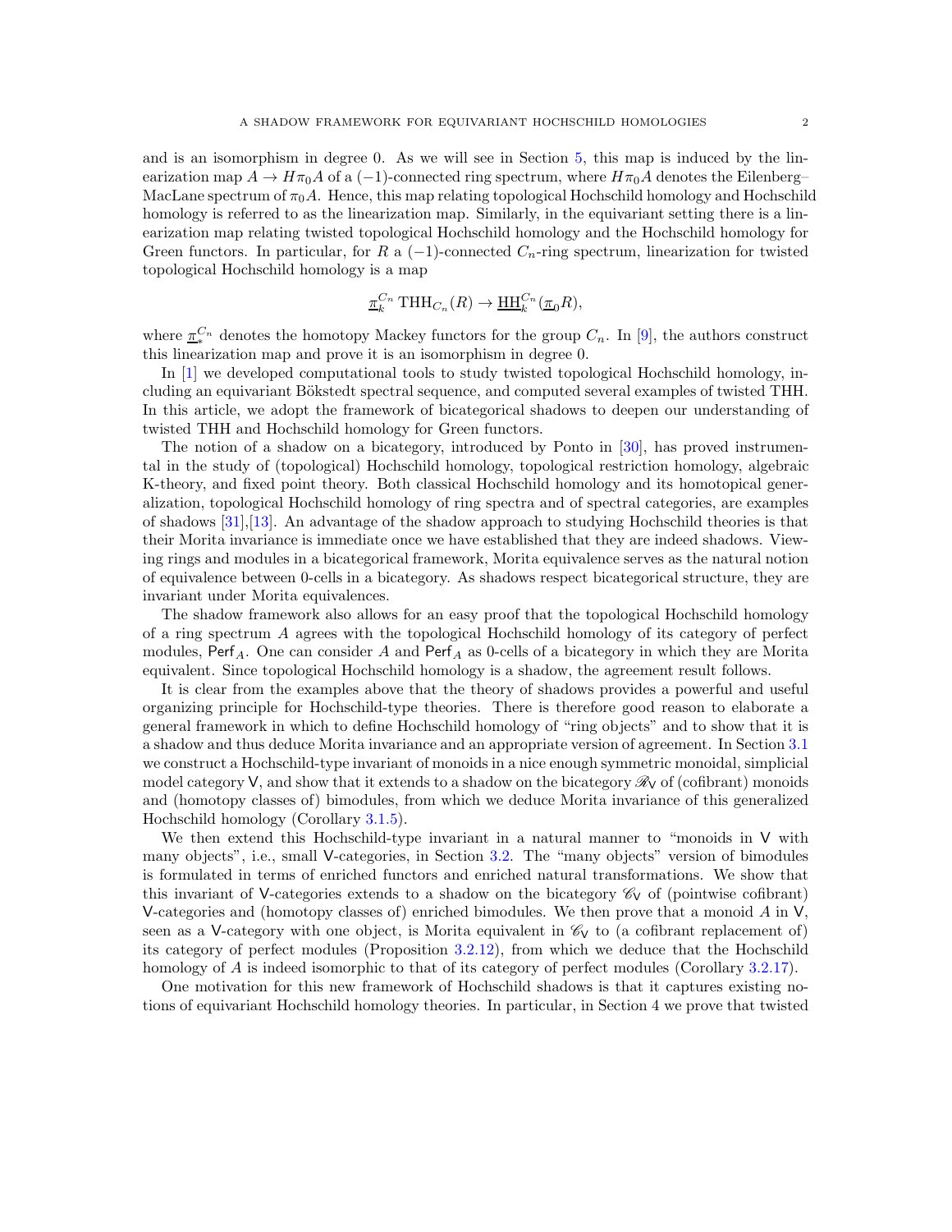and is an isomorphism in degree 0. As we will see in Section 5, this map is induced by the linearization map $A \to H\pi_0 A$ of a $(-1)$-connected ring spectrum, where $H\pi_0 A$ denotes the Eilenberg–MacLane spectrum of $\pi_0 A$. Hence, this map relating topological Hochschild homology and Hochschild homology is referred to as the linearization map. Similarly, in the equivariant setting there is a linearization map relating twisted topological Hochschild homology and the Hochschild homology for Green functors. In particular, for $R$ a $(-1)$-connected $C_n$-ring spectrum, linearization for twisted topological Hochschild homology is a map

$$\underline{\pi}_k^{C_n} \operatorname{THH}_{C_n}(R) \to \underline{\operatorname{HH}}_k^{C_n}(\underline{\pi}_0 R),$$

where $\underline{\pi}_*^{C_n}$ denotes the homotopy Mackey functors for the group $C_n$. In [9], the authors construct this linearization map and prove it is an isomorphism in degree 0.

In [1] we developed computational tools to study twisted topological Hochschild homology, including an equivariant Bökstedt spectral sequence, and computed several examples of twisted THH. In this article, we adopt the framework of bicategorical shadows to deepen our understanding of twisted THH and Hochschild homology for Green functors.

The notion of a shadow on a bicategory, introduced by Ponto in [30], has proved instrumental in the study of (topological) Hochschild homology, topological restriction homology, algebraic K-theory, and fixed point theory. Both classical Hochschild homology and its homotopical generalization, topological Hochschild homology of ring spectra and of spectral categories, are examples of shadows [31],[13]. An advantage of the shadow approach to studying Hochschild theories is that their Morita invariance is immediate once we have established that they are indeed shadows. Viewing rings and modules in a bicategorical framework, Morita equivalence serves as the natural notion of equivalence between 0-cells in a bicategory. As shadows respect bicategorical structure, they are invariant under Morita equivalences.

The shadow framework also allows for an easy proof that the topological Hochschild homology of a ring spectrum $A$ agrees with the topological Hochschild homology of its category of perfect modules, $\mathsf{Perf}_A$. One can consider $A$ and $\mathsf{Perf}_A$ as 0-cells of a bicategory in which they are Morita equivalent. Since topological Hochschild homology is a shadow, the agreement result follows.

It is clear from the examples above that the theory of shadows provides a powerful and useful organizing principle for Hochschild-type theories. There is therefore good reason to elaborate a general framework in which to define Hochschild homology of "ring objects" and to show that it is a shadow and thus deduce Morita invariance and an appropriate version of agreement. In Section 3.1 we construct a Hochschild-type invariant of monoids in a nice enough symmetric monoidal, simplicial model category $\mathsf{V}$, and show that it extends to a shadow on the bicategory $\mathscr{R}_{\mathsf{V}}$ of (cofibrant) monoids and (homotopy classes of) bimodules, from which we deduce Morita invariance of this generalized Hochschild homology (Corollary 3.1.5).

We then extend this Hochschild-type invariant in a natural manner to "monoids in $\mathsf{V}$ with many objects", i.e., small $\mathsf{V}$-categories, in Section 3.2. The "many objects" version of bimodules is formulated in terms of enriched functors and enriched natural transformations. We show that this invariant of $\mathsf{V}$-categories extends to a shadow on the bicategory $\mathscr{C}_{\mathsf{V}}$ of (pointwise cofibrant) $\mathsf{V}$-categories and (homotopy classes of) enriched bimodules. We then prove that a monoid $A$ in $\mathsf{V}$, seen as a $\mathsf{V}$-category with one object, is Morita equivalent in $\mathscr{C}_{\mathsf{V}}$ to (a cofibrant replacement of) its category of perfect modules (Proposition 3.2.12), from which we deduce that the Hochschild homology of $A$ is indeed isomorphic to that of its category of perfect modules (Corollary 3.2.17).

One motivation for this new framework of Hochschild shadows is that it captures existing notions of equivariant Hochschild homology theories. In particular, in Section 4 we prove that twisted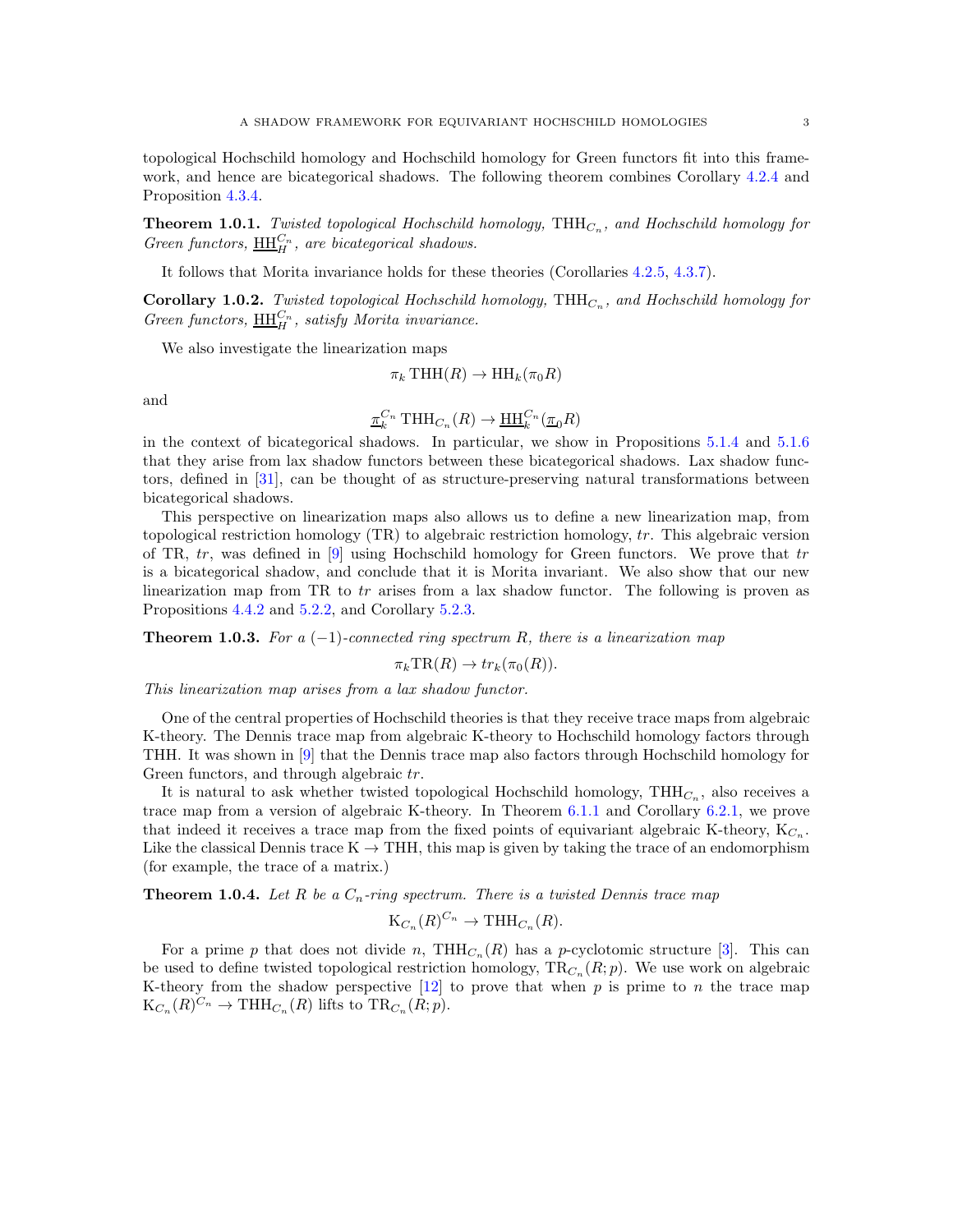topological Hochschild homology and Hochschild homology for Green functors fit into this framework, and hence are bicategorical shadows. The following theorem combines Corollary 4.2.4 and Proposition 4.3.4.

**Theorem 1.0.1.** *Twisted topological Hochschild homology,* $\mathrm{THH}_{C_n}$*, and Hochschild homology for Green functors,* $\underline{\mathrm{HH}}_H^{C_n}$*, are bicategorical shadows.*

It follows that Morita invariance holds for these theories (Corollaries 4.2.5, 4.3.7).

**Corollary 1.0.2.** *Twisted topological Hochschild homology,* $\mathrm{THH}_{C_n}$*, and Hochschild homology for Green functors,* $\underline{\mathrm{HH}}_H^{C_n}$*, satisfy Morita invariance.*

We also investigate the linearization maps

$$\pi_k \,\mathrm{THH}(R) \to \mathrm{HH}_k(\pi_0 R)$$

and

$$\underline{\pi}_k^{C_n} \,\mathrm{THH}_{C_n}(R) \to \underline{\mathrm{HH}}_k^{C_n}(\underline{\pi}_0 R)$$

in the context of bicategorical shadows. In particular, we show in Propositions 5.1.4 and 5.1.6 that they arise from lax shadow functors between these bicategorical shadows. Lax shadow functors, defined in [31], can be thought of as structure-preserving natural transformations between bicategorical shadows.

This perspective on linearization maps also allows us to define a new linearization map, from topological restriction homology (TR) to algebraic restriction homology, $tr$. This algebraic version of TR, $tr$, was defined in [9] using Hochschild homology for Green functors. We prove that $tr$ is a bicategorical shadow, and conclude that it is Morita invariant. We also show that our new linearization map from TR to $tr$ arises from a lax shadow functor. The following is proven as Propositions 4.4.2 and 5.2.2, and Corollary 5.2.3.

**Theorem 1.0.3.** *For a* $(-1)$*-connected ring spectrum* $R$*, there is a linearization map*

$$\pi_k \mathrm{TR}(R) \to tr_k(\pi_0(R)).$$

*This linearization map arises from a lax shadow functor.*

One of the central properties of Hochschild theories is that they receive trace maps from algebraic K-theory. The Dennis trace map from algebraic K-theory to Hochschild homology factors through THH. It was shown in [9] that the Dennis trace map also factors through Hochschild homology for Green functors, and through algebraic $tr$.

It is natural to ask whether twisted topological Hochschild homology, $\mathrm{THH}_{C_n}$, also receives a trace map from a version of algebraic K-theory. In Theorem 6.1.1 and Corollary 6.2.1, we prove that indeed it receives a trace map from the fixed points of equivariant algebraic K-theory, $\mathrm{K}_{C_n}$. Like the classical Dennis trace $\mathrm{K} \to \mathrm{THH}$, this map is given by taking the trace of an endomorphism (for example, the trace of a matrix.)

**Theorem 1.0.4.** *Let* $R$ *be a* $C_n$*-ring spectrum. There is a twisted Dennis trace map*

$$\mathrm{K}_{C_n}(R)^{C_n} \to \mathrm{THH}_{C_n}(R).$$

For a prime $p$ that does not divide $n$, $\mathrm{THH}_{C_n}(R)$ has a $p$-cyclotomic structure [3]. This can be used to define twisted topological restriction homology, $\mathrm{TR}_{C_n}(R;p)$. We use work on algebraic K-theory from the shadow perspective [12] to prove that when $p$ is prime to $n$ the trace map $\mathrm{K}_{C_n}(R)^{C_n} \to \mathrm{THH}_{C_n}(R)$ lifts to $\mathrm{TR}_{C_n}(R;p)$.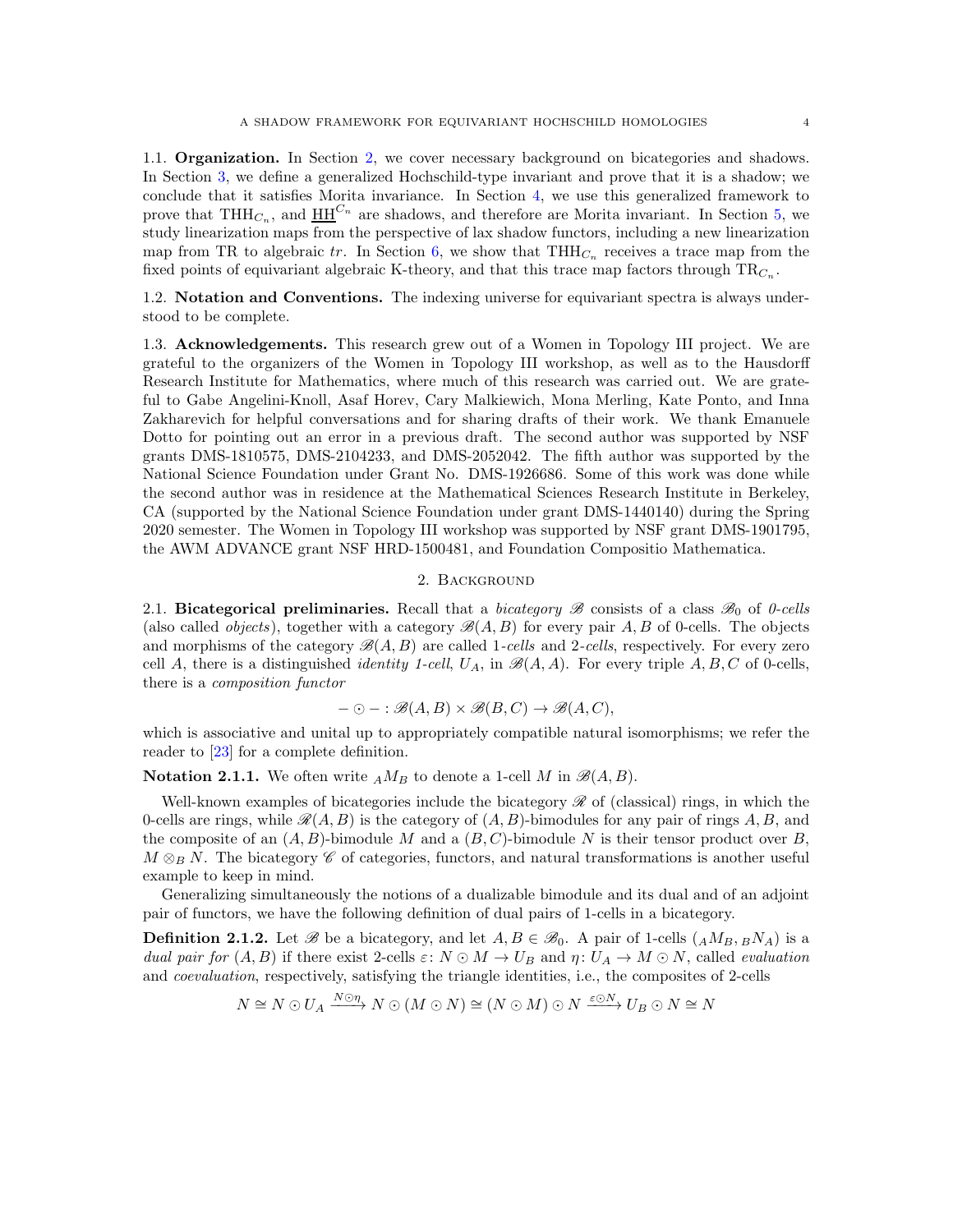### 1.1. Organization.

In Section 2, we cover necessary background on bicategories and shadows. In Section 3, we define a generalized Hochschild-type invariant and prove that it is a shadow; we conclude that it satisfies Morita invariance. In Section 4, we use this generalized framework to prove that $\mathrm{THH}_{C_n}$, and $\underline{\mathrm{HH}}^{C_n}$ are shadows, and therefore are Morita invariant. In Section 5, we study linearization maps from the perspective of lax shadow functors, including a new linearization map from TR to algebraic $tr$. In Section 6, we show that $\mathrm{THH}_{C_n}$ receives a trace map from the fixed points of equivariant algebraic K-theory, and that this trace map factors through $\mathrm{TR}_{C_n}$.

### 1.2. Notation and Conventions.

The indexing universe for equivariant spectra is always understood to be complete.

### 1.3. Acknowledgements.

This research grew out of a Women in Topology III project. We are grateful to the organizers of the Women in Topology III workshop, as well as to the Hausdorff Research Institute for Mathematics, where much of this research was carried out. We are grateful to Gabe Angelini-Knoll, Asaf Horev, Cary Malkiewich, Mona Merling, Kate Ponto, and Inna Zakharevich for helpful conversations and for sharing drafts of their work. We thank Emanuele Dotto for pointing out an error in a previous draft. The second author was supported by NSF grants DMS-1810575, DMS-2104233, and DMS-2052042. The fifth author was supported by the National Science Foundation under Grant No. DMS-1926686. Some of this work was done while the second author was in residence at the Mathematical Sciences Research Institute in Berkeley, CA (supported by the National Science Foundation under grant DMS-1440140) during the Spring 2020 semester. The Women in Topology III workshop was supported by NSF grant DMS-1901795, the AWM ADVANCE grant NSF HRD-1500481, and Foundation Compositio Mathematica.

## 2. Background

### 2.1. Bicategorical preliminaries.

Recall that a *bicategory* $\mathscr{B}$ consists of a class $\mathscr{B}_0$ of *0-cells* (also called *objects*), together with a category $\mathscr{B}(A,B)$ for every pair $A,B$ of 0-cells. The objects and morphisms of the category $\mathscr{B}(A,B)$ are called *1-cells* and *2-cells*, respectively. For every zero cell $A$, there is a distinguished *identity 1-cell*, $U_A$, in $\mathscr{B}(A,A)$. For every triple $A,B,C$ of 0-cells, there is a *composition functor*

$$- \odot - : \mathscr{B}(A,B) \times \mathscr{B}(B,C) \to \mathscr{B}(A,C),$$

which is associative and unital up to appropriately compatible natural isomorphisms; we refer the reader to [23] for a complete definition.

**Notation 2.1.1.** We often write ${}_AM_B$ to denote a 1-cell $M$ in $\mathscr{B}(A,B)$.

Well-known examples of bicategories include the bicategory $\mathscr{R}$ of (classical) rings, in which the 0-cells are rings, while $\mathscr{R}(A,B)$ is the category of $(A,B)$-bimodules for any pair of rings $A,B$, and the composite of an $(A,B)$-bimodule $M$ and a $(B,C)$-bimodule $N$ is their tensor product over $B$, $M \otimes_B N$. The bicategory $\mathscr{C}$ of categories, functors, and natural transformations is another useful example to keep in mind.

Generalizing simultaneously the notions of a dualizable bimodule and its dual and of an adjoint pair of functors, we have the following definition of dual pairs of 1-cells in a bicategory.

**Definition 2.1.2.** Let $\mathscr{B}$ be a bicategory, and let $A,B \in \mathscr{B}_0$. A pair of 1-cells $({}_AM_B, {}_BN_A)$ is a *dual pair for* $(A,B)$ if there exist 2-cells $\varepsilon\colon N \odot M \to U_B$ and $\eta\colon U_A \to M \odot N$, called *evaluation* and *coevaluation*, respectively, satisfying the triangle identities, i.e., the composites of 2-cells

$$N \cong N \odot U_A \xrightarrow{N \odot \eta} N \odot (M \odot N) \cong (N \odot M) \odot N \xrightarrow{\varepsilon \odot N} U_B \odot N \cong N$$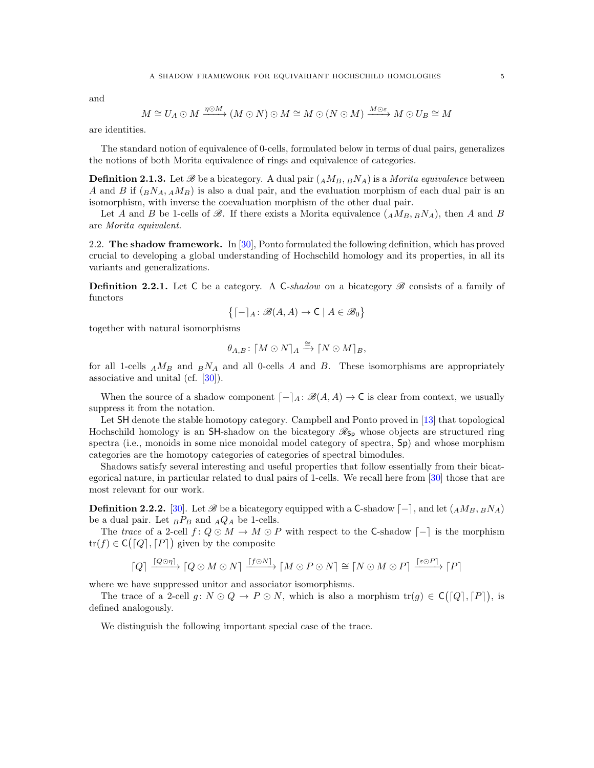and

$$M \cong U_A \odot M \xrightarrow{\eta \odot M} (M \odot N) \odot M \cong M \odot (N \odot M) \xrightarrow{M \odot \varepsilon} M \odot U_B \cong M$$

are identities.

The standard notion of equivalence of 0-cells, formulated below in terms of dual pairs, generalizes the notions of both Morita equivalence of rings and equivalence of categories.

**Definition 2.1.3.** Let $\mathscr{B}$ be a bicategory. A dual pair $({}_AM_B, {}_BN_A)$ is a *Morita equivalence* between $A$ and $B$ if $({}_BN_A, {}_AM_B)$ is also a dual pair, and the evaluation morphism of each dual pair is an isomorphism, with inverse the coevaluation morphism of the other dual pair.

Let $A$ and $B$ be 1-cells of $\mathscr{B}$. If there exists a Morita equivalence $({}_AM_B, {}_BN_A)$, then $A$ and $B$ are *Morita equivalent*.

2.2. **The shadow framework.** In [30], Ponto formulated the following definition, which has proved crucial to developing a global understanding of Hochschild homology and its properties, in all its variants and generalizations.

**Definition 2.2.1.** Let $\mathsf{C}$ be a category. A $\mathsf{C}$-*shadow* on a bicategory $\mathscr{B}$ consists of a family of functors

$$\big\{ \lceil - \rceil_A \colon \mathscr{B}(A,A) \to \mathsf{C} \mid A \in \mathscr{B}_0 \big\}$$

together with natural isomorphisms

$$\theta_{A,B} \colon \lceil M \odot N \rceil_A \xrightarrow{\cong} \lceil N \odot M \rceil_B,$$

for all 1-cells ${}_AM_B$ and ${}_BN_A$ and all 0-cells $A$ and $B$. These isomorphisms are appropriately associative and unital (cf. [30]).

When the source of a shadow component $\lceil - \rceil_A \colon \mathscr{B}(A,A) \to \mathsf{C}$ is clear from context, we usually suppress it from the notation.

Let $\mathsf{SH}$ denote the stable homotopy category. Campbell and Ponto proved in [13] that topological Hochschild homology is an $\mathsf{SH}$-shadow on the bicategory $\mathscr{B}_{\mathsf{Sp}}$ whose objects are structured ring spectra (i.e., monoids in some nice monoidal model category of spectra, $\mathsf{Sp}$) and whose morphism categories are the homotopy categories of categories of spectral bimodules.

Shadows satisfy several interesting and useful properties that follow essentially from their bicategorical nature, in particular related to dual pairs of 1-cells. We recall here from [30] those that are most relevant for our work.

**Definition 2.2.2.** [30]. Let $\mathscr{B}$ be a bicategory equipped with a $\mathsf{C}$-shadow $\lceil - \rceil$, and let $({}_AM_B, {}_BN_A)$ be a dual pair. Let ${}_BP_B$ and ${}_AQ_A$ be 1-cells.

The *trace* of a 2-cell $f \colon Q \odot M \to M \odot P$ with respect to the $\mathsf{C}$-shadow $\lceil - \rceil$ is the morphism $\operatorname{tr}(f) \in \mathsf{C}\big(\lceil Q \rceil, \lceil P \rceil\big)$ given by the composite

$$\lceil Q \rceil \xrightarrow{\lceil Q \odot \eta \rceil} \lceil Q \odot M \odot N \rceil \xrightarrow{\lceil f \odot N \rceil} \lceil M \odot P \odot N \rceil \cong \lceil N \odot M \odot P \rceil \xrightarrow{\lceil \varepsilon \odot P \rceil} \lceil P \rceil$$

where we have suppressed unitor and associator isomorphisms.

The trace of a 2-cell $g \colon N \odot Q \to P \odot N$, which is also a morphism $\operatorname{tr}(g) \in \mathsf{C}\big(\lceil Q \rceil, \lceil P \rceil\big)$, is defined analogously.

We distinguish the following important special case of the trace.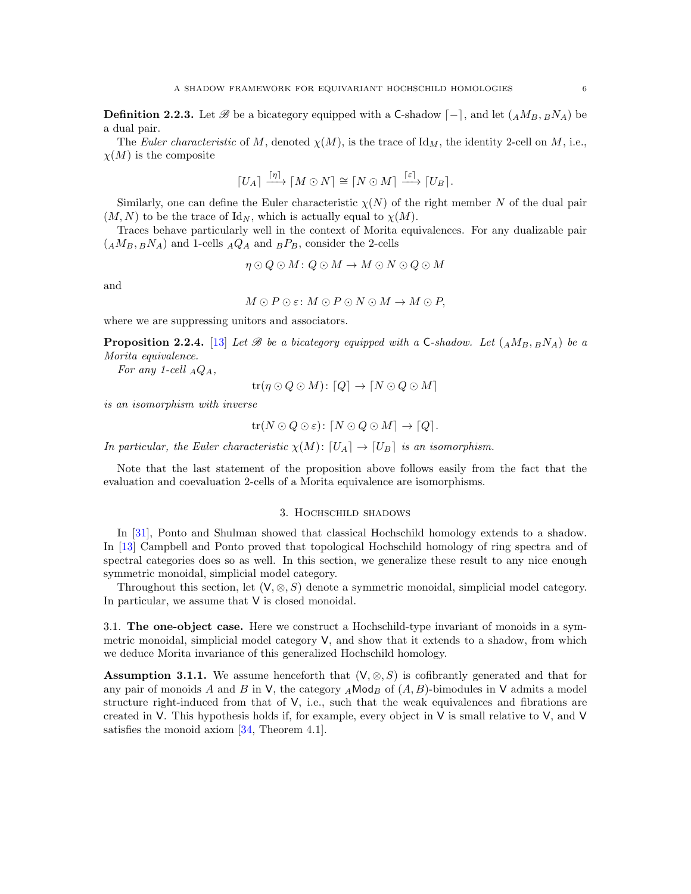**Definition 2.2.3.** Let $\mathscr{B}$ be a bicategory equipped with a $\mathsf{C}$-shadow $\lceil - \rceil$, and let $({}_AM_B, {}_BN_A)$ be a dual pair.

The *Euler characteristic* of $M$, denoted $\chi(M)$, is the trace of $\mathrm{Id}_M$, the identity 2-cell on $M$, i.e., $\chi(M)$ is the composite

$$\lceil U_A \rceil \xrightarrow{\lceil \eta \rceil} \lceil M \odot N \rceil \cong \lceil N \odot M \rceil \xrightarrow{\lceil \varepsilon \rceil} \lceil U_B \rceil.$$

Similarly, one can define the Euler characteristic $\chi(N)$ of the right member $N$ of the dual pair $(M, N)$ to be the trace of $\mathrm{Id}_N$, which is actually equal to $\chi(M)$.

Traces behave particularly well in the context of Morita equivalences. For any dualizable pair $({}_AM_B, {}_BN_A)$ and 1-cells ${}_AQ_A$ and ${}_BP_B$, consider the 2-cells

$$\eta \odot Q \odot M \colon Q \odot M \to M \odot N \odot Q \odot M$$

and

$$M \odot P \odot \varepsilon \colon M \odot P \odot N \odot M \to M \odot P,$$

where we are suppressing unitors and associators.

**Proposition 2.2.4.** [13] *Let $\mathscr{B}$ be a bicategory equipped with a $\mathsf{C}$-shadow. Let $({}_AM_B, {}_BN_A)$ be a Morita equivalence.*

*For any 1-cell ${}_AQ_A$,*

$$\mathrm{tr}(\eta \odot Q \odot M) \colon \lceil Q \rceil \to \lceil N \odot Q \odot M \rceil$$

*is an isomorphism with inverse*

$$\mathrm{tr}(N \odot Q \odot \varepsilon) \colon \lceil N \odot Q \odot M \rceil \to \lceil Q \rceil.$$

*In particular, the Euler characteristic $\chi(M) \colon \lceil U_A \rceil \to \lceil U_B \rceil$ is an isomorphism.*

Note that the last statement of the proposition above follows easily from the fact that the evaluation and coevaluation 2-cells of a Morita equivalence are isomorphisms.

## 3. Hochschild shadows

In [31], Ponto and Shulman showed that classical Hochschild homology extends to a shadow. In [13] Campbell and Ponto proved that topological Hochschild homology of ring spectra and of spectral categories does so as well. In this section, we generalize these result to any nice enough symmetric monoidal, simplicial model category.

Throughout this section, let $(\mathsf{V}, \otimes, S)$ denote a symmetric monoidal, simplicial model category. In particular, we assume that $\mathsf{V}$ is closed monoidal.

### 3.1. The one-object case.

Here we construct a Hochschild-type invariant of monoids in a symmetric monoidal, simplicial model category $\mathsf{V}$, and show that it extends to a shadow, from which we deduce Morita invariance of this generalized Hochschild homology.

**Assumption 3.1.1.** We assume henceforth that $(\mathsf{V}, \otimes, S)$ is cofibrantly generated and that for any pair of monoids $A$ and $B$ in $\mathsf{V}$, the category ${}_A\mathsf{Mod}_B$ of $(A, B)$-bimodules in $\mathsf{V}$ admits a model structure right-induced from that of $\mathsf{V}$, i.e., such that the weak equivalences and fibrations are created in $\mathsf{V}$. This hypothesis holds if, for example, every object in $\mathsf{V}$ is small relative to $\mathsf{V}$, and $\mathsf{V}$ satisfies the monoid axiom [34, Theorem 4.1].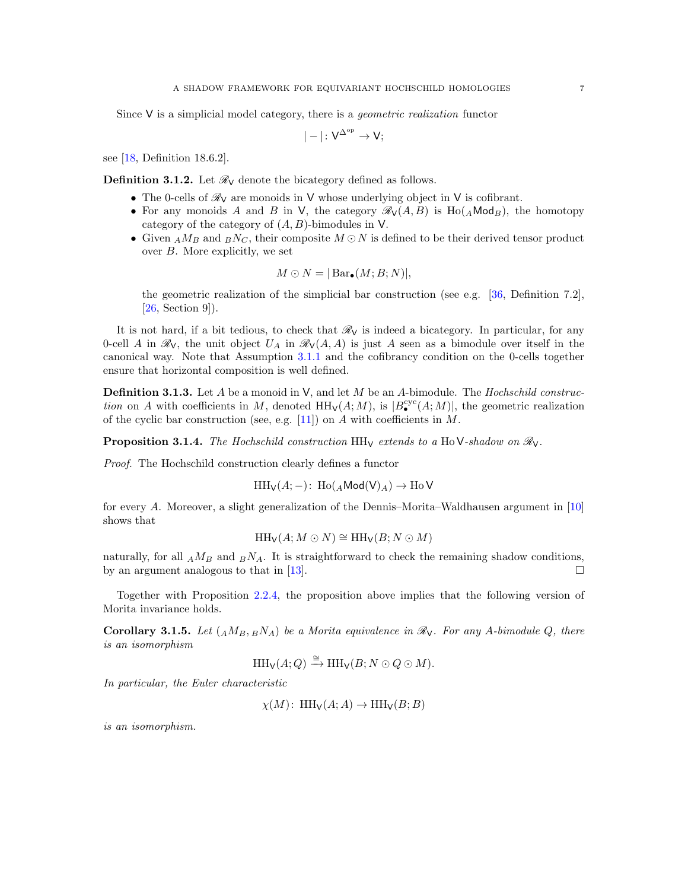Since $\mathsf{V}$ is a simplicial model category, there is a *geometric realization* functor

$$|-|\colon \mathsf{V}^{\Delta^{\mathrm{op}}} \to \mathsf{V};$$

see [18, Definition 18.6.2].

**Definition 3.1.2.** Let $\mathscr{R}_{\mathsf{V}}$ denote the bicategory defined as follows.

- The 0-cells of $\mathscr{R}_{\mathsf{V}}$ are monoids in $\mathsf{V}$ whose underlying object in $\mathsf{V}$ is cofibrant.
- For any monoids $A$ and $B$ in $\mathsf{V}$, the category $\mathscr{R}_{\mathsf{V}}(A,B)$ is $\mathrm{Ho}({}_A\mathsf{Mod}_B)$, the homotopy category of the category of $(A,B)$-bimodules in $\mathsf{V}$.
- Given ${}_AM_B$ and ${}_BN_C$, their composite $M \odot N$ is defined to be their derived tensor product over $B$. More explicitly, we set

  $$M \odot N = |\operatorname{Bar}_\bullet(M;B;N)|,$$

  the geometric realization of the simplicial bar construction (see e.g. [36, Definition 7.2], [26, Section 9]).

It is not hard, if a bit tedious, to check that $\mathscr{R}_{\mathsf{V}}$ is indeed a bicategory. In particular, for any 0-cell $A$ in $\mathscr{R}_{\mathsf{V}}$, the unit object $U_A$ in $\mathscr{R}_{\mathsf{V}}(A,A)$ is just $A$ seen as a bimodule over itself in the canonical way. Note that Assumption 3.1.1 and the cofibrancy condition on the 0-cells together ensure that horizontal composition is well defined.

**Definition 3.1.3.** Let $A$ be a monoid in $\mathsf{V}$, and let $M$ be an $A$-bimodule. The *Hochschild construction* on $A$ with coefficients in $M$, denoted $\mathrm{HH}_{\mathsf{V}}(A;M)$, is $|B^{\mathrm{cyc}}_\bullet(A;M)|$, the geometric realization of the cyclic bar construction (see, e.g. [11]) on $A$ with coefficients in $M$.

**Proposition 3.1.4.** *The Hochschild construction $\mathrm{HH}_{\mathsf{V}}$ extends to a $\mathrm{Ho}\,\mathsf{V}$-shadow on $\mathscr{R}_{\mathsf{V}}$.*

*Proof.* The Hochschild construction clearly defines a functor

$$\mathrm{HH}_{\mathsf{V}}(A;-)\colon \mathrm{Ho}({}_A\mathsf{Mod}(\mathsf{V})_A) \to \mathrm{Ho}\,\mathsf{V}$$

for every $A$. Moreover, a slight generalization of the Dennis–Morita–Waldhausen argument in [10] shows that

$$\mathrm{HH}_{\mathsf{V}}(A; M\odot N) \cong \mathrm{HH}_{\mathsf{V}}(B; N \odot M)$$

naturally, for all ${}_AM_B$ and ${}_BN_A$. It is straightforward to check the remaining shadow conditions, by an argument analogous to that in [13]. $\square$

Together with Proposition 2.2.4, the proposition above implies that the following version of Morita invariance holds.

**Corollary 3.1.5.** *Let $({}_AM_B, {}_BN_A)$ be a Morita equivalence in $\mathscr{R}_{\mathsf{V}}$. For any $A$-bimodule $Q$, there is an isomorphism*

$$\mathrm{HH}_{\mathsf{V}}(A;Q) \xrightarrow{\cong} \mathrm{HH}_{\mathsf{V}}(B; N\odot Q \odot M).$$

*In particular, the Euler characteristic*

$$\chi(M)\colon \mathrm{HH}_{\mathsf{V}}(A;A) \to \mathrm{HH}_{\mathsf{V}}(B;B)$$

*is an isomorphism.*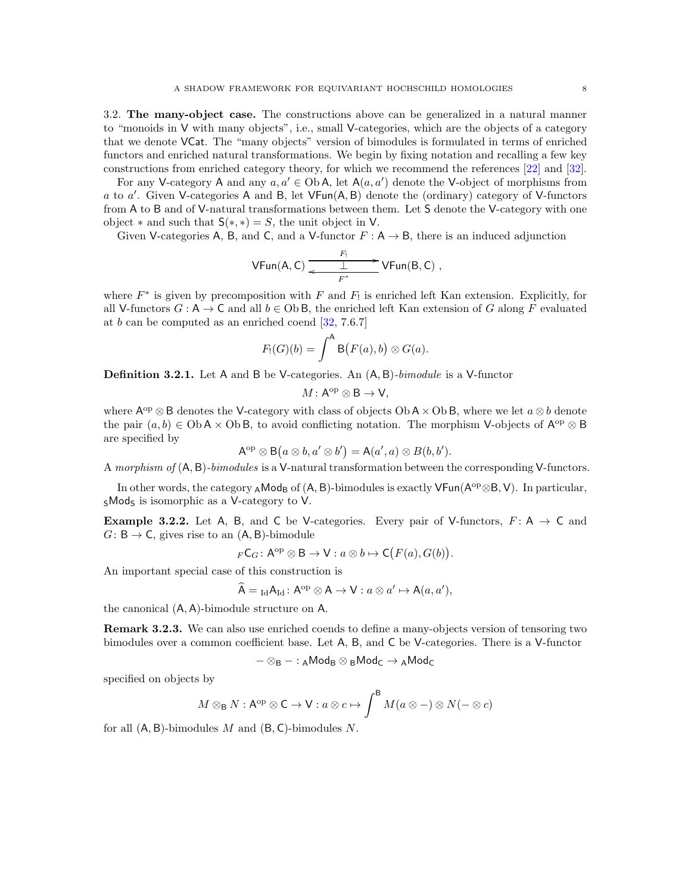3.2. **The many-object case.** The constructions above can be generalized in a natural manner to "monoids in $\mathsf{V}$ with many objects", i.e., small $\mathsf{V}$-categories, which are the objects of a category that we denote $\mathsf{VCat}$. The "many objects" version of bimodules is formulated in terms of enriched functors and enriched natural transformations. We begin by fixing notation and recalling a few key constructions from enriched category theory, for which we recommend the references [22] and [32].

For any $\mathsf{V}$-category $\mathsf{A}$ and any $a, a' \in \operatorname{Ob} \mathsf{A}$, let $\mathsf{A}(a, a')$ denote the $\mathsf{V}$-object of morphisms from $a$ to $a'$. Given $\mathsf{V}$-categories $\mathsf{A}$ and $\mathsf{B}$, let $\mathsf{VFun}(\mathsf{A}, \mathsf{B})$ denote the (ordinary) category of $\mathsf{V}$-functors from $\mathsf{A}$ to $\mathsf{B}$ and of $\mathsf{V}$-natural transformations between them. Let $\mathsf{S}$ denote the $\mathsf{V}$-category with one object $*$ and such that $\mathsf{S}(*, *) = S$, the unit object in $\mathsf{V}$.

Given $\mathsf{V}$-categories $\mathsf{A}$, $\mathsf{B}$, and $\mathsf{C}$, and a $\mathsf{V}$-functor $F : \mathsf{A} \to \mathsf{B}$, there is an induced adjunction

$$\mathsf{VFun}(\mathsf{A}, \mathsf{C}) \underset{F^*}{\overset{F_!}{\rightleftarrows}} \mathsf{VFun}(\mathsf{B}, \mathsf{C}) \ ,$$

where $F^*$ is given by precomposition with $F$ and $F_!$ is enriched left Kan extension. Explicitly, for all $\mathsf{V}$-functors $G : \mathsf{A} \to \mathsf{C}$ and all $b \in \operatorname{Ob} \mathsf{B}$, the enriched left Kan extension of $G$ along $F$ evaluated at $b$ can be computed as an enriched coend [32, 7.6.7]

$$F_!(G)(b) = \int^{\mathsf{A}} \mathsf{B}\big(F(a), b\big) \otimes G(a).$$

**Definition 3.2.1.** Let $\mathsf{A}$ and $\mathsf{B}$ be $\mathsf{V}$-categories. An $(\mathsf{A}, \mathsf{B})$-*bimodule* is a $\mathsf{V}$-functor

$$M \colon \mathsf{A}^{\mathrm{op}} \otimes \mathsf{B} \to \mathsf{V},$$

where $\mathsf{A}^{\mathrm{op}} \otimes \mathsf{B}$ denotes the $\mathsf{V}$-category with class of objects $\operatorname{Ob} \mathsf{A} \times \operatorname{Ob} \mathsf{B}$, where we let $a \otimes b$ denote the pair $(a, b) \in \operatorname{Ob} \mathsf{A} \times \operatorname{Ob} \mathsf{B}$, to avoid conflicting notation. The morphism $\mathsf{V}$-objects of $\mathsf{A}^{\mathrm{op}} \otimes \mathsf{B}$ are specified by

$$\mathsf{A}^{\mathrm{op}} \otimes \mathsf{B}\big(a \otimes b, a' \otimes b'\big) = \mathsf{A}(a', a) \otimes B(b, b').$$

A *morphism of* $(\mathsf{A}, \mathsf{B})$-*bimodules* is a $\mathsf{V}$-natural transformation between the corresponding $\mathsf{V}$-functors.

In other words, the category ${}_{\mathsf{A}}\mathsf{Mod}_{\mathsf{B}}$ of $(\mathsf{A}, \mathsf{B})$-bimodules is exactly $\mathsf{VFun}(\mathsf{A}^{\mathrm{op}} \otimes \mathsf{B}, \mathsf{V})$. In particular, ${}_{\mathsf{S}}\mathsf{Mod}_{\mathsf{S}}$ is isomorphic as a $\mathsf{V}$-category to $\mathsf{V}$.

**Example 3.2.2.** Let $\mathsf{A}$, $\mathsf{B}$, and $\mathsf{C}$ be $\mathsf{V}$-categories. Every pair of $\mathsf{V}$-functors, $F \colon \mathsf{A} \to \mathsf{C}$ and $G \colon \mathsf{B} \to \mathsf{C}$, gives rise to an $(\mathsf{A}, \mathsf{B})$-bimodule

$${}_F\mathsf{C}_G \colon \mathsf{A}^{\mathrm{op}} \otimes \mathsf{B} \to \mathsf{V} : a \otimes b \mapsto \mathsf{C}\big(F(a), G(b)\big).$$

An important special case of this construction is

$$\widehat{\mathsf{A}} = {}_{\mathrm{Id}}\mathsf{A}_{\mathrm{Id}} \colon \mathsf{A}^{\mathrm{op}} \otimes \mathsf{A} \to \mathsf{V} : a \otimes a' \mapsto \mathsf{A}(a, a'),$$

the canonical $(\mathsf{A}, \mathsf{A})$-bimodule structure on $\mathsf{A}$.

**Remark 3.2.3.** We can also use enriched coends to define a many-objects version of tensoring two bimodules over a common coefficient base. Let $\mathsf{A}$, $\mathsf{B}$, and $\mathsf{C}$ be $\mathsf{V}$-categories. There is a $\mathsf{V}$-functor

$$- \otimes_{\mathsf{B}} - : {}_{\mathsf{A}}\mathsf{Mod}_{\mathsf{B}} \otimes {}_{\mathsf{B}}\mathsf{Mod}_{\mathsf{C}} \to {}_{\mathsf{A}}\mathsf{Mod}_{\mathsf{C}}$$

specified on objects by

$$M \otimes_{\mathsf{B}} N : \mathsf{A}^{\mathrm{op}} \otimes \mathsf{C} \to \mathsf{V} : a \otimes c \mapsto \int^{\mathsf{B}} M(a \otimes -) \otimes N(- \otimes c)$$

for all $(\mathsf{A}, \mathsf{B})$-bimodules $M$ and $(\mathsf{B}, \mathsf{C})$-bimodules $N$.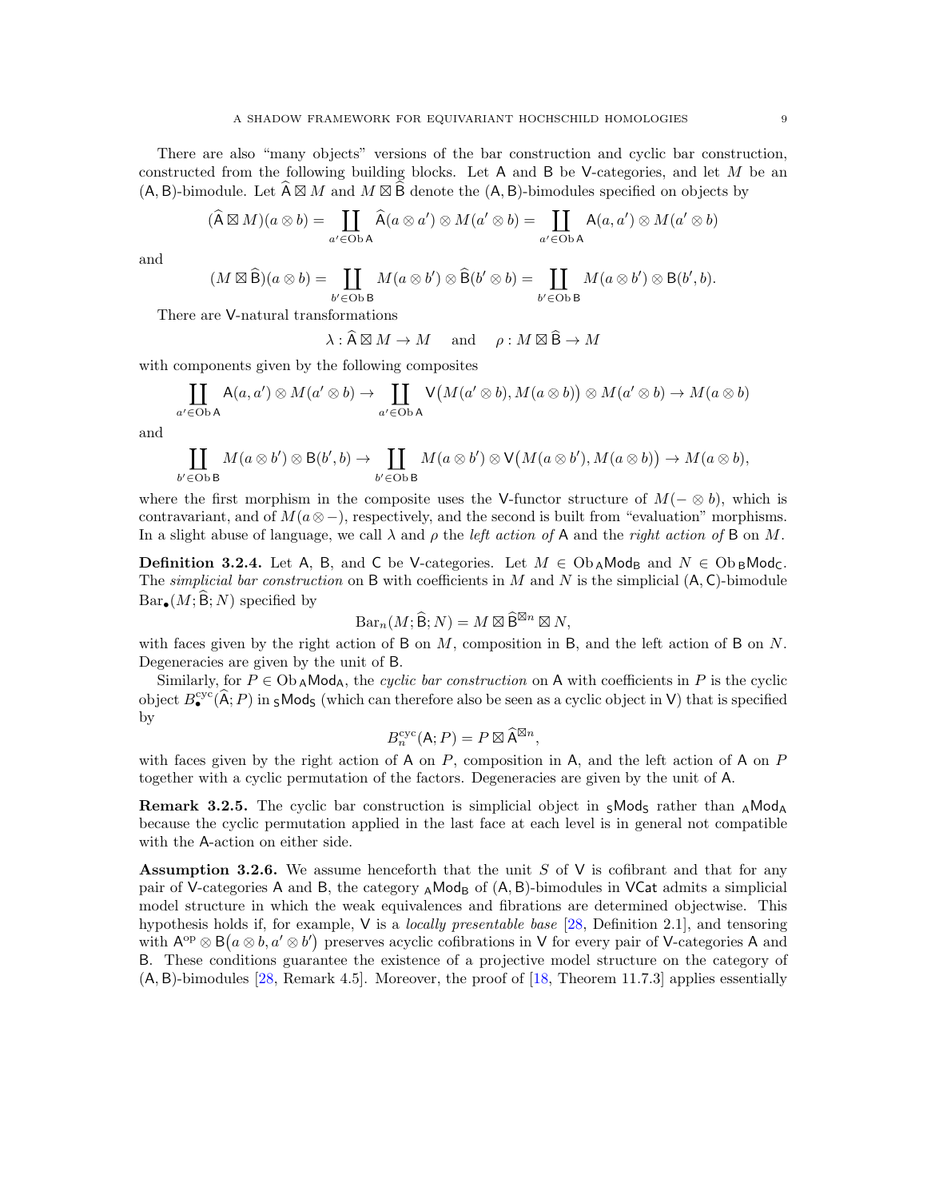There are also "many objects" versions of the bar construction and cyclic bar construction, constructed from the following building blocks. Let $\mathsf{A}$ and $\mathsf{B}$ be $\mathsf{V}$-categories, and let $M$ be an $(\mathsf{A}, \mathsf{B})$-bimodule. Let $\widehat{\mathsf{A}} \boxtimes M$ and $M \boxtimes \widehat{\mathsf{B}}$ denote the $(\mathsf{A}, \mathsf{B})$-bimodules specified on objects by

$$(\widehat{\mathsf{A}} \boxtimes M)(a \otimes b) = \coprod_{a' \in \operatorname{Ob} \mathsf{A}} \widehat{\mathsf{A}}(a \otimes a') \otimes M(a' \otimes b) = \coprod_{a' \in \operatorname{Ob} \mathsf{A}} \mathsf{A}(a, a') \otimes M(a' \otimes b)$$

and

$$(M \boxtimes \widehat{\mathsf{B}})(a \otimes b) = \coprod_{b' \in \operatorname{Ob} \mathsf{B}} M(a \otimes b') \otimes \widehat{\mathsf{B}}(b' \otimes b) = \coprod_{b' \in \operatorname{Ob} \mathsf{B}} M(a \otimes b') \otimes \mathsf{B}(b', b).$$

There are $\mathsf{V}$-natural transformations

$$\lambda : \widehat{\mathsf{A}} \boxtimes M \to M \quad \text{and} \quad \rho : M \boxtimes \widehat{\mathsf{B}} \to M$$

with components given by the following composites

$$\coprod_{a' \in \operatorname{Ob} \mathsf{A}} \mathsf{A}(a, a') \otimes M(a' \otimes b) \to \coprod_{a' \in \operatorname{Ob} \mathsf{A}} \mathsf{V}\big(M(a' \otimes b), M(a \otimes b)\big) \otimes M(a' \otimes b) \to M(a \otimes b)$$

and

$$\coprod_{b' \in \operatorname{Ob} \mathsf{B}} M(a \otimes b') \otimes \mathsf{B}(b', b) \to \coprod_{b' \in \operatorname{Ob} \mathsf{B}} M(a \otimes b') \otimes \mathsf{V}\big(M(a \otimes b'), M(a \otimes b)\big) \to M(a \otimes b),$$

where the first morphism in the composite uses the $\mathsf{V}$-functor structure of $M(- \otimes b)$, which is contravariant, and of $M(a \otimes -)$, respectively, and the second is built from "evaluation" morphisms. In a slight abuse of language, we call $\lambda$ and $\rho$ the *left action of* $\mathsf{A}$ and the *right action of* $\mathsf{B}$ on $M$.

**Definition 3.2.4.** Let $\mathsf{A}$, $\mathsf{B}$, and $\mathsf{C}$ be $\mathsf{V}$-categories. Let $M \in \operatorname{Ob} {}_{\mathsf{A}}\mathsf{Mod}_{\mathsf{B}}$ and $N \in \operatorname{Ob} {}_{\mathsf{B}}\mathsf{Mod}_{\mathsf{C}}$. The *simplicial bar construction* on $\mathsf{B}$ with coefficients in $M$ and $N$ is the simplicial $(\mathsf{A}, \mathsf{C})$-bimodule $\operatorname{Bar}_\bullet(M; \widehat{\mathsf{B}}; N)$ specified by

$$\operatorname{Bar}_n(M; \widehat{\mathsf{B}}; N) = M \boxtimes \widehat{\mathsf{B}}^{\boxtimes n} \boxtimes N,$$

with faces given by the right action of $\mathsf{B}$ on $M$, composition in $\mathsf{B}$, and the left action of $\mathsf{B}$ on $N$. Degeneracies are given by the unit of $\mathsf{B}$.

Similarly, for $P \in \operatorname{Ob} {}_{\mathsf{A}}\mathsf{Mod}_{\mathsf{A}}$, the *cyclic bar construction* on $\mathsf{A}$ with coefficients in $P$ is the cyclic object $B^{\mathrm{cyc}}_\bullet(\widehat{\mathsf{A}}; P)$ in ${}_{\mathsf{S}}\mathsf{Mod}_{\mathsf{S}}$ (which can therefore also be seen as a cyclic object in $\mathsf{V}$) that is specified by

$$B^{\mathrm{cyc}}_n(\mathsf{A}; P) = P \boxtimes \widehat{\mathsf{A}}^{\boxtimes n},$$

with faces given by the right action of $\mathsf{A}$ on $P$, composition in $\mathsf{A}$, and the left action of $\mathsf{A}$ on $P$ together with a cyclic permutation of the factors. Degeneracies are given by the unit of $\mathsf{A}$.

**Remark 3.2.5.** The cyclic bar construction is simplicial object in ${}_{\mathsf{S}}\mathsf{Mod}_{\mathsf{S}}$ rather than ${}_{\mathsf{A}}\mathsf{Mod}_{\mathsf{A}}$ because the cyclic permutation applied in the last face at each level is in general not compatible with the $\mathsf{A}$-action on either side.

**Assumption 3.2.6.** We assume henceforth that the unit $S$ of $\mathsf{V}$ is cofibrant and that for any pair of $\mathsf{V}$-categories $\mathsf{A}$ and $\mathsf{B}$, the category ${}_{\mathsf{A}}\mathsf{Mod}_{\mathsf{B}}$ of $(\mathsf{A}, \mathsf{B})$-bimodules in $\mathsf{VCat}$ admits a simplicial model structure in which the weak equivalences and fibrations are determined objectwise. This hypothesis holds if, for example, $\mathsf{V}$ is a *locally presentable base* [28, Definition 2.1], and tensoring with $\mathsf{A}^{\mathrm{op}} \otimes \mathsf{B}\big(a \otimes b, a' \otimes b'\big)$ preserves acyclic cofibrations in $\mathsf{V}$ for every pair of $\mathsf{V}$-categories $\mathsf{A}$ and $\mathsf{B}$. These conditions guarantee the existence of a projective model structure on the category of $(\mathsf{A}, \mathsf{B})$-bimodules [28, Remark 4.5]. Moreover, the proof of [18, Theorem 11.7.3] applies essentially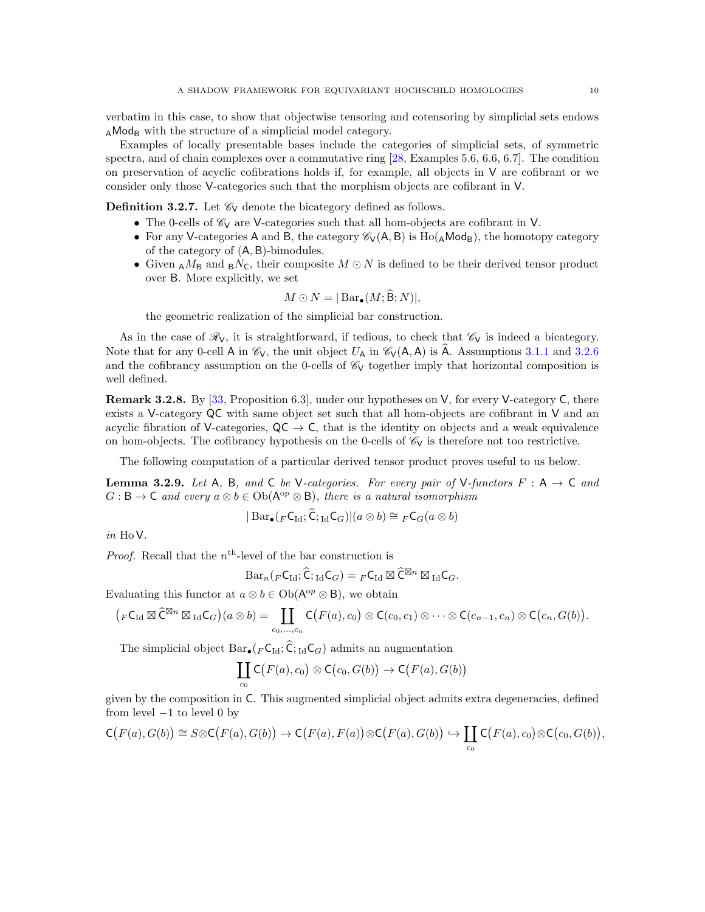verbatim in this case, to show that objectwise tensoring and cotensoring by simplicial sets endows ${}_{\mathsf{A}}\mathsf{Mod}_{\mathsf{B}}$ with the structure of a simplicial model category.

Examples of locally presentable bases include the categories of simplicial sets, of symmetric spectra, and of chain complexes over a commutative ring [28, Examples 5.6, 6.6, 6.7]. The condition on preservation of acyclic cofibrations holds if, for example, all objects in $\mathsf{V}$ are cofibrant or we consider only those $\mathsf{V}$-categories such that the morphism objects are cofibrant in $\mathsf{V}$.

**Definition 3.2.7.** Let $\mathscr{C}_{\mathsf{V}}$ denote the bicategory defined as follows.

- The 0-cells of $\mathscr{C}_{\mathsf{V}}$ are $\mathsf{V}$-categories such that all hom-objects are cofibrant in $\mathsf{V}$.
- For any $\mathsf{V}$-categories $\mathsf{A}$ and $\mathsf{B}$, the category $\mathscr{C}_{\mathsf{V}}(\mathsf{A},\mathsf{B})$ is $\mathrm{Ho}({}_{\mathsf{A}}\mathsf{Mod}_{\mathsf{B}})$, the homotopy category of the category of $(\mathsf{A},\mathsf{B})$-bimodules.
- Given ${}_{\mathsf{A}}M_{\mathsf{B}}$ and ${}_{\mathsf{B}}N_{\mathsf{C}}$, their composite $M \odot N$ is defined to be their derived tensor product over $\mathsf{B}$. More explicitly, we set

$$M \odot N = |\,\mathrm{Bar}_\bullet(M; \widehat{\mathsf{B}}; N)|,$$

the geometric realization of the simplicial bar construction.

As in the case of $\mathscr{R}_{\mathsf{V}}$, it is straightforward, if tedious, to check that $\mathscr{C}_{\mathsf{V}}$ is indeed a bicategory. Note that for any 0-cell $\mathsf{A}$ in $\mathscr{C}_{\mathsf{V}}$, the unit object $U_{\mathsf{A}}$ in $\mathscr{C}_{\mathsf{V}}(\mathsf{A},\mathsf{A})$ is $\widehat{\mathsf{A}}$. Assumptions 3.1.1 and 3.2.6 and the cofibrancy assumption on the 0-cells of $\mathscr{C}_{\mathsf{V}}$ together imply that horizontal composition is well defined.

**Remark 3.2.8.** By [33, Proposition 6.3], under our hypotheses on $\mathsf{V}$, for every $\mathsf{V}$-category $\mathsf{C}$, there exists a $\mathsf{V}$-category $\mathsf{QC}$ with same object set such that all hom-objects are cofibrant in $\mathsf{V}$ and an acyclic fibration of $\mathsf{V}$-categories, $\mathsf{QC} \to \mathsf{C}$, that is the identity on objects and a weak equivalence on hom-objects. The cofibrancy hypothesis on the 0-cells of $\mathscr{C}_{\mathsf{V}}$ is therefore not too restrictive.

The following computation of a particular derived tensor product proves useful to us below.

**Lemma 3.2.9.** *Let $\mathsf{A}$, $\mathsf{B}$, and $\mathsf{C}$ be $\mathsf{V}$-categories. For every pair of $\mathsf{V}$-functors $F : \mathsf{A} \to \mathsf{C}$ and $G : \mathsf{B} \to \mathsf{C}$ and every $a \otimes b \in \mathrm{Ob}(\mathsf{A}^{op} \otimes \mathsf{B})$, there is a natural isomorphism*

$$|\,\mathrm{Bar}_\bullet({}_F\mathsf{C}_{\mathrm{Id}}; \widehat{\mathsf{C}}; {}_{\mathrm{Id}}\mathsf{C}_G)|(a \otimes b) \cong {}_F\mathsf{C}_G(a \otimes b)$$

*in* $\mathrm{Ho}\,\mathsf{V}$.

*Proof.* Recall that the $n^{\text{th}}$-level of the bar construction is

$$\mathrm{Bar}_n({}_F\mathsf{C}_{\mathrm{Id}}; \widehat{\mathsf{C}}; {}_{\mathrm{Id}}\mathsf{C}_G) = {}_F\mathsf{C}_{\mathrm{Id}} \boxtimes \widehat{\mathsf{C}}^{\boxtimes n} \boxtimes {}_{\mathrm{Id}}\mathsf{C}_G.$$

Evaluating this functor at $a \otimes b \in \mathrm{Ob}(\mathsf{A}^{op} \otimes \mathsf{B})$, we obtain

$$\big({}_F\mathsf{C}_{\mathrm{Id}} \boxtimes \widehat{\mathsf{C}}^{\boxtimes n} \boxtimes {}_{\mathrm{Id}}\mathsf{C}_G\big)(a \otimes b) = \coprod_{c_0,\ldots,c_n} \mathsf{C}\big(F(a), c_0\big) \otimes \mathsf{C}(c_0, c_1) \otimes \cdots \otimes \mathsf{C}(c_{n-1}, c_n) \otimes \mathsf{C}\big(c_n, G(b)\big).$$

The simplicial object $\mathrm{Bar}_\bullet({}_F\mathsf{C}_{\mathrm{Id}}; \widehat{\mathsf{C}}; {}_{\mathrm{Id}}\mathsf{C}_G)$ admits an augmentation

$$\coprod_{c_0} \mathsf{C}\big(F(a), c_0\big) \otimes \mathsf{C}\big(c_0, G(b)\big) \to \mathsf{C}\big(F(a), G(b)\big)$$

given by the composition in $\mathsf{C}$. This augmented simplicial object admits extra degeneracies, defined from level $-1$ to level $0$ by

$$\mathsf{C}\big(F(a), G(b)\big) \cong S \otimes \mathsf{C}\big(F(a), G(b)\big) \to \mathsf{C}\big(F(a), F(a)\big) \otimes \mathsf{C}\big(F(a), G(b)\big) \hookrightarrow \coprod_{c_0} \mathsf{C}\big(F(a), c_0\big) \otimes \mathsf{C}\big(c_0, G(b)\big),$$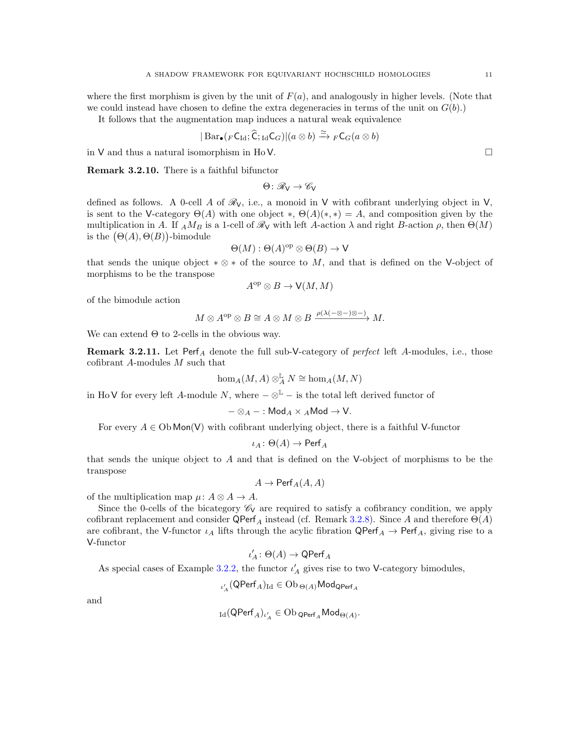where the first morphism is given by the unit of $F(a)$, and analogously in higher levels. (Note that we could instead have chosen to define the extra degeneracies in terms of the unit on $G(b)$.)

It follows that the augmentation map induces a natural weak equivalence

$$|\operatorname{Bar}_\bullet({}_F\mathsf{C}_{\mathrm{Id}}; \widehat{\mathsf{C}}; {}_{\mathrm{Id}}\mathsf{C}_G)|(a \otimes b) \xrightarrow{\simeq} {}_F\mathsf{C}_G(a \otimes b)$$

in $\mathsf{V}$ and thus a natural isomorphism in $\operatorname{Ho}\mathsf{V}$. □

**Remark 3.2.10.** There is a faithful bifunctor

$$\Theta\colon \mathscr{R}_\mathsf{V} \to \mathscr{C}_\mathsf{V}$$

defined as follows. A 0-cell $A$ of $\mathscr{R}_\mathsf{V}$, i.e., a monoid in $\mathsf{V}$ with cofibrant underlying object in $\mathsf{V}$, is sent to the $\mathsf{V}$-category $\Theta(A)$ with one object $*$, $\Theta(A)(*,*) = A$, and composition given by the multiplication in $A$. If ${}_AM_B$ is a 1-cell of $\mathscr{R}_\mathsf{V}$ with left $A$-action $\lambda$ and right $B$-action $\rho$, then $\Theta(M)$ is the $\big(\Theta(A), \Theta(B)\big)$-bimodule

$$\Theta(M) : \Theta(A)^{\mathrm{op}} \otimes \Theta(B) \to \mathsf{V}$$

that sends the unique object $* \otimes *$ of the source to $M$, and that is defined on the $\mathsf{V}$-object of morphisms to be the transpose

$$A^{\mathrm{op}} \otimes B \to \mathsf{V}(M, M)$$

of the bimodule action

$$M \otimes A^{\mathrm{op}} \otimes B \cong A \otimes M \otimes B \xrightarrow{\rho(\lambda(-\otimes-)\otimes-)} M.$$

We can extend $\Theta$ to 2-cells in the obvious way.

**Remark 3.2.11.** Let $\mathsf{Perf}_A$ denote the full sub-$\mathsf{V}$-category of *perfect* left $A$-modules, i.e., those cofibrant $A$-modules $M$ such that

$$\hom_A(M, A) \otimes^{\mathbb{L}}_A N \cong \hom_A(M, N)$$

in $\operatorname{Ho}\mathsf{V}$ for every left $A$-module $N$, where $- \otimes^{\mathbb{L}} -$ is the total left derived functor of

$$- \otimes_A - : \mathsf{Mod}_A \times {}_A\mathsf{Mod} \to \mathsf{V}.$$

For every $A \in \operatorname{Ob}\mathsf{Mon}(\mathsf{V})$ with cofibrant underlying object, there is a faithful $\mathsf{V}$-functor

$$\iota_A\colon \Theta(A) \to \mathsf{Perf}_A$$

that sends the unique object to $A$ and that is defined on the $\mathsf{V}$-object of morphisms to be the transpose

$$A \to \mathsf{Perf}_A(A, A)$$

of the multiplication map $\mu\colon A \otimes A \to A$.

Since the 0-cells of the bicategory $\mathscr{C}_\mathsf{V}$ are required to satisfy a cofibrancy condition, we apply cofibrant replacement and consider $\mathsf{QPerf}_A$ instead (cf. Remark 3.2.8). Since $A$ and therefore $\Theta(A)$ are cofibrant, the $\mathsf{V}$-functor $\iota_A$ lifts through the acylic fibration $\mathsf{QPerf}_A \to \mathsf{Perf}_A$, giving rise to a $\mathsf{V}$-functor

$$\iota'_A\colon \Theta(A) \to \mathsf{QPerf}_A$$

As special cases of Example 3.2.2, the functor $\iota'_A$ gives rise to two $\mathsf{V}$-category bimodules,

$${}_{\iota'_A}(\mathsf{QPerf}_A)_{\mathrm{Id}} \in \operatorname{Ob}{}_{\Theta(A)}\mathsf{Mod}_{\mathsf{QPerf}_A}$$

and

$${}_{\mathrm{Id}}(\mathsf{QPerf}_A)_{\iota'_A} \in \operatorname{Ob}{}_{\mathsf{QPerf}_A}\mathsf{Mod}_{\Theta(A)}.$$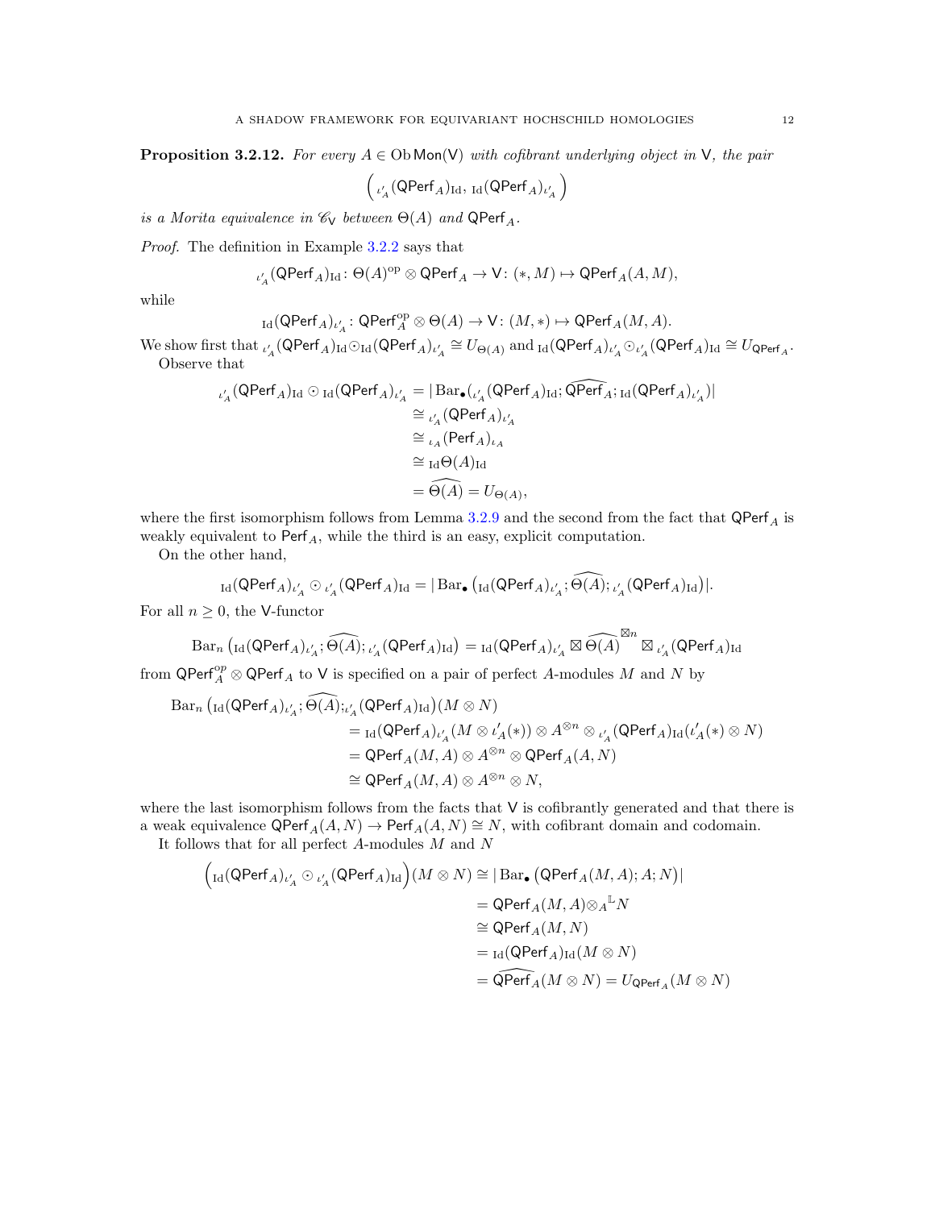**Proposition 3.2.12.** *For every $A \in \operatorname{Ob} \mathsf{Mon}(\mathsf{V})$ with cofibrant underlying object in $\mathsf{V}$, the pair*

$$\left( {}_{\iota'_A}(\mathsf{QPerf}_A)_{\mathrm{Id}},\ {}_{\mathrm{Id}}(\mathsf{QPerf}_A)_{\iota'_A} \right)$$

*is a Morita equivalence in $\mathscr{C}_\mathsf{V}$ between $\Theta(A)$ and $\mathsf{QPerf}_A$.*

*Proof.* The definition in Example 3.2.2 says that

$${}_{\iota'_A}(\mathsf{QPerf}_A)_{\mathrm{Id}} \colon \Theta(A)^{\mathrm{op}} \otimes \mathsf{QPerf}_A \to \mathsf{V} \colon (*, M) \mapsto \mathsf{QPerf}_A(A, M),$$

while

$${}_{\mathrm{Id}}(\mathsf{QPerf}_A)_{\iota'_A} \colon \mathsf{QPerf}_A^{\mathrm{op}} \otimes \Theta(A) \to \mathsf{V} \colon (M, *) \mapsto \mathsf{QPerf}_A(M, A).$$

We show first that ${}_{\iota'_A}(\mathsf{QPerf}_A)_{\mathrm{Id}} \odot {}_{\mathrm{Id}}(\mathsf{QPerf}_A)_{\iota'_A} \cong U_{\Theta(A)}$ and ${}_{\mathrm{Id}}(\mathsf{QPerf}_A)_{\iota'_A} \odot {}_{\iota'_A}(\mathsf{QPerf}_A)_{\mathrm{Id}} \cong U_{\mathsf{QPerf}_A}$.

Observe that

$$\begin{aligned}
{}_{\iota'_A}(\mathsf{QPerf}_A)_{\mathrm{Id}} \odot {}_{\mathrm{Id}}(\mathsf{QPerf}_A)_{\iota'_A} &= |\operatorname{Bar}_\bullet({}_{\iota'_A}(\mathsf{QPerf}_A)_{\mathrm{Id}}; \widehat{\mathsf{QPerf}_A}; {}_{\mathrm{Id}}(\mathsf{QPerf}_A)_{\iota'_A})| \\
&\cong {}_{\iota'_A}(\mathsf{QPerf}_A)_{\iota'_A} \\
&\cong {}_{\iota_A}(\mathsf{Perf}_A)_{\iota_A} \\
&\cong {}_{\mathrm{Id}}\Theta(A)_{\mathrm{Id}} \\
&= \widehat{\Theta(A)} = U_{\Theta(A)},
\end{aligned}$$

where the first isomorphism follows from Lemma 3.2.9 and the second from the fact that $\mathsf{QPerf}_A$ is weakly equivalent to $\mathsf{Perf}_A$, while the third is an easy, explicit computation.

On the other hand,

$${}_{\mathrm{Id}}(\mathsf{QPerf}_A)_{\iota'_A} \odot {}_{\iota'_A}(\mathsf{QPerf}_A)_{\mathrm{Id}} = |\operatorname{Bar}_\bullet\left({}_{\mathrm{Id}}(\mathsf{QPerf}_A)_{\iota'_A}; \widehat{\Theta(A)}; {}_{\iota'_A}(\mathsf{QPerf}_A)_{\mathrm{Id}}\right)|.$$

For all $n \geq 0$, the $\mathsf{V}$-functor

$$\operatorname{Bar}_n\left({}_{\mathrm{Id}}(\mathsf{QPerf}_A)_{\iota'_A}; \widehat{\Theta(A)}; {}_{\iota'_A}(\mathsf{QPerf}_A)_{\mathrm{Id}}\right) = {}_{\mathrm{Id}}(\mathsf{QPerf}_A)_{\iota'_A} \boxtimes \widehat{\Theta(A)}^{\boxtimes n} \boxtimes {}_{\iota'_A}(\mathsf{QPerf}_A)_{\mathrm{Id}}$$

from $\mathsf{QPerf}_A^{\mathrm{op}} \otimes \mathsf{QPerf}_A$ to $\mathsf{V}$ is specified on a pair of perfect $A$-modules $M$ and $N$ by

$$\begin{aligned}
\operatorname{Bar}_n&\left({}_{\mathrm{Id}}(\mathsf{QPerf}_A)_{\iota'_A}; \widehat{\Theta(A)}; {}_{\iota'_A}(\mathsf{QPerf}_A)_{\mathrm{Id}}\right)(M \otimes N) \\
&= {}_{\mathrm{Id}}(\mathsf{QPerf}_A)_{\iota'_A}(M \otimes \iota'_A(*)) \otimes A^{\otimes n} \otimes {}_{\iota'_A}(\mathsf{QPerf}_A)_{\mathrm{Id}}(\iota'_A(*) \otimes N) \\
&= \mathsf{QPerf}_A(M, A) \otimes A^{\otimes n} \otimes \mathsf{QPerf}_A(A, N) \\
&\cong \mathsf{QPerf}_A(M, A) \otimes A^{\otimes n} \otimes N,
\end{aligned}$$

where the last isomorphism follows from the facts that $\mathsf{V}$ is cofibrantly generated and that there is a weak equivalence $\mathsf{QPerf}_A(A, N) \to \mathsf{Perf}_A(A, N) \cong N$, with cofibrant domain and codomain.

It follows that for all perfect $A$-modules $M$ and $N$

$$\begin{aligned}
\left({}_{\mathrm{Id}}(\mathsf{QPerf}_A)_{\iota'_A} \odot {}_{\iota'_A}(\mathsf{QPerf}_A)_{\mathrm{Id}}\right)(M \otimes N) &\cong |\operatorname{Bar}_\bullet\left(\mathsf{QPerf}_A(M, A); A; N\right)| \\
&= \mathsf{QPerf}_A(M, A) \otimes_A{}^{\mathbb{L}} N \\
&\cong \mathsf{QPerf}_A(M, N) \\
&= {}_{\mathrm{Id}}(\mathsf{QPerf}_A)_{\mathrm{Id}}(M \otimes N) \\
&= \widehat{\mathsf{QPerf}_A}(M \otimes N) = U_{\mathsf{QPerf}_A}(M \otimes N)
\end{aligned}$$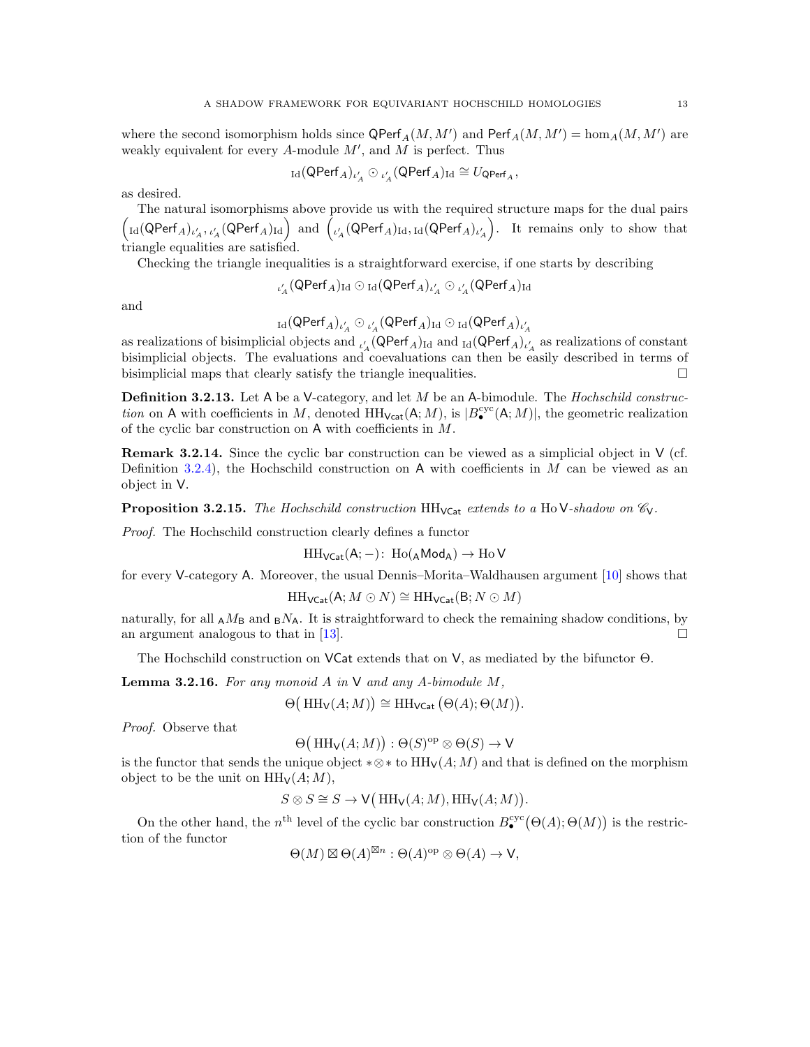where the second isomorphism holds since $\mathsf{QPerf}_A(M, M')$ and $\mathsf{Perf}_A(M, M') = \hom_A(M, M')$ are weakly equivalent for every $A$-module $M'$, and $M$ is perfect. Thus

$$_{\mathrm{Id}}(\mathsf{QPerf}_A)_{\iota'_A} \odot {}_{\iota'_A}(\mathsf{QPerf}_A)_{\mathrm{Id}} \cong U_{\mathsf{QPerf}_A},$$

as desired.

The natural isomorphisms above provide us with the required structure maps for the dual pairs $\left( {}_{\mathrm{Id}}(\mathsf{QPerf}_A)_{\iota'_A}, {}_{\iota'_A}(\mathsf{QPerf}_A)_{\mathrm{Id}} \right)$ and $\left( {}_{\iota'_A}(\mathsf{QPerf}_A)_{\mathrm{Id}}, {}_{\mathrm{Id}}(\mathsf{QPerf}_A)_{\iota'_A} \right)$. It remains only to show that triangle equalities are satisfied.

Checking the triangle inequalities is a straightforward exercise, if one starts by describing

$$_{\iota'_A}(\mathsf{QPerf}_A)_{\mathrm{Id}} \odot {}_{\mathrm{Id}}(\mathsf{QPerf}_A)_{\iota'_A} \odot {}_{\iota'_A}(\mathsf{QPerf}_A)_{\mathrm{Id}}$$

and

$$_{\mathrm{Id}}(\mathsf{QPerf}_A)_{\iota'_A} \odot {}_{\iota'_A}(\mathsf{QPerf}_A)_{\mathrm{Id}} \odot {}_{\mathrm{Id}}(\mathsf{QPerf}_A)_{\iota'_A}$$

as realizations of bisimplicial objects and ${}_{\iota'_A}(\mathsf{QPerf}_A)_{\mathrm{Id}}$ and ${}_{\mathrm{Id}}(\mathsf{QPerf}_A)_{\iota'_A}$ as realizations of constant bisimplicial objects. The evaluations and coevaluations can then be easily described in terms of bisimplicial maps that clearly satisfy the triangle inequalities. $\square$

**Definition 3.2.13.** Let $\mathsf{A}$ be a $\mathsf{V}$-category, and let $M$ be an $\mathsf{A}$-bimodule. The *Hochschild construction* on $\mathsf{A}$ with coefficients in $M$, denoted $\mathrm{HH}_{\mathsf{VCat}}(\mathsf{A}; M)$, is $|B^{\mathrm{cyc}}_\bullet(\mathsf{A}; M)|$, the geometric realization of the cyclic bar construction on $\mathsf{A}$ with coefficients in $M$.

**Remark 3.2.14.** Since the cyclic bar construction can be viewed as a simplicial object in $\mathsf{V}$ (cf. Definition 3.2.4), the Hochschild construction on $\mathsf{A}$ with coefficients in $M$ can be viewed as an object in $\mathsf{V}$.

**Proposition 3.2.15.** *The Hochschild construction $\mathrm{HH}_{\mathsf{VCat}}$ extends to a $\mathrm{Ho}\,\mathsf{V}$-shadow on $\mathscr{C}_{\mathsf{V}}$.*

*Proof.* The Hochschild construction clearly defines a functor

$$\mathrm{HH}_{\mathsf{VCat}}(\mathsf{A}; -)\colon \mathrm{Ho}({}_{\mathsf{A}}\mathsf{Mod}_{\mathsf{A}}) \to \mathrm{Ho}\,\mathsf{V}$$

for every $\mathsf{V}$-category $\mathsf{A}$. Moreover, the usual Dennis–Morita–Waldhausen argument [10] shows that

$$\mathrm{HH}_{\mathsf{VCat}}(\mathsf{A}; M \odot N) \cong \mathrm{HH}_{\mathsf{VCat}}(\mathsf{B}; N \odot M)$$

naturally, for all ${}_{\mathsf{A}}M_{\mathsf{B}}$ and ${}_{\mathsf{B}}N_{\mathsf{A}}$. It is straightforward to check the remaining shadow conditions, by an argument analogous to that in [13]. $\square$

The Hochschild construction on $\mathsf{VCat}$ extends that on $\mathsf{V}$, as mediated by the bifunctor $\Theta$.

**Lemma 3.2.16.** *For any monoid $A$ in $\mathsf{V}$ and any $A$-bimodule $M$,*

$$\Theta\big(\mathrm{HH}_{\mathsf{V}}(A; M)\big) \cong \mathrm{HH}_{\mathsf{VCat}}\big(\Theta(A); \Theta(M)\big).$$

*Proof.* Observe that

$$\Theta\big(\mathrm{HH}_{\mathsf{V}}(A; M)\big) : \Theta(S)^{\mathrm{op}} \otimes \Theta(S) \to \mathsf{V}$$

is the functor that sends the unique object $* \otimes *$ to $\mathrm{HH}_{\mathsf{V}}(A; M)$ and that is defined on the morphism object to be the unit on $\mathrm{HH}_{\mathsf{V}}(A; M)$,

$$S \otimes S \cong S \to \mathsf{V}\big(\mathrm{HH}_{\mathsf{V}}(A; M), \mathrm{HH}_{\mathsf{V}}(A; M)\big).$$

On the other hand, the $n^{\text{th}}$ level of the cyclic bar construction $B^{\mathrm{cyc}}_\bullet\big(\Theta(A); \Theta(M)\big)$ is the restriction of the functor

$$\Theta(M) \boxtimes \Theta(A)^{\boxtimes n} : \Theta(A)^{\mathrm{op}} \otimes \Theta(A) \to \mathsf{V},$$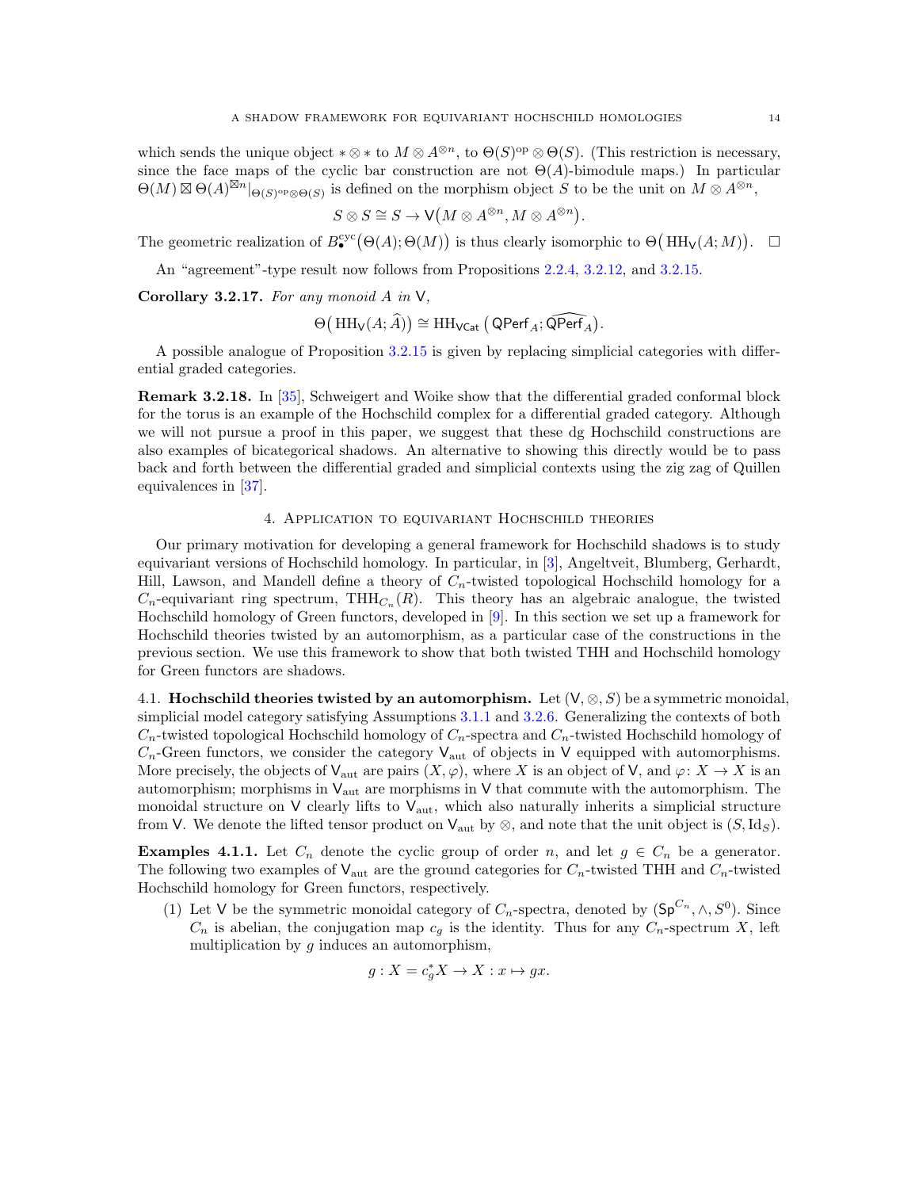which sends the unique object $* \otimes *$ to $M \otimes A^{\otimes n}$, to $\Theta(S)^{\mathrm{op}} \otimes \Theta(S)$. (This restriction is necessary, since the face maps of the cyclic bar construction are not $\Theta(A)$-bimodule maps.) In particular $\Theta(M) \boxtimes \Theta(A)^{\boxtimes n}|_{\Theta(S)^{\mathrm{op}} \otimes \Theta(S)}$ is defined on the morphism object $S$ to be the unit on $M \otimes A^{\otimes n}$,

$$S \otimes S \cong S \to \mathsf{V}\big(M \otimes A^{\otimes n}, M \otimes A^{\otimes n}\big).$$

The geometric realization of $B^{\mathrm{cyc}}_\bullet\big(\Theta(A); \Theta(M)\big)$ is thus clearly isomorphic to $\Theta\big(\mathrm{HH}_{\mathsf{V}}(A; M)\big)$. $\square$

An "agreement"-type result now follows from Propositions 2.2.4, 3.2.12, and 3.2.15.

**Corollary 3.2.17.** *For any monoid $A$ in $\mathsf{V}$,*

$$\Theta\big(\mathrm{HH}_{\mathsf{V}}(A; \widehat{A})\big) \cong \mathrm{HH}_{\mathsf{VCat}}\left(\mathsf{QPerf}_A; \widehat{\mathsf{QPerf}_A}\right).$$

A possible analogue of Proposition 3.2.15 is given by replacing simplicial categories with differential graded categories.

**Remark 3.2.18.** In [35], Schweigert and Woike show that the differential graded conformal block for the torus is an example of the Hochschild complex for a differential graded category. Although we will not pursue a proof in this paper, we suggest that these dg Hochschild constructions are also examples of bicategorical shadows. An alternative to showing this directly would be to pass back and forth between the differential graded and simplicial contexts using the zig zag of Quillen equivalences in [37].

## 4. Application to equivariant Hochschild theories

Our primary motivation for developing a general framework for Hochschild shadows is to study equivariant versions of Hochschild homology. In particular, in [3], Angeltveit, Blumberg, Gerhardt, Hill, Lawson, and Mandell define a theory of $C_n$-twisted topological Hochschild homology for a $C_n$-equivariant ring spectrum, $\mathrm{THH}_{C_n}(R)$. This theory has an algebraic analogue, the twisted Hochschild homology of Green functors, developed in [9]. In this section we set up a framework for Hochschild theories twisted by an automorphism, as a particular case of the constructions in the previous section. We use this framework to show that both twisted THH and Hochschild homology for Green functors are shadows.

**4.1. Hochschild theories twisted by an automorphism.** Let $(\mathsf{V}, \otimes, S)$ be a symmetric monoidal, simplicial model category satisfying Assumptions 3.1.1 and 3.2.6. Generalizing the contexts of both $C_n$-twisted topological Hochschild homology of $C_n$-spectra and $C_n$-twisted Hochschild homology of $C_n$-Green functors, we consider the category $\mathsf{V}_{\mathrm{aut}}$ of objects in $\mathsf{V}$ equipped with automorphisms. More precisely, the objects of $\mathsf{V}_{\mathrm{aut}}$ are pairs $(X, \varphi)$, where $X$ is an object of $\mathsf{V}$, and $\varphi\colon X \to X$ is an automorphism; morphisms in $\mathsf{V}_{\mathrm{aut}}$ are morphisms in $\mathsf{V}$ that commute with the automorphism. The monoidal structure on $\mathsf{V}$ clearly lifts to $\mathsf{V}_{\mathrm{aut}}$, which also naturally inherits a simplicial structure from $\mathsf{V}$. We denote the lifted tensor product on $\mathsf{V}_{\mathrm{aut}}$ by $\otimes$, and note that the unit object is $(S, \mathrm{Id}_S)$.

**Examples 4.1.1.** Let $C_n$ denote the cyclic group of order $n$, and let $g \in C_n$ be a generator. The following two examples of $\mathsf{V}_{\mathrm{aut}}$ are the ground categories for $C_n$-twisted THH and $C_n$-twisted Hochschild homology for Green functors, respectively.

(1) Let $\mathsf{V}$ be the symmetric monoidal category of $C_n$-spectra, denoted by $(\mathsf{Sp}^{C_n}, \wedge, S^0)$. Since $C_n$ is abelian, the conjugation map $c_g$ is the identity. Thus for any $C_n$-spectrum $X$, left multiplication by $g$ induces an automorphism,

$$g : X = c_g^* X \to X : x \mapsto gx.$$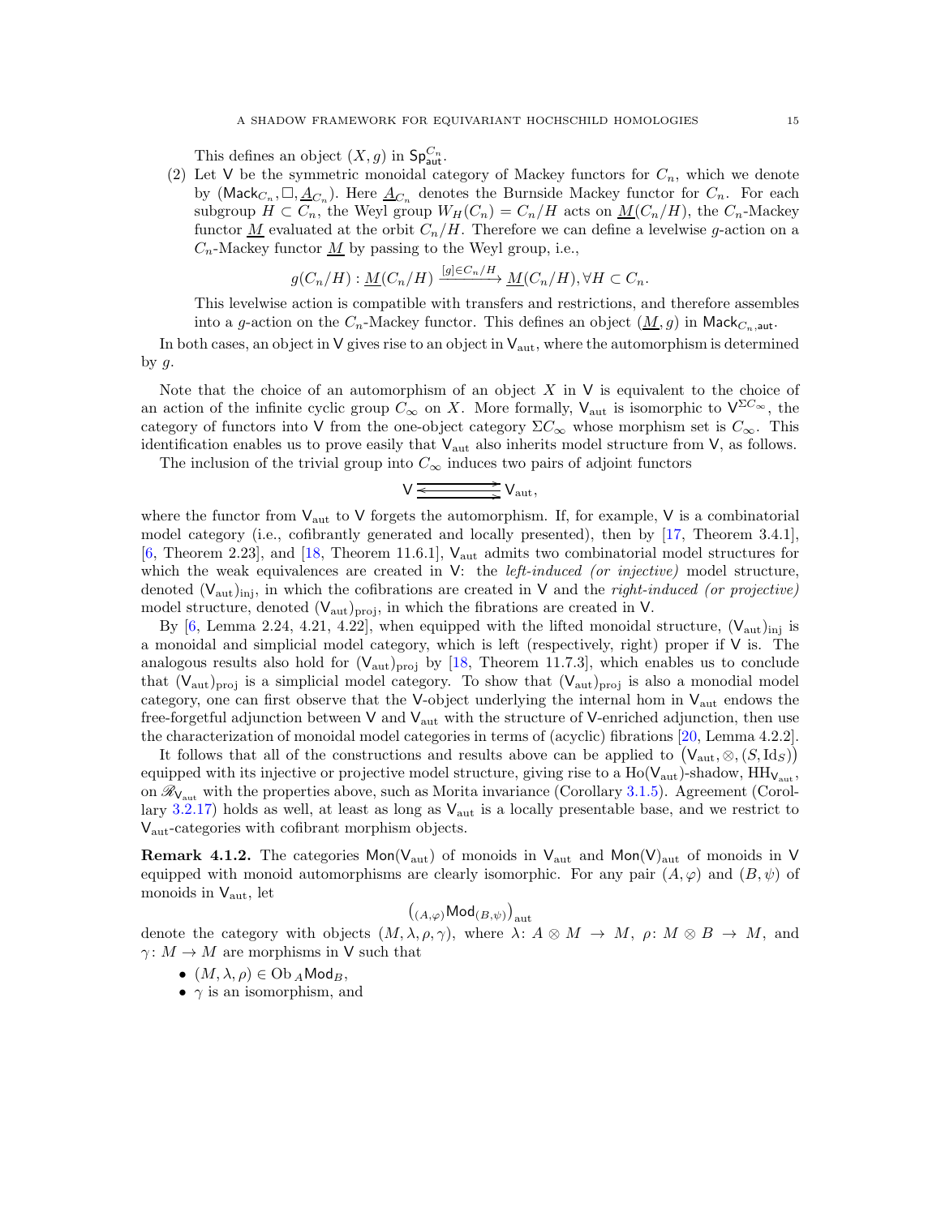This defines an object $(X, g)$ in $\mathsf{Sp}^{C_n}_{\mathsf{aut}}$.

(2) Let $\mathsf{V}$ be the symmetric monoidal category of Mackey functors for $C_n$, which we denote by $(\mathsf{Mack}_{C_n}, \Box, \underline{A}_{C_n})$. Here $\underline{A}_{C_n}$ denotes the Burnside Mackey functor for $C_n$. For each subgroup $H \subset C_n$, the Weyl group $W_H(C_n) = C_n/H$ acts on $\underline{M}(C_n/H)$, the $C_n$-Mackey functor $\underline{M}$ evaluated at the orbit $C_n/H$. Therefore we can define a levelwise $g$-action on a $C_n$-Mackey functor $\underline{M}$ by passing to the Weyl group, i.e.,

$$g(C_n/H) : \underline{M}(C_n/H) \xrightarrow{[g] \in C_n/H} \underline{M}(C_n/H), \forall H \subset C_n.$$

This levelwise action is compatible with transfers and restrictions, and therefore assembles into a $g$-action on the $C_n$-Mackey functor. This defines an object $(\underline{M}, g)$ in $\mathsf{Mack}_{C_n, \mathsf{aut}}$.

In both cases, an object in $\mathsf{V}$ gives rise to an object in $\mathsf{V}_{\text{aut}}$, where the automorphism is determined by $g$.

Note that the choice of an automorphism of an object $X$ in $\mathsf{V}$ is equivalent to the choice of an action of the infinite cyclic group $C_\infty$ on $X$. More formally, $\mathsf{V}_{\text{aut}}$ is isomorphic to $\mathsf{V}^{\Sigma C_\infty}$, the category of functors into $\mathsf{V}$ from the one-object category $\Sigma C_\infty$ whose morphism set is $C_\infty$. This identification enables us to prove easily that $\mathsf{V}_{\text{aut}}$ also inherits model structure from $\mathsf{V}$, as follows.

The inclusion of the trivial group into $C_\infty$ induces two pairs of adjoint functors

$$\mathsf{V} \rightleftarrows \mathsf{V}_{\text{aut}},$$

where the functor from $\mathsf{V}_{\text{aut}}$ to $\mathsf{V}$ forgets the automorphism. If, for example, $\mathsf{V}$ is a combinatorial model category (i.e., cofibrantly generated and locally presented), then by [17, Theorem 3.4.1], [6, Theorem 2.23], and [18, Theorem 11.6.1], $\mathsf{V}_{\text{aut}}$ admits two combinatorial model structures for which the weak equivalences are created in $\mathsf{V}$: the *left-induced (or injective)* model structure, denoted $(\mathsf{V}_{\text{aut}})_{\text{inj}}$, in which the cofibrations are created in $\mathsf{V}$ and the *right-induced (or projective)* model structure, denoted $(\mathsf{V}_{\text{aut}})_{\text{proj}}$, in which the fibrations are created in $\mathsf{V}$.

By [6, Lemma 2.24, 4.21, 4.22], when equipped with the lifted monoidal structure, $(\mathsf{V}_{\text{aut}})_{\text{inj}}$ is a monoidal and simplicial model category, which is left (respectively, right) proper if $\mathsf{V}$ is. The analogous results also hold for $(\mathsf{V}_{\text{aut}})_{\text{proj}}$ by [18, Theorem 11.7.3], which enables us to conclude that $(\mathsf{V}_{\text{aut}})_{\text{proj}}$ is a simplicial model category. To show that $(\mathsf{V}_{\text{aut}})_{\text{proj}}$ is also a monodial model category, one can first observe that the $\mathsf{V}$-object underlying the internal hom in $\mathsf{V}_{\text{aut}}$ endows the free-forgetful adjunction between $\mathsf{V}$ and $\mathsf{V}_{\text{aut}}$ with the structure of $\mathsf{V}$-enriched adjunction, then use the characterization of monoidal model categories in terms of (acyclic) fibrations [20, Lemma 4.2.2].

It follows that all of the constructions and results above can be applied to $(\mathsf{V}_{\text{aut}}, \otimes, (S, \mathrm{Id}_S))$ equipped with its injective or projective model structure, giving rise to a $\mathrm{Ho}(\mathsf{V}_{\text{aut}})$-shadow, $\mathrm{HH}_{\mathsf{V}_{\text{aut}}}$, on $\mathscr{R}_{\mathsf{V}_{\text{aut}}}$ with the properties above, such as Morita invariance (Corollary 3.1.5). Agreement (Corollary 3.2.17) holds as well, at least as long as $\mathsf{V}_{\text{aut}}$ is a locally presentable base, and we restrict to $\mathsf{V}_{\text{aut}}$-categories with cofibrant morphism objects.

**Remark 4.1.2.** The categories $\mathsf{Mon}(\mathsf{V}_{\text{aut}})$ of monoids in $\mathsf{V}_{\text{aut}}$ and $\mathsf{Mon}(\mathsf{V})_{\text{aut}}$ of monoids in $\mathsf{V}$ equipped with monoid automorphisms are clearly isomorphic. For any pair $(A, \varphi)$ and $(B, \psi)$ of monoids in $\mathsf{V}_{\text{aut}}$, let

$$\big({}_{(A,\varphi)}\mathsf{Mod}_{(B,\psi)}\big)_{\text{aut}}$$

denote the category with objects $(M, \lambda, \rho, \gamma)$, where $\lambda\colon A \otimes M \to M$, $\rho\colon M \otimes B \to M$, and $\gamma\colon M \to M$ are morphisms in $\mathsf{V}$ such that

- $(M, \lambda, \rho) \in \mathrm{Ob}\, {}_A\mathsf{Mod}_B$,
- $\gamma$ is an isomorphism, and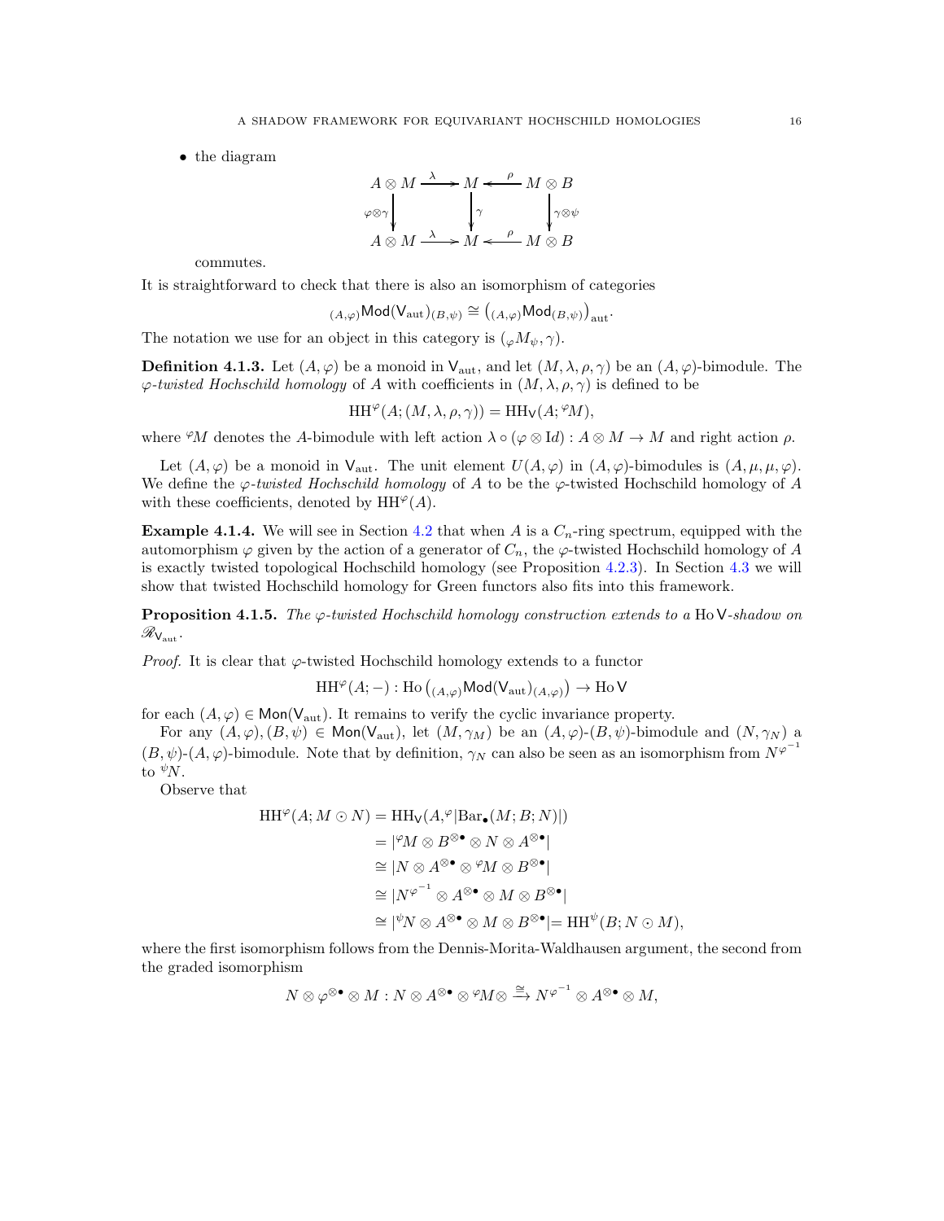- the diagram

$$
\begin{array}{ccccc}
A \otimes M & \xrightarrow{\lambda} & M & \xleftarrow{\rho} & M \otimes B \\
\Big\downarrow{\scriptstyle \varphi\otimes\gamma} & & \Big\downarrow{\scriptstyle \gamma} & & \Big\downarrow{\scriptstyle \gamma\otimes\psi} \\
A \otimes M & \xrightarrow{\lambda} & M & \xleftarrow{\rho} & M \otimes B
\end{array}
$$

commutes.

It is straightforward to check that there is also an isomorphism of categories

$$
{}_{(A,\varphi)}\mathsf{Mod}(\mathsf{V}_{\mathrm{aut}})_{(B,\psi)} \cong \left({}_{(A,\varphi)}\mathsf{Mod}_{(B,\psi)}\right)_{\mathrm{aut}}.
$$

The notation we use for an object in this category is $({}_{\varphi}M_{\psi}, \gamma)$.

**Definition 4.1.3.** Let $(A, \varphi)$ be a monoid in $\mathsf{V}_{\mathrm{aut}}$, and let $(M, \lambda, \rho, \gamma)$ be an $(A, \varphi)$-bimodule. The *$\varphi$-twisted Hochschild homology* of $A$ with coefficients in $(M, \lambda, \rho, \gamma)$ is defined to be

$$
\mathrm{HH}^{\varphi}(A; (M, \lambda, \rho, \gamma)) = \mathrm{HH}_{\mathsf{V}}(A; {}^{\varphi}M),
$$

where ${}^{\varphi}M$ denotes the $A$-bimodule with left action $\lambda \circ (\varphi \otimes \mathrm{Id}) : A \otimes M \to M$ and right action $\rho$.

Let $(A, \varphi)$ be a monoid in $\mathsf{V}_{\mathrm{aut}}$. The unit element $U(A, \varphi)$ in $(A, \varphi)$-bimodules is $(A, \mu, \mu, \varphi)$. We define the *$\varphi$-twisted Hochschild homology* of $A$ to be the $\varphi$-twisted Hochschild homology of $A$ with these coefficients, denoted by $\mathrm{HH}^{\varphi}(A)$.

**Example 4.1.4.** We will see in Section 4.2 that when $A$ is a $C_n$-ring spectrum, equipped with the automorphism $\varphi$ given by the action of a generator of $C_n$, the $\varphi$-twisted Hochschild homology of $A$ is exactly twisted topological Hochschild homology (see Proposition 4.2.3). In Section 4.3 we will show that twisted Hochschild homology for Green functors also fits into this framework.

**Proposition 4.1.5.** *The $\varphi$-twisted Hochschild homology construction extends to a* $\mathrm{Ho}\,\mathsf{V}$*-shadow on* $\mathscr{R}_{\mathsf{V}_{\mathrm{aut}}}$.

*Proof.* It is clear that $\varphi$-twisted Hochschild homology extends to a functor

$$
\mathrm{HH}^{\varphi}(A; -) : \mathrm{Ho}\left({}_{(A,\varphi)}\mathsf{Mod}(\mathsf{V}_{\mathrm{aut}})_{(A,\varphi)}\right) \to \mathrm{Ho}\,\mathsf{V}
$$

for each $(A, \varphi) \in \mathsf{Mon}(\mathsf{V}_{\mathrm{aut}})$. It remains to verify the cyclic invariance property.

For any $(A, \varphi), (B, \psi) \in \mathsf{Mon}(\mathsf{V}_{\mathrm{aut}})$, let $(M, \gamma_M)$ be an $(A, \varphi)$-$(B, \psi)$-bimodule and $(N, \gamma_N)$ a $(B, \psi)$-$(A, \varphi)$-bimodule. Note that by definition, $\gamma_N$ can also be seen as an isomorphism from $N^{\varphi^{-1}}$ to ${}^{\psi}N$.

Observe that

$$
\begin{aligned}
\mathrm{HH}^{\varphi}(A; M \odot N) &= \mathrm{HH}_{\mathsf{V}}(A, {}^{\varphi}|\mathrm{Bar}_{\bullet}(M; B; N)|) \\
&= |{}^{\varphi}M \otimes B^{\otimes \bullet} \otimes N \otimes A^{\otimes \bullet}| \\
&\cong |N \otimes A^{\otimes \bullet} \otimes {}^{\varphi}M \otimes B^{\otimes \bullet}| \\
&\cong |N^{\varphi^{-1}} \otimes A^{\otimes \bullet} \otimes M \otimes B^{\otimes \bullet}| \\
&\cong |{}^{\psi}N \otimes A^{\otimes \bullet} \otimes M \otimes B^{\otimes \bullet}| = \mathrm{HH}^{\psi}(B; N \odot M),
\end{aligned}
$$

where the first isomorphism follows from the Dennis-Morita-Waldhausen argument, the second from the graded isomorphism

$$
N \otimes \varphi^{\otimes \bullet} \otimes M : N \otimes A^{\otimes \bullet} \otimes {}^{\varphi}M \otimes \xrightarrow{\cong} N^{\varphi^{-1}} \otimes A^{\otimes \bullet} \otimes M,
$$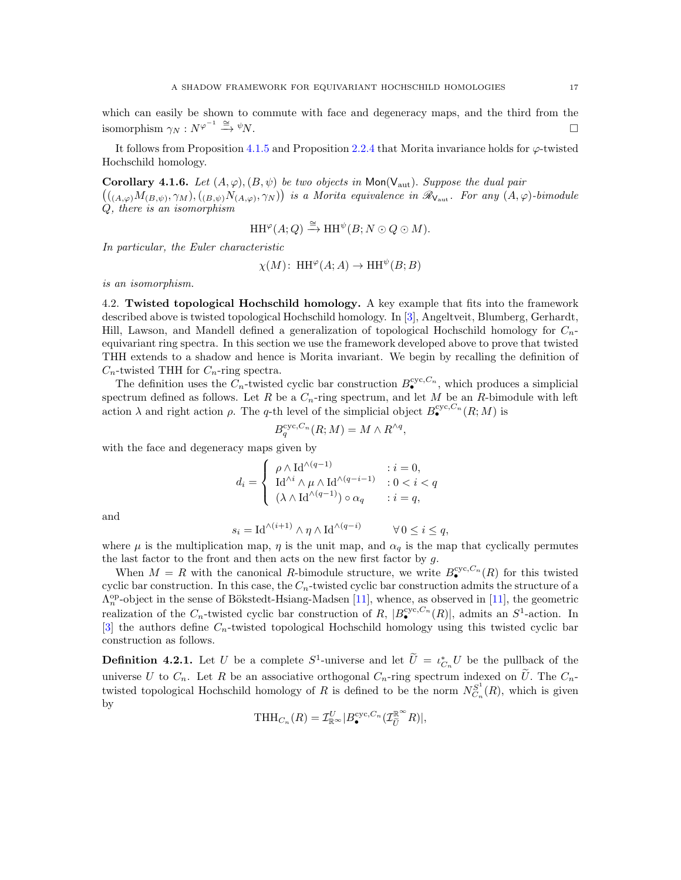which can easily be shown to commute with face and degeneracy maps, and the third from the isomorphism $\gamma_N : N^{\varphi^{-1}} \xrightarrow{\cong} {}^{\psi}N$. □

It follows from Proposition 4.1.5 and Proposition 2.2.4 that Morita invariance holds for $\varphi$-twisted Hochschild homology.

**Corollary 4.1.6.** *Let $(A, \varphi), (B, \psi)$ be two objects in $\mathsf{Mon}(\mathsf{V}_{\mathrm{aut}})$. Suppose the dual pair $\big(({}_{(A,\varphi)}M_{(B,\psi)}, \gamma_M), ({}_{(B,\psi)}N_{(A,\varphi)}, \gamma_N)\big)$ is a Morita equivalence in $\mathscr{R}_{\mathsf{V}_{\mathrm{aut}}}$. For any $(A, \varphi)$-bimodule $Q$, there is an isomorphism*

$$\mathrm{HH}^{\varphi}(A; Q) \xrightarrow{\cong} \mathrm{HH}^{\psi}(B; N \odot Q \odot M).$$

*In particular, the Euler characteristic*

$$\chi(M)\colon \mathrm{HH}^{\varphi}(A; A) \to \mathrm{HH}^{\psi}(B; B)$$

*is an isomorphism.*

## 4.2. Twisted topological Hochschild homology.

A key example that fits into the framework described above is twisted topological Hochschild homology. In [3], Angeltveit, Blumberg, Gerhardt, Hill, Lawson, and Mandell defined a generalization of topological Hochschild homology for $C_n$-equivariant ring spectra. In this section we use the framework developed above to prove that twisted THH extends to a shadow and hence is Morita invariant. We begin by recalling the definition of $C_n$-twisted THH for $C_n$-ring spectra.

The definition uses the $C_n$-twisted cyclic bar construction $B^{\mathrm{cyc},C_n}_{\bullet}$, which produces a simplicial spectrum defined as follows. Let $R$ be a $C_n$-ring spectrum, and let $M$ be an $R$-bimodule with left action $\lambda$ and right action $\rho$. The $q$-th level of the simplicial object $B^{\mathrm{cyc},C_n}_{\bullet}(R; M)$ is

$$B^{\mathrm{cyc},C_n}_{q}(R; M) = M \wedge R^{\wedge q},$$

with the face and degeneracy maps given by

$$d_i = \begin{cases} \rho \wedge \mathrm{Id}^{\wedge(q-1)} & : i = 0, \\ \mathrm{Id}^{\wedge i} \wedge \mu \wedge \mathrm{Id}^{\wedge(q-i-1)} & : 0 < i < q \\ (\lambda \wedge \mathrm{Id}^{\wedge(q-1)}) \circ \alpha_q & : i = q, \end{cases}$$

and

$$s_i = \mathrm{Id}^{\wedge(i+1)} \wedge \eta \wedge \mathrm{Id}^{\wedge(q-i)} \qquad \forall\, 0 \leq i \leq q,$$

where $\mu$ is the multiplication map, $\eta$ is the unit map, and $\alpha_q$ is the map that cyclically permutes the last factor to the front and then acts on the new first factor by $g$.

When $M = R$ with the canonical $R$-bimodule structure, we write $B^{\mathrm{cyc},C_n}_{\bullet}(R)$ for this twisted cyclic bar construction. In this case, the $C_n$-twisted cyclic bar construction admits the structure of a $\Lambda^{\mathrm{op}}_n$-object in the sense of Bökstedt-Hsiang-Madsen [11], whence, as observed in [11], the geometric realization of the $C_n$-twisted cyclic bar construction of $R$, $|B^{\mathrm{cyc},C_n}_{\bullet}(R)|$, admits an $S^1$-action. In [3] the authors define $C_n$-twisted topological Hochschild homology using this twisted cyclic bar construction as follows.

**Definition 4.2.1.** Let $U$ be a complete $S^1$-universe and let $\widetilde{U} = \iota^*_{C_n} U$ be the pullback of the universe $U$ to $C_n$. Let $R$ be an associative orthogonal $C_n$-ring spectrum indexed on $\widetilde{U}$. The $C_n$-twisted topological Hochschild homology of $R$ is defined to be the norm $N^{S^1}_{C_n}(R)$, which is given by

$$\mathrm{THH}_{C_n}(R) = \mathcal{I}^{U}_{\mathbb{R}^\infty} |B^{\mathrm{cyc},C_n}_{\bullet}(\mathcal{I}^{\mathbb{R}^\infty}_{\widetilde{U}} R)|,$$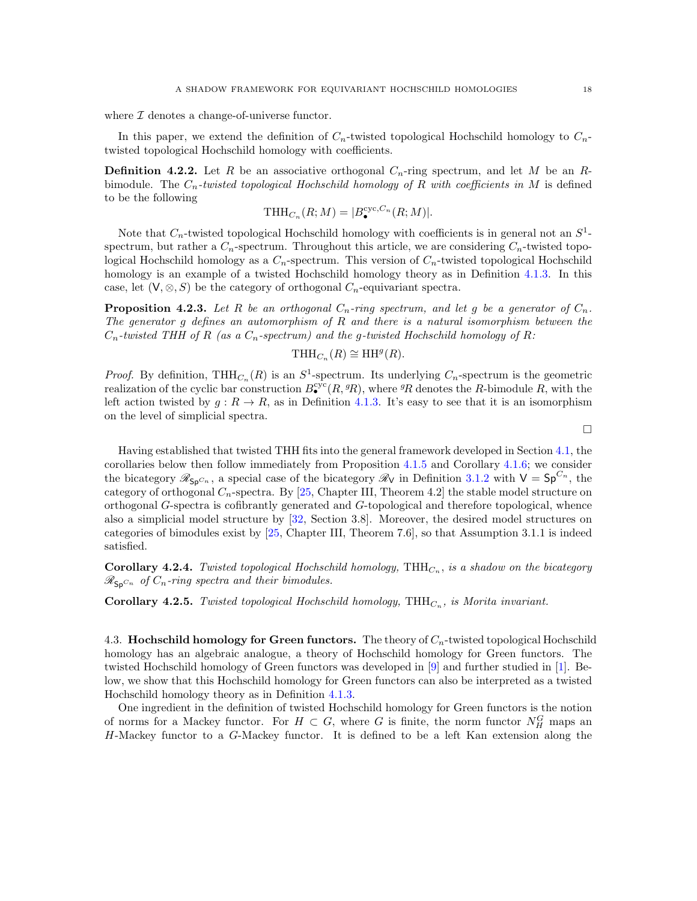where $\mathcal{I}$ denotes a change-of-universe functor.

In this paper, we extend the definition of $C_n$-twisted topological Hochschild homology to $C_n$-twisted topological Hochschild homology with coefficients.

**Definition 4.2.2.** Let $R$ be an associative orthogonal $C_n$-ring spectrum, and let $M$ be an $R$-bimodule. The *$C_n$-twisted topological Hochschild homology of $R$ with coefficients in $M$* is defined to be the following

$$\mathrm{THH}_{C_n}(R; M) = |B_\bullet^{\mathrm{cyc}, C_n}(R; M)|.$$

Note that $C_n$-twisted topological Hochschild homology with coefficients is in general not an $S^1$-spectrum, but rather a $C_n$-spectrum. Throughout this article, we are considering $C_n$-twisted topological Hochschild homology as a $C_n$-spectrum. This version of $C_n$-twisted topological Hochschild homology is an example of a twisted Hochschild homology theory as in Definition 4.1.3. In this case, let $(\mathsf{V}, \otimes, S)$ be the category of orthogonal $C_n$-equivariant spectra.

**Proposition 4.2.3.** *Let $R$ be an orthogonal $C_n$-ring spectrum, and let $g$ be a generator of $C_n$. The generator $g$ defines an automorphism of $R$ and there is a natural isomorphism between the $C_n$-twisted THH of $R$ (as a $C_n$-spectrum) and the $g$-twisted Hochschild homology of $R$:*

$$\mathrm{THH}_{C_n}(R) \cong \mathrm{HH}^g(R).$$

*Proof.* By definition, $\mathrm{THH}_{C_n}(R)$ is an $S^1$-spectrum. Its underlying $C_n$-spectrum is the geometric realization of the cyclic bar construction $B_\bullet^{\mathrm{cyc}}(R, {}^gR)$, where ${}^gR$ denotes the $R$-bimodule $R$, with the left action twisted by $g : R \to R$, as in Definition 4.1.3. It's easy to see that it is an isomorphism on the level of simplicial spectra. □

Having established that twisted THH fits into the general framework developed in Section 4.1, the corollaries below then follow immediately from Proposition 4.1.5 and Corollary 4.1.6; we consider the bicategory $\mathscr{R}_{\mathsf{Sp}^{C_n}}$, a special case of the bicategory $\mathscr{R}_{\mathsf{V}}$ in Definition 3.1.2 with $\mathsf{V} = \mathsf{Sp}^{C_n}$, the category of orthogonal $C_n$-spectra. By [25, Chapter III, Theorem 4.2] the stable model structure on orthogonal $G$-spectra is cofibrantly generated and $G$-topological and therefore topological, whence also a simplicial model structure by [32, Section 3.8]. Moreover, the desired model structures on categories of bimodules exist by [25, Chapter III, Theorem 7.6], so that Assumption 3.1.1 is indeed satisfied.

**Corollary 4.2.4.** *Twisted topological Hochschild homology, $\mathrm{THH}_{C_n}$, is a shadow on the bicategory $\mathscr{R}_{\mathsf{Sp}^{C_n}}$ of $C_n$-ring spectra and their bimodules.*

**Corollary 4.2.5.** *Twisted topological Hochschild homology, $\mathrm{THH}_{C_n}$, is Morita invariant.*

## 4.3. Hochschild homology for Green functors.

The theory of $C_n$-twisted topological Hochschild homology has an algebraic analogue, a theory of Hochschild homology for Green functors. The twisted Hochschild homology of Green functors was developed in [9] and further studied in [1]. Below, we show that this Hochschild homology for Green functors can also be interpreted as a twisted Hochschild homology theory as in Definition 4.1.3.

One ingredient in the definition of twisted Hochschild homology for Green functors is the notion of norms for a Mackey functor. For $H \subset G$, where $G$ is finite, the norm functor $N_H^G$ maps an $H$-Mackey functor to a $G$-Mackey functor. It is defined to be a left Kan extension along the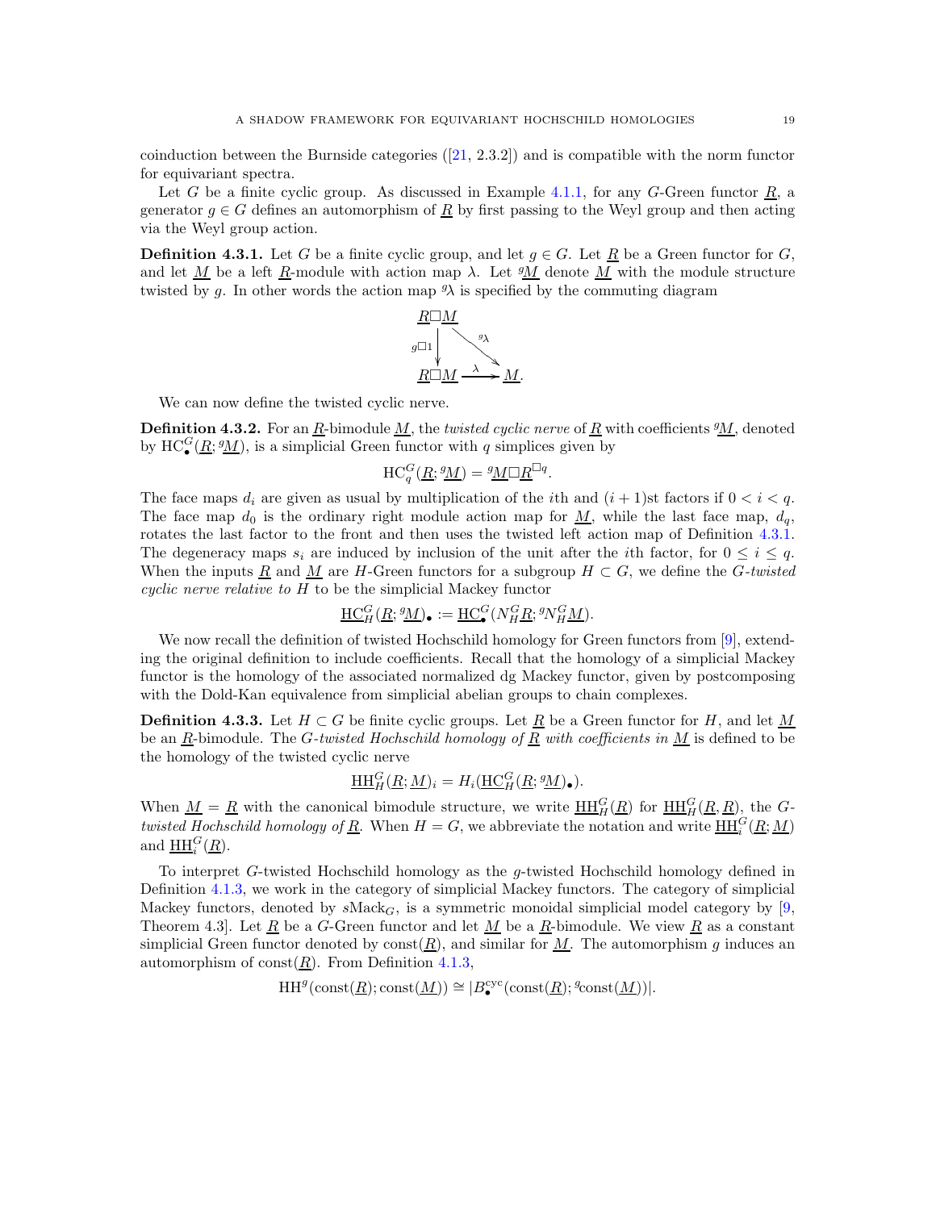coinduction between the Burnside categories ([21, 2.3.2]) and is compatible with the norm functor for equivariant spectra.

Let $G$ be a finite cyclic group. As discussed in Example 4.1.1, for any $G$-Green functor $\underline{R}$, a generator $g \in G$ defines an automorphism of $\underline{R}$ by first passing to the Weyl group and then acting via the Weyl group action.

**Definition 4.3.1.** Let $G$ be a finite cyclic group, and let $g \in G$. Let $\underline{R}$ be a Green functor for $G$, and let $\underline{M}$ be a left $\underline{R}$-module with action map $\lambda$. Let ${}^{g}\underline{M}$ denote $\underline{M}$ with the module structure twisted by $g$. In other words the action map ${}^{g}\lambda$ is specified by the commuting diagram

$$\begin{array}{ccc} \underline{R}\square\underline{M} & & \\ {\scriptstyle g\square 1}\downarrow & \searrow^{{}^{g}\lambda} & \\ \underline{R}\square\underline{M} & \xrightarrow{\lambda} & \underline{M}. \end{array}$$

We can now define the twisted cyclic nerve.

**Definition 4.3.2.** For an $\underline{R}$-bimodule $\underline{M}$, the *twisted cyclic nerve* of $\underline{R}$ with coefficients ${}^{g}\underline{M}$, denoted by $\mathrm{HC}^{G}_{\bullet}(\underline{R};{}^{g}\underline{M})$, is a simplicial Green functor with $q$ simplices given by

$$\mathrm{HC}^{G}_{q}(\underline{R};{}^{g}\underline{M}) = {}^{g}\underline{M}\square\underline{R}^{\square q}.$$

The face maps $d_i$ are given as usual by multiplication of the $i$th and $(i+1)$st factors if $0 < i < q$. The face map $d_0$ is the ordinary right module action map for $\underline{M}$, while the last face map, $d_q$, rotates the last factor to the front and then uses the twisted left action map of Definition 4.3.1. The degeneracy maps $s_i$ are induced by inclusion of the unit after the $i$th factor, for $0 \leq i \leq q$. When the inputs $\underline{R}$ and $\underline{M}$ are $H$-Green functors for a subgroup $H \subset G$, we define the *$G$-twisted cyclic nerve relative to $H$* to be the simplicial Mackey functor

$$\underline{\mathrm{HC}}^{G}_{H}(\underline{R};{}^{g}\underline{M})_{\bullet} := \underline{\mathrm{HC}}^{G}_{\bullet}(N^{G}_{H}\underline{R};{}^{g}N^{G}_{H}\underline{M}).$$

We now recall the definition of twisted Hochschild homology for Green functors from [9], extending the original definition to include coefficients. Recall that the homology of a simplicial Mackey functor is the homology of the associated normalized dg Mackey functor, given by postcomposing with the Dold-Kan equivalence from simplicial abelian groups to chain complexes.

**Definition 4.3.3.** Let $H \subset G$ be finite cyclic groups. Let $\underline{R}$ be a Green functor for $H$, and let $\underline{M}$ be an $\underline{R}$-bimodule. The *$G$-twisted Hochschild homology of $\underline{R}$ with coefficients in $\underline{M}$* is defined to be the homology of the twisted cyclic nerve

$$\underline{\mathrm{HH}}^{G}_{H}(\underline{R};\underline{M})_i = H_i(\underline{\mathrm{HC}}^{G}_{H}(\underline{R};{}^{g}\underline{M})_{\bullet}).$$

When $\underline{M} = \underline{R}$ with the canonical bimodule structure, we write $\underline{\mathrm{HH}}^{G}_{H}(\underline{R})$ for $\underline{\mathrm{HH}}^{G}_{H}(\underline{R},\underline{R})$, the *$G$-twisted Hochschild homology of $\underline{R}$*. When $H = G$, we abbreviate the notation and write $\underline{\mathrm{HH}}^{G}_{i}(\underline{R};\underline{M})$ and $\underline{\mathrm{HH}}^{G}_{i}(\underline{R})$.

To interpret $G$-twisted Hochschild homology as the $g$-twisted Hochschild homology defined in Definition 4.1.3, we work in the category of simplicial Mackey functors. The category of simplicial Mackey functors, denoted by $s\mathrm{Mack}_G$, is a symmetric monoidal simplicial model category by [9, Theorem 4.3]. Let $\underline{R}$ be a $G$-Green functor and let $\underline{M}$ be a $\underline{R}$-bimodule. We view $\underline{R}$ as a constant simplicial Green functor denoted by $\mathrm{const}(\underline{R})$, and similar for $\underline{M}$. The automorphism $g$ induces an automorphism of $\mathrm{const}(\underline{R})$. From Definition 4.1.3,

$$\mathrm{HH}^{g}(\mathrm{const}(\underline{R});\mathrm{const}(\underline{M})) \cong |B^{\mathrm{cyc}}_{\bullet}(\mathrm{const}(\underline{R});{}^{g}\mathrm{const}(\underline{M}))|.$$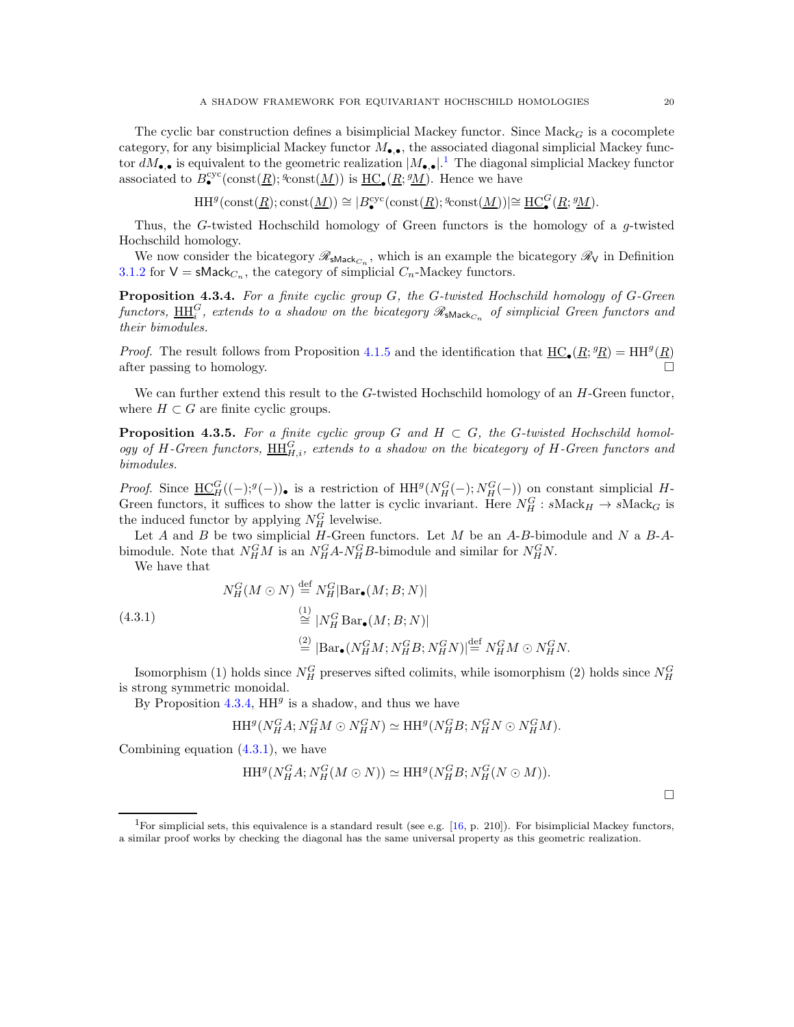The cyclic bar construction defines a bisimplicial Mackey functor. Since $\mathrm{Mack}_G$ is a cocomplete category, for any bisimplicial Mackey functor $M_{\bullet,\bullet}$, the associated diagonal simplicial Mackey functor $dM_{\bullet,\bullet}$ is equivalent to the geometric realization $|M_{\bullet,\bullet}|$.[1] The diagonal simplicial Mackey functor associated to $B^{\mathrm{cyc}}_\bullet(\mathrm{const}(\underline{R}); {}^g\mathrm{const}(\underline{M}))$ is $\underline{\mathrm{HC}}_\bullet(\underline{R}; {}^g\underline{M})$. Hence we have

$$\mathrm{HH}^g(\mathrm{const}(\underline{R}); \mathrm{const}(\underline{M})) \cong |B^{\mathrm{cyc}}_\bullet(\mathrm{const}(\underline{R}); {}^g\mathrm{const}(\underline{M}))| \cong \underline{\mathrm{HC}}^G_\bullet(\underline{R}; {}^g\underline{M}).$$

Thus, the $G$-twisted Hochschild homology of Green functors is the homology of a $g$-twisted Hochschild homology.

We now consider the bicategory $\mathscr{R}_{\mathsf{sMack}_{C_n}}$, which is an example the bicategory $\mathscr{R}_{\mathsf{V}}$ in Definition 3.1.2 for $\mathsf{V} = \mathsf{sMack}_{C_n}$, the category of simplicial $C_n$-Mackey functors.

**Proposition 4.3.4.** *For a finite cyclic group $G$, the $G$-twisted Hochschild homology of $G$-Green functors, $\underline{\mathrm{HH}}^G_i$, extends to a shadow on the bicategory $\mathscr{R}_{\mathsf{sMack}_{C_n}}$ of simplicial Green functors and their bimodules.*

*Proof.* The result follows from Proposition 4.1.5 and the identification that $\underline{\mathrm{HC}}_\bullet(\underline{R}; {}^g\underline{R}) = \mathrm{HH}^g(\underline{R})$ after passing to homology. □

We can further extend this result to the $G$-twisted Hochschild homology of an $H$-Green functor, where $H \subset G$ are finite cyclic groups.

**Proposition 4.3.5.** *For a finite cyclic group $G$ and $H \subset G$, the $G$-twisted Hochschild homology of $H$-Green functors, $\underline{\mathrm{HH}}^G_{H,i}$, extends to a shadow on the bicategory of $H$-Green functors and bimodules.*

*Proof.* Since $\underline{\mathrm{HC}}^G_H((-);{}^g(-))_\bullet$ is a restriction of $\mathrm{HH}^g(N_H^G(-); N_H^G(-))$ on constant simplicial $H$-Green functors, it suffices to show the latter is cyclic invariant. Here $N_H^G : s\mathrm{Mack}_H \to s\mathrm{Mack}_G$ is the induced functor by applying $N_H^G$ levelwise.

Let $A$ and $B$ be two simplicial $H$-Green functors. Let $M$ be an $A$-$B$-bimodule and $N$ a $B$-$A$-bimodule. Note that $N_H^G M$ is an $N_H^G A$-$N_H^G B$-bimodule and similar for $N_H^G N$.

We have that

$$\begin{aligned}
N_H^G(M \odot N) &\overset{\mathrm{def}}{=} N_H^G|\mathrm{Bar}_\bullet(M; B; N)| \\
&\overset{(1)}{\cong} |N_H^G \,\mathrm{Bar}_\bullet(M; B; N)| \\
&\overset{(2)}{=} |\mathrm{Bar}_\bullet(N_H^G M; N_H^G B; N_H^G N)| \overset{\mathrm{def}}{=} N_H^G M \odot N_H^G N.
\end{aligned} \tag{4.3.1}$$

Isomorphism (1) holds since $N_H^G$ preserves sifted colimits, while isomorphism (2) holds since $N_H^G$ is strong symmetric monoidal.

By Proposition 4.3.4, $\mathrm{HH}^g$ is a shadow, and thus we have

$$\mathrm{HH}^g(N_H^G A; N_H^G M \odot N_H^G N) \simeq \mathrm{HH}^g(N_H^G B; N_H^G N \odot N_H^G M).$$

Combining equation (4.3.1), we have

$$\mathrm{HH}^g(N_H^G A; N_H^G(M \odot N)) \simeq \mathrm{HH}^g(N_H^G B; N_H^G(N \odot M)).$$

□

[1] For simplicial sets, this equivalence is a standard result (see e.g. [16, p. 210]). For bisimplicial Mackey functors, a similar proof works by checking the diagonal has the same universal property as this geometric realization.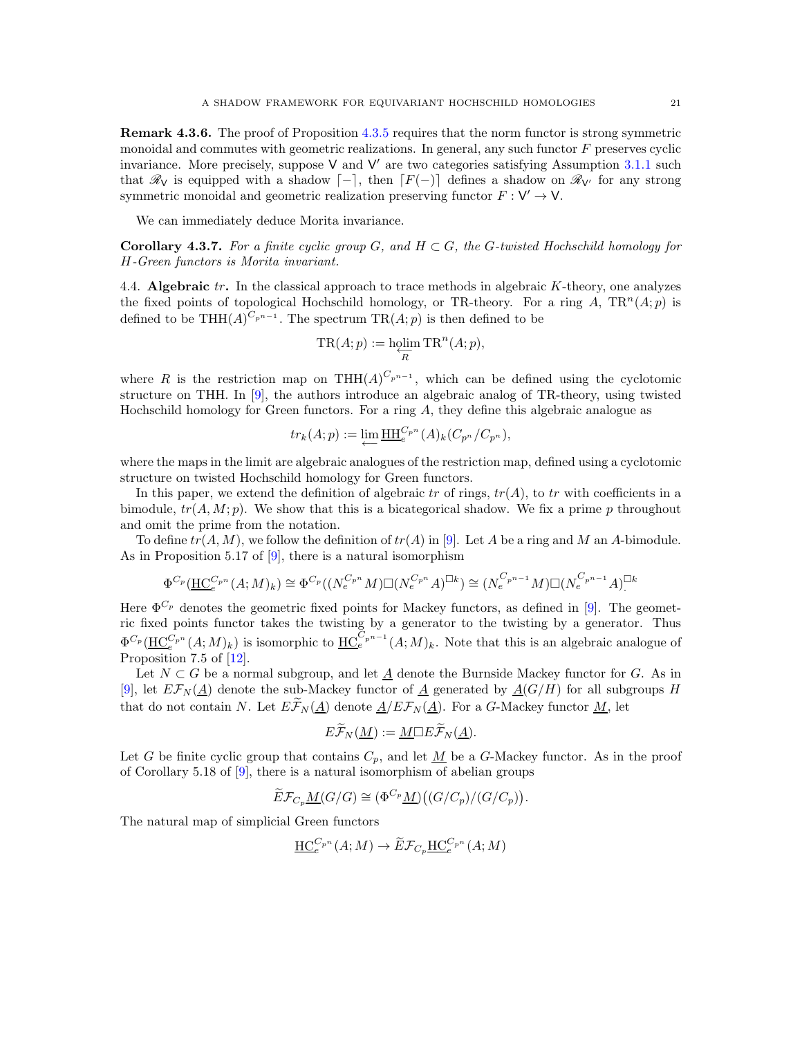**Remark 4.3.6.** The proof of Proposition 4.3.5 requires that the norm functor is strong symmetric monoidal and commutes with geometric realizations. In general, any such functor $F$ preserves cyclic invariance. More precisely, suppose $\mathsf{V}$ and $\mathsf{V}'$ are two categories satisfying Assumption 3.1.1 such that $\mathscr{R}_{\mathsf{V}}$ is equipped with a shadow $\lceil - \rceil$, then $\lceil F(-) \rceil$ defines a shadow on $\mathscr{R}_{\mathsf{V}'}$ for any strong symmetric monoidal and geometric realization preserving functor $F : \mathsf{V}' \to \mathsf{V}$.

We can immediately deduce Morita invariance.

**Corollary 4.3.7.** *For a finite cyclic group $G$, and $H \subset G$, the $G$-twisted Hochschild homology for $H$-Green functors is Morita invariant.*

## 4.4. Algebraic $tr$.

In the classical approach to trace methods in algebraic $K$-theory, one analyzes the fixed points of topological Hochschild homology, or TR-theory. For a ring $A$, $\mathrm{TR}^n(A;p)$ is defined to be $\mathrm{THH}(A)^{C_{p^{n-1}}}$. The spectrum $\mathrm{TR}(A;p)$ is then defined to be

$$\mathrm{TR}(A;p) := \operatorname{holim}_{\overleftarrow{R}} \mathrm{TR}^n(A;p),$$

where $R$ is the restriction map on $\mathrm{THH}(A)^{C_{p^{n-1}}}$, which can be defined using the cyclotomic structure on THH. In [9], the authors introduce an algebraic analog of TR-theory, using twisted Hochschild homology for Green functors. For a ring $A$, they define this algebraic analogue as

$$tr_k(A;p) := \varprojlim \underline{\mathrm{HH}}_e^{C_{p^n}}(A)_k(C_{p^n}/C_{p^n}),$$

where the maps in the limit are algebraic analogues of the restriction map, defined using a cyclotomic structure on twisted Hochschild homology for Green functors.

In this paper, we extend the definition of algebraic $tr$ of rings, $tr(A)$, to $tr$ with coefficients in a bimodule, $tr(A,M;p)$. We show that this is a bicategorical shadow. We fix a prime $p$ throughout and omit the prime from the notation.

To define $tr(A,M)$, we follow the definition of $tr(A)$ in [9]. Let $A$ be a ring and $M$ an $A$-bimodule. As in Proposition 5.17 of [9], there is a natural isomorphism

$$\Phi^{C_p}(\underline{\mathrm{HC}}_e^{C_{p^n}}(A;M)_k) \cong \Phi^{C_p}((N_e^{C_{p^n}}M)\Box(N_e^{C_{p^n}}A)^{\Box k}) \cong (N_e^{C_{p^{n-1}}}M)\Box(N_e^{C_{p^{n-1}}}A)^{\Box k}.$$

Here $\Phi^{C_p}$ denotes the geometric fixed points for Mackey functors, as defined in [9]. The geometric fixed points functor takes the twisting by a generator to the twisting by a generator. Thus $\Phi^{C_p}(\underline{\mathrm{HC}}_e^{C_{p^n}}(A;M)_k)$ is isomorphic to $\underline{\mathrm{HC}}_e^{C_{p^{n-1}}}(A;M)_k$. Note that this is an algebraic analogue of Proposition 7.5 of [12].

Let $N \subset G$ be a normal subgroup, and let $\underline{A}$ denote the Burnside Mackey functor for $G$. As in [9], let $E\mathcal{F}_N(\underline{A})$ denote the sub-Mackey functor of $\underline{A}$ generated by $\underline{A}(G/H)$ for all subgroups $H$ that do not contain $N$. Let $E\widetilde{\mathcal{F}}_N(\underline{A})$ denote $\underline{A}/E\mathcal{F}_N(\underline{A})$. For a $G$-Mackey functor $\underline{M}$, let

$$E\widetilde{\mathcal{F}}_N(\underline{M}) := \underline{M}\Box E\widetilde{\mathcal{F}}_N(\underline{A}).$$

Let $G$ be finite cyclic group that contains $C_p$, and let $\underline{M}$ be a $G$-Mackey functor. As in the proof of Corollary 5.18 of [9], there is a natural isomorphism of abelian groups

$$\widetilde{E}\mathcal{F}_{C_p}\underline{M}(G/G) \cong (\Phi^{C_p}\underline{M})\big((G/C_p)/(G/C_p)\big).$$

The natural map of simplicial Green functors

$$\underline{\mathrm{HC}}_e^{C_{p^n}}(A;M) \to \widetilde{E}\mathcal{F}_{C_p}\underline{\mathrm{HC}}_e^{C_{p^n}}(A;M)$$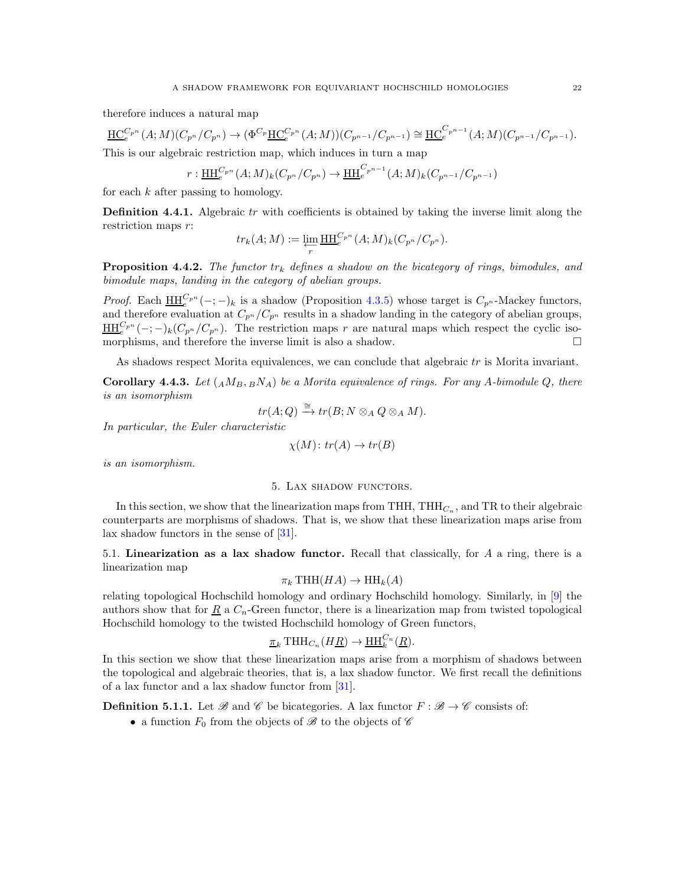therefore induces a natural map

$$\underline{\mathrm{HC}}_e^{C_{p^n}}(A;M)(C_{p^n}/C_{p^n}) \to (\Phi^{C_p}\underline{\mathrm{HC}}_e^{C_{p^n}}(A;M))(C_{p^{n-1}}/C_{p^{n-1}}) \cong \underline{\mathrm{HC}}_e^{C_{p^{n-1}}}(A;M)(C_{p^{n-1}}/C_{p^{n-1}}).$$

This is our algebraic restriction map, which induces in turn a map

$$r : \underline{\mathrm{HH}}_e^{C_{p^n}}(A;M)_k(C_{p^n}/C_{p^n}) \to \underline{\mathrm{HH}}_e^{C_{p^{n-1}}}(A;M)_k(C_{p^{n-1}}/C_{p^{n-1}})$$

for each $k$ after passing to homology.

**Definition 4.4.1.** Algebraic $tr$ with coefficients is obtained by taking the inverse limit along the restriction maps $r$:

$$tr_k(A;M) := \varprojlim_r \underline{\mathrm{HH}}_e^{C_{p^n}}(A;M)_k(C_{p^n}/C_{p^n}).$$

**Proposition 4.4.2.** *The functor $tr_k$ defines a shadow on the bicategory of rings, bimodules, and bimodule maps, landing in the category of abelian groups.*

*Proof.* Each $\underline{\mathrm{HH}}_e^{C_{p^n}}(-;-)_k$ is a shadow (Proposition 4.3.5) whose target is $C_{p^n}$-Mackey functors, and therefore evaluation at $C_{p^n}/C_{p^n}$ results in a shadow landing in the category of abelian groups, $\underline{\mathrm{HH}}_e^{C_{p^n}}(-;-)_k(C_{p^n}/C_{p^n})$. The restriction maps $r$ are natural maps which respect the cyclic isomorphisms, and therefore the inverse limit is also a shadow. □

As shadows respect Morita equivalences, we can conclude that algebraic $tr$ is Morita invariant.

**Corollary 4.4.3.** *Let $({}_AM_B, {}_BN_A)$ be a Morita equivalence of rings. For any $A$-bimodule $Q$, there is an isomorphism*

$$tr(A;Q) \xrightarrow{\cong} tr(B; N \otimes_A Q \otimes_A M).$$

*In particular, the Euler characteristic*

$$\chi(M)\colon tr(A) \to tr(B)$$

*is an isomorphism.*

## 5. Lax shadow functors.

In this section, we show that the linearization maps from THH, $\mathrm{THH}_{C_n}$, and TR to their algebraic counterparts are morphisms of shadows. That is, we show that these linearization maps arise from lax shadow functors in the sense of [31].

### 5.1. Linearization as a lax shadow functor.

Recall that classically, for $A$ a ring, there is a linearization map

$$\pi_k\,\mathrm{THH}(HA) \to \mathrm{HH}_k(A)$$

relating topological Hochschild homology and ordinary Hochschild homology. Similarly, in [9] the authors show that for $\underline{R}$ a $C_n$-Green functor, there is a linearization map from twisted topological Hochschild homology to the twisted Hochschild homology of Green functors,

$$\underline{\pi}_k\,\mathrm{THH}_{C_n}(H\underline{R}) \to \underline{\mathrm{HH}}_k^{C_n}(\underline{R}).$$

In this section we show that these linearization maps arise from a morphism of shadows between the topological and algebraic theories, that is, a lax shadow functor. We first recall the definitions of a lax functor and a lax shadow functor from [31].

**Definition 5.1.1.** Let $\mathscr{B}$ and $\mathscr{C}$ be bicategories. A lax functor $F : \mathscr{B} \to \mathscr{C}$ consists of:

- a function $F_0$ from the objects of $\mathscr{B}$ to the objects of $\mathscr{C}$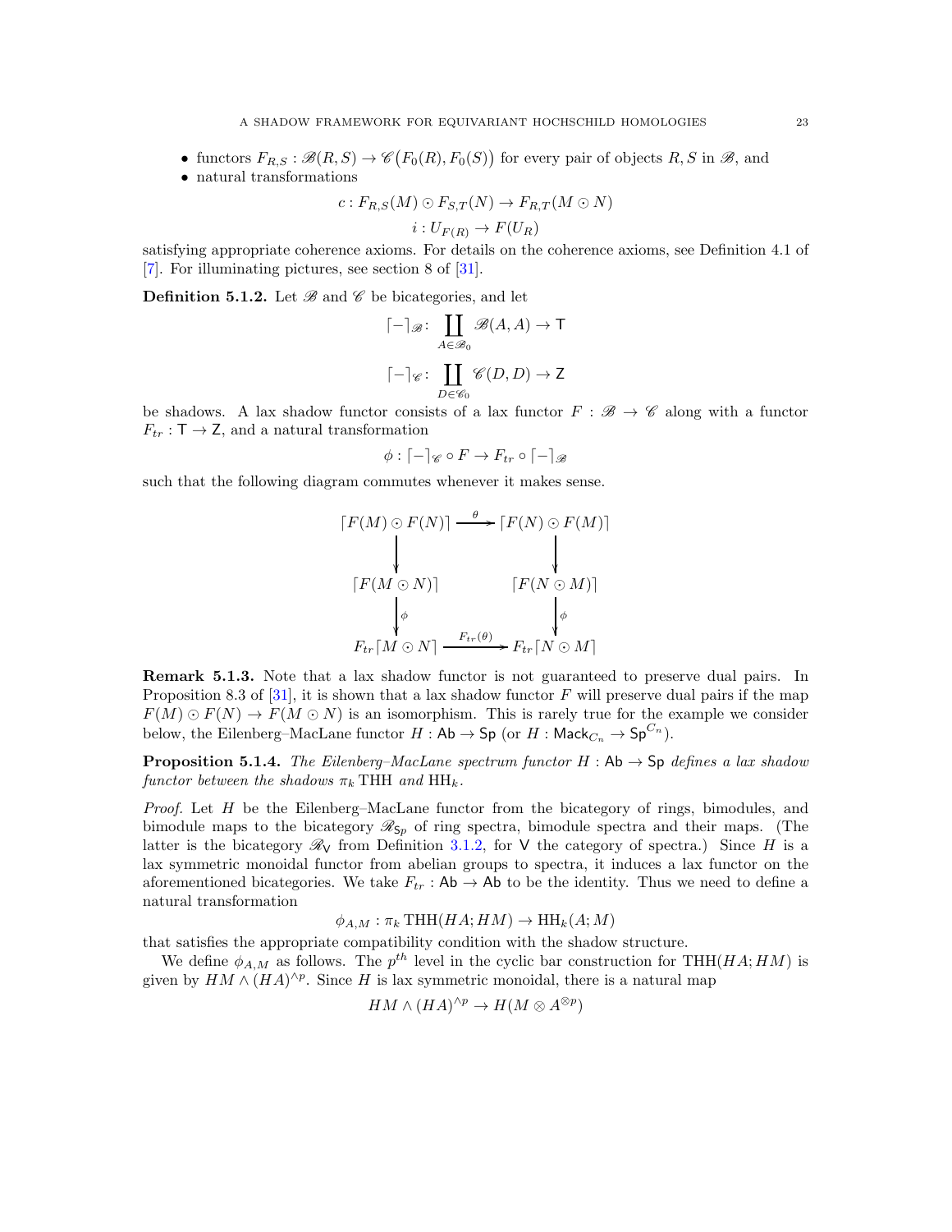- functors $F_{R,S} : \mathscr{B}(R,S) \to \mathscr{C}\big(F_0(R), F_0(S)\big)$ for every pair of objects $R, S$ in $\mathscr{B}$, and
- natural transformations

$$c : F_{R,S}(M) \odot F_{S,T}(N) \to F_{R,T}(M \odot N)$$
$$i : U_{F(R)} \to F(U_R)$$

satisfying appropriate coherence axioms. For details on the coherence axioms, see Definition 4.1 of [7]. For illuminating pictures, see section 8 of [31].

**Definition 5.1.2.** Let $\mathscr{B}$ and $\mathscr{C}$ be bicategories, and let

$$\lceil - \rceil_{\mathscr{B}} \colon \coprod_{A \in \mathscr{B}_0} \mathscr{B}(A,A) \to \mathsf{T}$$

$$\lceil - \rceil_{\mathscr{C}} \colon \coprod_{D \in \mathscr{C}_0} \mathscr{C}(D,D) \to \mathsf{Z}$$

be shadows. A lax shadow functor consists of a lax functor $F : \mathscr{B} \to \mathscr{C}$ along with a functor $F_{tr} : \mathsf{T} \to \mathsf{Z}$, and a natural transformation

$$\phi : \lceil - \rceil_{\mathscr{C}} \circ F \to F_{tr} \circ \lceil - \rceil_{\mathscr{B}}$$

such that the following diagram commutes whenever it makes sense.

$$\begin{array}{ccc}
\lceil F(M) \odot F(N) \rceil & \xrightarrow{\theta} & \lceil F(N) \odot F(M) \rceil \\
\downarrow & & \downarrow \\
\lceil F(M \odot N) \rceil & & \lceil F(N \odot M) \rceil \\
\downarrow \phi & & \downarrow \phi \\
F_{tr} \lceil M \odot N \rceil & \xrightarrow{F_{tr}(\theta)} & F_{tr} \lceil N \odot M \rceil
\end{array}$$

**Remark 5.1.3.** Note that a lax shadow functor is not guaranteed to preserve dual pairs. In Proposition 8.3 of [31], it is shown that a lax shadow functor $F$ will preserve dual pairs if the map $F(M) \odot F(N) \to F(M \odot N)$ is an isomorphism. This is rarely true for the example we consider below, the Eilenberg–MacLane functor $H : \mathsf{Ab} \to \mathsf{Sp}$ (or $H : \mathsf{Mack}_{C_n} \to \mathsf{Sp}^{C_n}$).

**Proposition 5.1.4.** *The Eilenberg–MacLane spectrum functor $H : \mathsf{Ab} \to \mathsf{Sp}$ defines a lax shadow functor between the shadows $\pi_k \operatorname{THH}$ and $\operatorname{HH}_k$.*

*Proof.* Let $H$ be the Eilenberg–MacLane functor from the bicategory of rings, bimodules, and bimodule maps to the bicategory $\mathscr{R}_{\mathsf{Sp}}$ of ring spectra, bimodule spectra and their maps. (The latter is the bicategory $\mathscr{R}_{\mathsf{V}}$ from Definition 3.1.2, for $\mathsf{V}$ the category of spectra.) Since $H$ is a lax symmetric monoidal functor from abelian groups to spectra, it induces a lax functor on the aforementioned bicategories. We take $F_{tr} : \mathsf{Ab} \to \mathsf{Ab}$ to be the identity. Thus we need to define a natural transformation

$$\phi_{A,M} : \pi_k \operatorname{THH}(HA; HM) \to \operatorname{HH}_k(A; M)$$

that satisfies the appropriate compatibility condition with the shadow structure.

We define $\phi_{A,M}$ as follows. The $p^{th}$ level in the cyclic bar construction for $\operatorname{THH}(HA; HM)$ is given by $HM \wedge (HA)^{\wedge p}$. Since $H$ is lax symmetric monoidal, there is a natural map

$$HM \wedge (HA)^{\wedge p} \to H(M \otimes A^{\otimes p})$$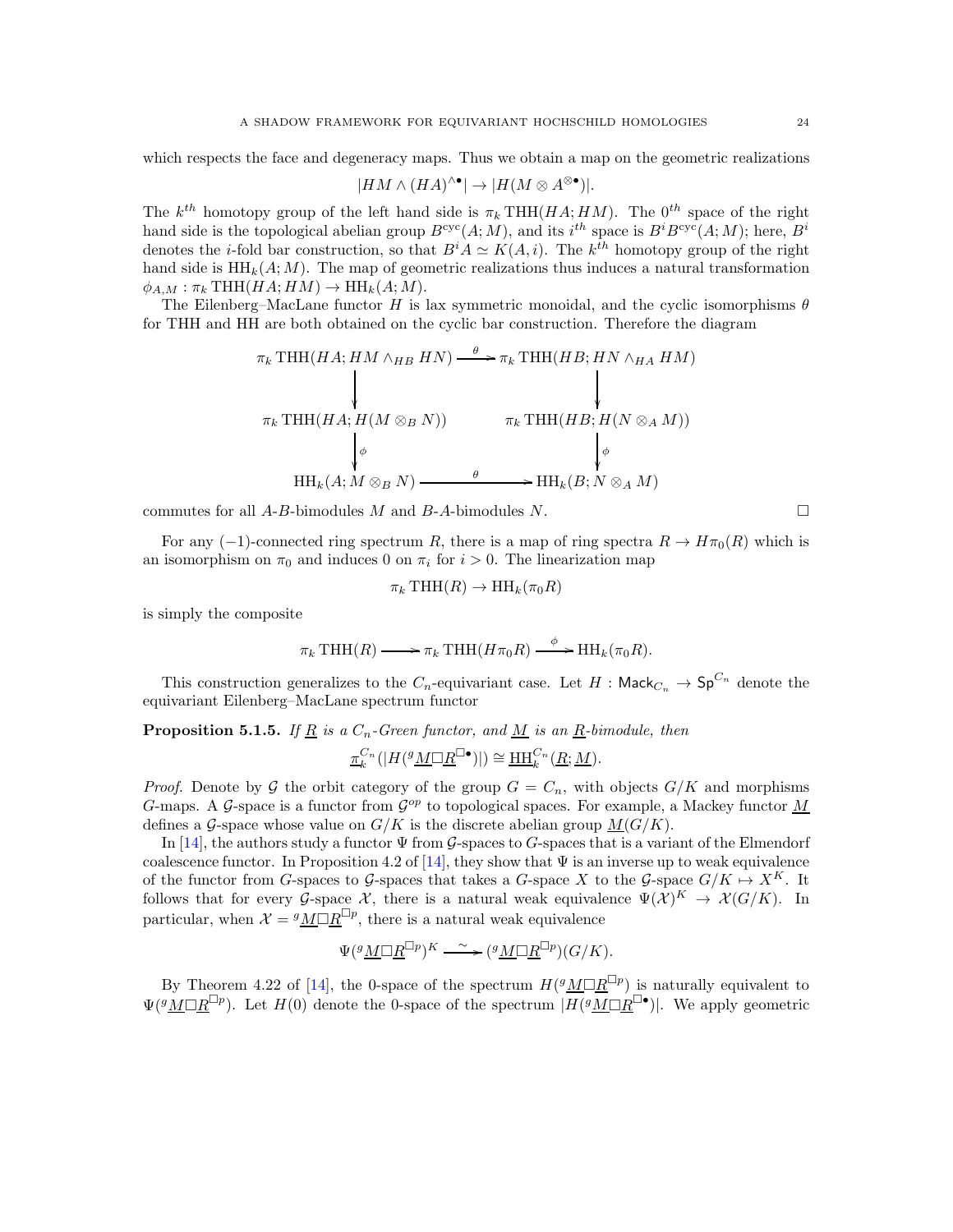which respects the face and degeneracy maps. Thus we obtain a map on the geometric realizations

$$|HM \wedge (HA)^{\wedge \bullet}| \to |H(M \otimes A^{\otimes \bullet})|.$$

The $k^{th}$ homotopy group of the left hand side is $\pi_k \operatorname{THH}(HA; HM)$. The $0^{th}$ space of the right hand side is the topological abelian group $B^{\text{cyc}}(A; M)$, and its $i^{th}$ space is $B^i B^{\text{cyc}}(A; M)$; here, $B^i$ denotes the $i$-fold bar construction, so that $B^i A \simeq K(A, i)$. The $k^{th}$ homotopy group of the right hand side is $\operatorname{HH}_k(A; M)$. The map of geometric realizations thus induces a natural transformation $\phi_{A,M} : \pi_k \operatorname{THH}(HA; HM) \to \operatorname{HH}_k(A; M)$.

The Eilenberg–MacLane functor $H$ is lax symmetric monoidal, and the cyclic isomorphisms $\theta$ for THH and HH are both obtained on the cyclic bar construction. Therefore the diagram

$$\begin{array}{ccc}
\pi_k \operatorname{THH}(HA; HM \wedge_{HB} HN) & \xrightarrow{\theta} & \pi_k \operatorname{THH}(HB; HN \wedge_{HA} HM) \\
\downarrow & & \downarrow \\
\pi_k \operatorname{THH}(HA; H(M \otimes_B N)) & & \pi_k \operatorname{THH}(HB; H(N \otimes_A M)) \\
\downarrow \phi & & \downarrow \phi \\
\operatorname{HH}_k(A; M \otimes_B N) & \xrightarrow{\theta} & \operatorname{HH}_k(B; N \otimes_A M)
\end{array}$$

commutes for all $A$-$B$-bimodules $M$ and $B$-$A$-bimodules $N$. $\square$

For any $(-1)$-connected ring spectrum $R$, there is a map of ring spectra $R \to H\pi_0(R)$ which is an isomorphism on $\pi_0$ and induces 0 on $\pi_i$ for $i > 0$. The linearization map

$$\pi_k \operatorname{THH}(R) \to \operatorname{HH}_k(\pi_0 R)$$

is simply the composite

$$\pi_k \operatorname{THH}(R) \longrightarrow \pi_k \operatorname{THH}(H\pi_0 R) \xrightarrow{\phi} \operatorname{HH}_k(\pi_0 R).$$

This construction generalizes to the $C_n$-equivariant case. Let $H : \mathsf{Mack}_{C_n} \to \mathsf{Sp}^{C_n}$ denote the equivariant Eilenberg–MacLane spectrum functor

**Proposition 5.1.5.** *If $\underline{R}$ is a $C_n$-Green functor, and $\underline{M}$ is an $\underline{R}$-bimodule, then*

$$\underline{\pi}_k^{C_n}(|H({}^g\underline{M} \square \underline{R}^{\square \bullet})|) \cong \underline{\operatorname{HH}}_k^{C_n}(\underline{R}; \underline{M}).$$

*Proof.* Denote by $\mathcal{G}$ the orbit category of the group $G = C_n$, with objects $G/K$ and morphisms $G$-maps. A $\mathcal{G}$-space is a functor from $\mathcal{G}^{op}$ to topological spaces. For example, a Mackey functor $\underline{M}$ defines a $\mathcal{G}$-space whose value on $G/K$ is the discrete abelian group $\underline{M}(G/K)$.

In [14], the authors study a functor $\Psi$ from $\mathcal{G}$-spaces to $G$-spaces that is a variant of the Elmendorf coalescence functor. In Proposition 4.2 of [14], they show that $\Psi$ is an inverse up to weak equivalence of the functor from $G$-spaces to $\mathcal{G}$-spaces that takes a $G$-space $X$ to the $\mathcal{G}$-space $G/K \mapsto X^K$. It follows that for every $\mathcal{G}$-space $\mathcal{X}$, there is a natural weak equivalence $\Psi(\mathcal{X})^K \to \mathcal{X}(G/K)$. In particular, when $\mathcal{X} = {}^g\underline{M} \square \underline{R}^{\square p}$, there is a natural weak equivalence

$$\Psi({}^g\underline{M} \square \underline{R}^{\square p})^K \xrightarrow{\sim} ({}^g\underline{M} \square \underline{R}^{\square p})(G/K).$$

By Theorem 4.22 of [14], the 0-space of the spectrum $H({}^g\underline{M} \square \underline{R}^{\square p})$ is naturally equivalent to $\Psi({}^g\underline{M} \square \underline{R}^{\square p})$. Let $H(0)$ denote the 0-space of the spectrum $|H({}^g\underline{M} \square \underline{R}^{\square \bullet})|$. We apply geometric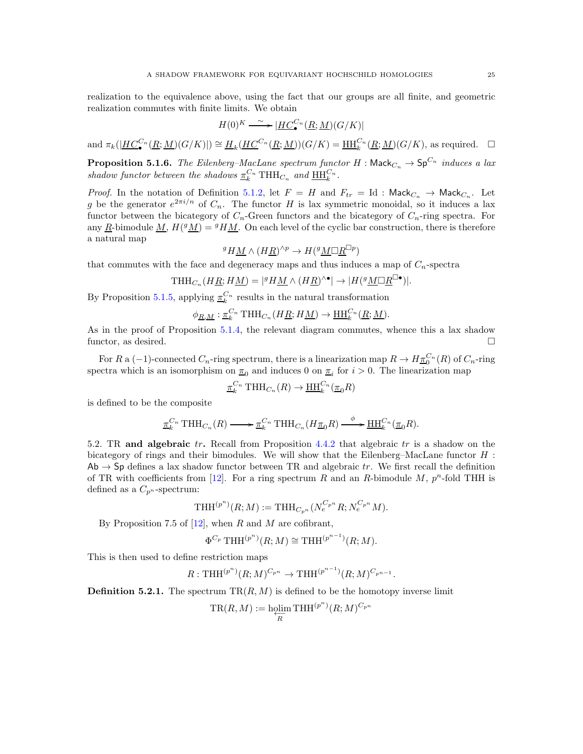realization to the equivalence above, using the fact that our groups are all finite, and geometric realization commutes with finite limits. We obtain

$$H(0)^K \xrightarrow{\sim} |\underline{HC}^{C_n}_\bullet(\underline{R};\underline{M})(G/K)|$$

and $\pi_k(|\underline{HC}^{C_n}_\bullet(\underline{R};\underline{M})(G/K)|) \cong \underline{H}_k(\underline{HC}^{C_n}(\underline{R};\underline{M}))(G/K) = \underline{\mathrm{HH}}^{C_n}_k(\underline{R};\underline{M})(G/K)$, as required. □

**Proposition 5.1.6.** *The Eilenberg–MacLane spectrum functor $H : \mathsf{Mack}_{C_n} \to \mathsf{Sp}^{C_n}$ induces a lax shadow functor between the shadows $\underline{\pi}^{C_n}_k \mathrm{THH}_{C_n}$ and $\underline{\mathrm{HH}}^{C_n}_k$.*

*Proof.* In the notation of Definition 5.1.2, let $F = H$ and $F_{tr} = \mathrm{Id} : \mathsf{Mack}_{C_n} \to \mathsf{Mack}_{C_n}$. Let $g$ be the generator $e^{2\pi i/n}$ of $C_n$. The functor $H$ is lax symmetric monoidal, so it induces a lax functor between the bicategory of $C_n$-Green functors and the bicategory of $C_n$-ring spectra. For any $\underline{R}$-bimodule $\underline{M}$, $H({}^g\underline{M}) = {}^gH\underline{M}$. On each level of the cyclic bar construction, there is therefore a natural map

$${}^gH\underline{M} \wedge (H\underline{R})^{\wedge p} \to H({}^g\underline{M}\Box\underline{R}^{\Box p})$$

that commutes with the face and degeneracy maps and thus induces a map of $C_n$-spectra

$$\mathrm{THH}_{C_n}(H\underline{R};H\underline{M}) = |{}^gH\underline{M} \wedge (H\underline{R})^{\wedge\bullet}| \to |H({}^g\underline{M}\Box\underline{R}^{\Box\bullet})|.$$

By Proposition 5.1.5, applying $\underline{\pi}^{C_n}_k$ results in the natural transformation

$$\phi_{\underline{R},\underline{M}} : \underline{\pi}^{C_n}_k \mathrm{THH}_{C_n}(H\underline{R};H\underline{M}) \to \underline{\mathrm{HH}}^{C_n}_k(\underline{R};\underline{M}).$$

As in the proof of Proposition 5.1.4, the relevant diagram commutes, whence this a lax shadow functor, as desired. □

For $R$ a $(-1)$-connected $C_n$-ring spectrum, there is a linearization map $R \to H\underline{\pi}^{C_n}_0(R)$ of $C_n$-ring spectra which is an isomorphism on $\underline{\pi}_0$ and induces 0 on $\underline{\pi}_i$ for $i > 0$. The linearization map

$$\underline{\pi}^{C_n}_k \mathrm{THH}_{C_n}(R) \to \underline{\mathrm{HH}}^{C_n}_k(\underline{\pi}_0 R)$$

is defined to be the composite

$$\underline{\pi}^{C_n}_k \mathrm{THH}_{C_n}(R) \longrightarrow \underline{\pi}^{C_n}_k \mathrm{THH}_{C_n}(H\underline{\pi}_0 R) \xrightarrow{\phi} \underline{\mathrm{HH}}^{C_n}_k(\underline{\pi}_0 R).$$

## 5.2. TR and algebraic $tr$.

Recall from Proposition 4.4.2 that algebraic $tr$ is a shadow on the bicategory of rings and their bimodules. We will show that the Eilenberg–MacLane functor $H : \mathsf{Ab} \to \mathsf{Sp}$ defines a lax shadow functor between TR and algebraic $tr$. We first recall the definition of TR with coefficients from [12]. For a ring spectrum $R$ and an $R$-bimodule $M$, $p^n$-fold THH is defined as a $C_{p^n}$-spectrum:

$$\mathrm{THH}^{(p^n)}(R;M) := \mathrm{THH}_{C_{p^n}}(N_e^{C_{p^n}} R; N_e^{C_{p^n}} M).$$

By Proposition 7.5 of [12], when $R$ and $M$ are cofibrant,

$$\Phi^{C_p}\mathrm{THH}^{(p^n)}(R;M) \cong \mathrm{THH}^{(p^{n-1})}(R;M).$$

This is then used to define restriction maps

$$R : \mathrm{THH}^{(p^n)}(R;M)^{C_{p^n}} \to \mathrm{THH}^{(p^{n-1})}(R;M)^{C_{p^{n-1}}}.$$

**Definition 5.2.1.** The spectrum $\mathrm{TR}(R,M)$ is defined to be the homotopy inverse limit

$$\mathrm{TR}(R,M) := \underset{R}{\mathrm{holim}}\, \mathrm{THH}^{(p^n)}(R;M)^{C_{p^n}}$$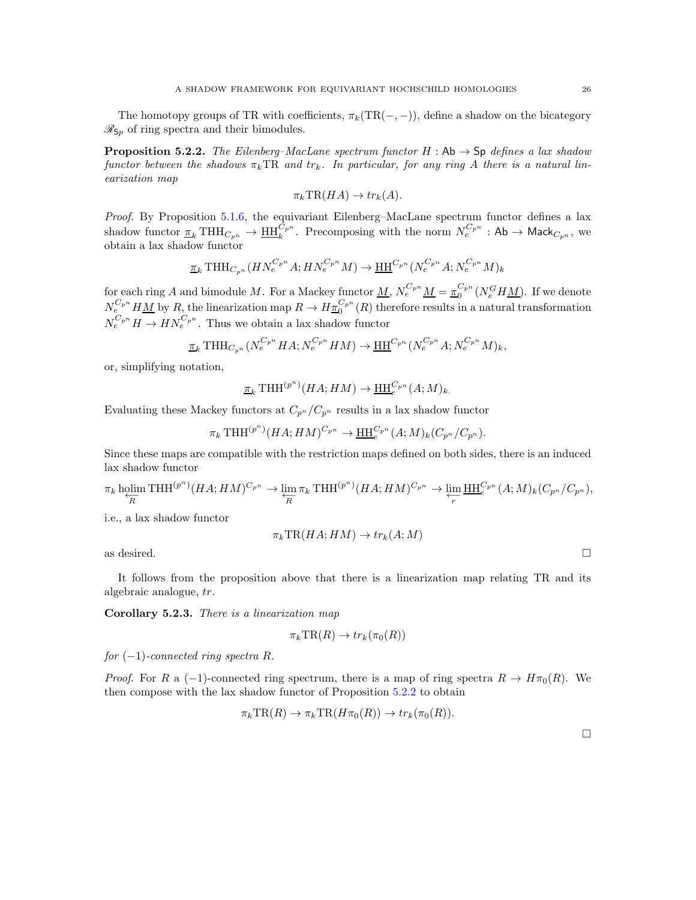The homotopy groups of TR with coefficients, $\pi_k(\mathrm{TR}(-,-))$, define a shadow on the bicategory $\mathscr{R}_{\mathsf{Sp}}$ of ring spectra and their bimodules.

**Proposition 5.2.2.** *The Eilenberg–MacLane spectrum functor $H : \mathsf{Ab} \to \mathsf{Sp}$ defines a lax shadow functor between the shadows $\pi_k\mathrm{TR}$ and $tr_k$. In particular, for any ring $A$ there is a natural linearization map*

$$\pi_k\mathrm{TR}(HA) \to tr_k(A).$$

*Proof.* By Proposition 5.1.6, the equivariant Eilenberg–MacLane spectrum functor defines a lax shadow functor $\underline{\pi}_k \, \mathrm{THH}_{C_{p^n}} \to \underline{\mathrm{HH}}_k^{C_{p^n}}$. Precomposing with the norm $N_e^{C_{p^n}} : \mathsf{Ab} \to \mathsf{Mack}_{C_{p^n}}$, we obtain a lax shadow functor

$$\underline{\pi}_k \, \mathrm{THH}_{C_{p^n}}(HN_e^{C_{p^n}}A; HN_e^{C_{p^n}}M) \to \underline{\mathrm{HH}}^{C_{p^n}}(N_e^{C_{p^n}}A; N_e^{C_{p^n}}M)_k$$

for each ring $A$ and bimodule $M$. For a Mackey functor $\underline{M}$, $N_e^{C_{p^n}}\underline{M} = \underline{\pi}_0^{C_{p^n}}(N_e^G H\underline{M})$. If we denote $N_e^{C_{p^n}}H\underline{M}$ by $R$, the linearization map $R \to H\underline{\pi}_0^{C_{p^n}}(R)$ therefore results in a natural transformation $N_e^{C_{p^n}}H \to HN_e^{C_{p^n}}$. Thus we obtain a lax shadow functor

$$\underline{\pi}_k \, \mathrm{THH}_{C_{p^n}}(N_e^{C_{p^n}}HA; N_e^{C_{p^n}}HM) \to \underline{\mathrm{HH}}^{C_{p^n}}(N_e^{C_{p^n}}A; N_e^{C_{p^n}}M)_k,$$

or, simplifying notation,

$$\underline{\pi}_k \, \mathrm{THH}^{(p^n)}(HA; HM) \to \underline{\mathrm{HH}}_e^{C_{p^n}}(A; M)_k.$$

Evaluating these Mackey functors at $C_{p^n}/C_{p^n}$ results in a lax shadow functor

$$\pi_k \, \mathrm{THH}^{(p^n)}(HA; HM)^{C_{p^n}} \to \underline{\mathrm{HH}}_e^{C_{p^n}}(A; M)_k(C_{p^n}/C_{p^n}).$$

Since these maps are compatible with the restriction maps defined on both sides, there is an induced lax shadow functor

$$\pi_k \operatorname*{holim}_{\overleftarrow{R}} \mathrm{THH}^{(p^n)}(HA; HM)^{C_{p^n}} \to \lim_{\overleftarrow{R}} \pi_k \, \mathrm{THH}^{(p^n)}(HA; HM)^{C_{p^n}} \to \lim_{\overleftarrow{r}} \underline{\mathrm{HH}}_e^{C_{p^n}}(A; M)_k(C_{p^n}/C_{p^n}),$$

i.e., a lax shadow functor

$$\pi_k\mathrm{TR}(HA; HM) \to tr_k(A; M)$$

as desired. □

It follows from the proposition above that there is a linearization map relating TR and its algebraic analogue, $tr$.

**Corollary 5.2.3.** *There is a linearization map*

$$\pi_k\mathrm{TR}(R) \to tr_k(\pi_0(R))$$

*for $(-1)$-connected ring spectra $R$.*

*Proof.* For $R$ a $(-1)$-connected ring spectrum, there is a map of ring spectra $R \to H\pi_0(R)$. We then compose with the lax shadow functor of Proposition 5.2.2 to obtain

$$\pi_k\mathrm{TR}(R) \to \pi_k\mathrm{TR}(H\pi_0(R)) \to tr_k(\pi_0(R)).$$

□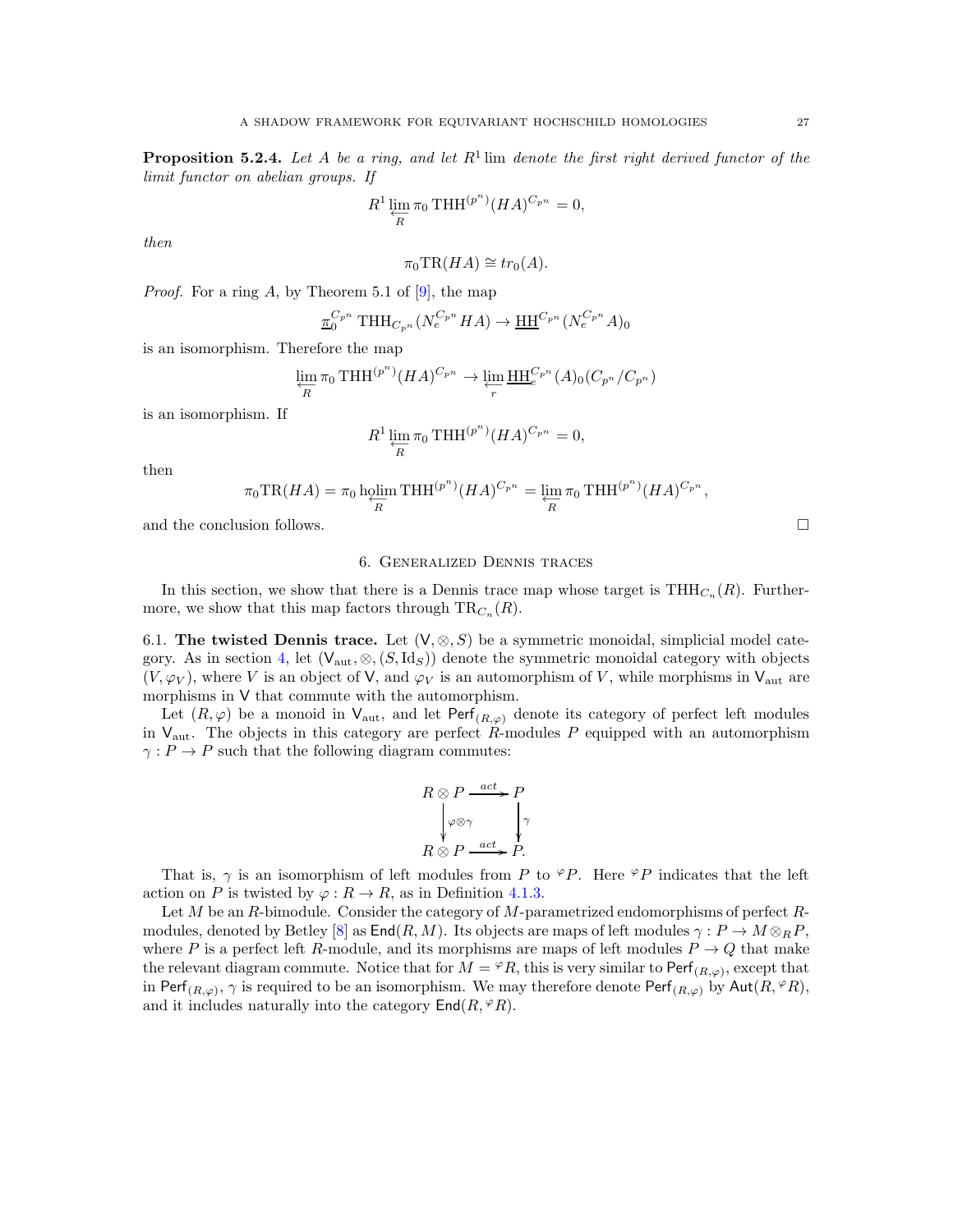**Proposition 5.2.4.** *Let $A$ be a ring, and let $R^1 \lim$ denote the first right derived functor of the limit functor on abelian groups. If*

$$R^1 \varprojlim_{R} \pi_0 \operatorname{THH}^{(p^n)}(HA)^{C_{p^n}} = 0,$$

*then*

$$\pi_0 \mathrm{TR}(HA) \cong tr_0(A).$$

*Proof.* For a ring $A$, by Theorem 5.1 of [9], the map

$$\underline{\pi}_0^{C_{p^n}} \operatorname{THH}_{C_{p^n}}(N_e^{C_{p^n}} HA) \to \underline{\operatorname{HH}}^{C_{p^n}}(N_e^{C_{p^n}} A)_0$$

is an isomorphism. Therefore the map

$$\varprojlim_{R} \pi_0 \operatorname{THH}^{(p^n)}(HA)^{C_{p^n}} \to \varprojlim_{r} \underline{\operatorname{HH}}_e^{C_{p^n}}(A)_0(C_{p^n}/C_{p^n})$$

is an isomorphism. If

$$R^1 \varprojlim_{R} \pi_0 \operatorname{THH}^{(p^n)}(HA)^{C_{p^n}} = 0,$$

then

$$\pi_0 \mathrm{TR}(HA) = \pi_0 \operatorname{holim}_{\overleftarrow{R}} \operatorname{THH}^{(p^n)}(HA)^{C_{p^n}} = \varprojlim_{R} \pi_0 \operatorname{THH}^{(p^n)}(HA)^{C_{p^n}},$$

and the conclusion follows. $\square$

## 6. Generalized Dennis traces

In this section, we show that there is a Dennis trace map whose target is $\operatorname{THH}_{C_n}(R)$. Furthermore, we show that this map factors through $\mathrm{TR}_{C_n}(R)$.

**6.1. The twisted Dennis trace.** Let $(\mathsf{V}, \otimes, S)$ be a symmetric monoidal, simplicial model category. As in section 4, let $(\mathsf{V}_{\text{aut}}, \otimes, (S, \mathrm{Id}_S))$ denote the symmetric monoidal category with objects $(V, \varphi_V)$, where $V$ is an object of $\mathsf{V}$, and $\varphi_V$ is an automorphism of $V$, while morphisms in $\mathsf{V}_{\text{aut}}$ are morphisms in $\mathsf{V}$ that commute with the automorphism.

Let $(R, \varphi)$ be a monoid in $\mathsf{V}_{\text{aut}}$, and let $\mathsf{Perf}_{(R,\varphi)}$ denote its category of perfect left modules in $\mathsf{V}_{\text{aut}}$. The objects in this category are perfect $R$-modules $P$ equipped with an automorphism $\gamma : P \to P$ such that the following diagram commutes:

$$\begin{array}{ccc} R \otimes P & \xrightarrow{act} & P \\ \big\downarrow{\scriptstyle \varphi \otimes \gamma} & & \big\downarrow{\scriptstyle \gamma} \\ R \otimes P & \xrightarrow{act} & P. \end{array}$$

That is, $\gamma$ is an isomorphism of left modules from $P$ to ${}^{\varphi}P$. Here ${}^{\varphi}P$ indicates that the left action on $P$ is twisted by $\varphi : R \to R$, as in Definition 4.1.3.

Let $M$ be an $R$-bimodule. Consider the category of $M$-parametrized endomorphisms of perfect $R$-modules, denoted by Betley [8] as $\mathsf{End}(R, M)$. Its objects are maps of left modules $\gamma : P \to M \otimes_R P$, where $P$ is a perfect left $R$-module, and its morphisms are maps of left modules $P \to Q$ that make the relevant diagram commute. Notice that for $M = {}^{\varphi}R$, this is very similar to $\mathsf{Perf}_{(R,\varphi)}$, except that in $\mathsf{Perf}_{(R,\varphi)}$, $\gamma$ is required to be an isomorphism. We may therefore denote $\mathsf{Perf}_{(R,\varphi)}$ by $\mathsf{Aut}(R, {}^{\varphi}R)$, and it includes naturally into the category $\mathsf{End}(R, {}^{\varphi}R)$.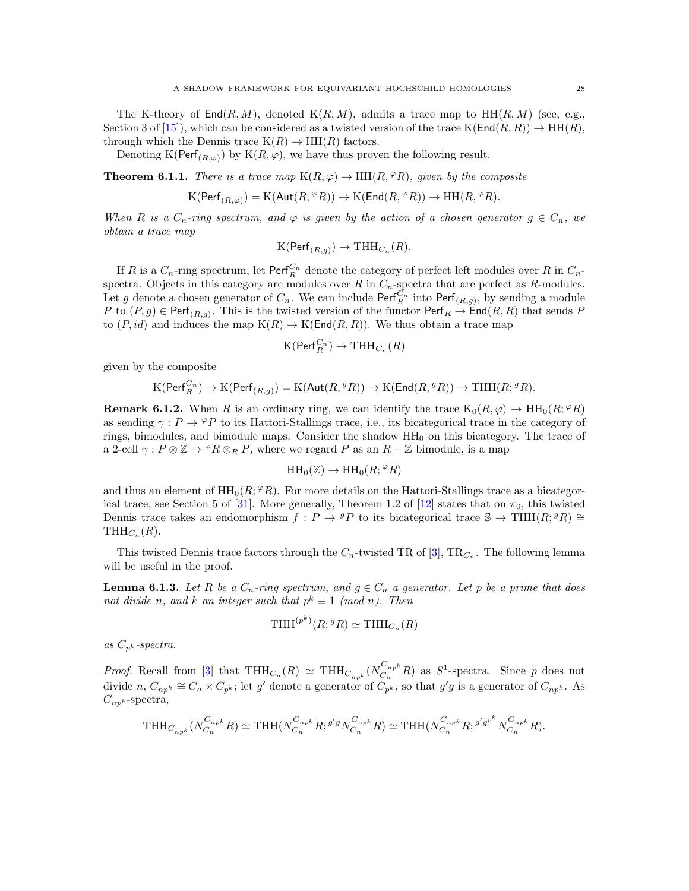The K-theory of $\mathsf{End}(R, M)$, denoted $\mathrm{K}(R, M)$, admits a trace map to $\mathrm{HH}(R, M)$ (see, e.g., Section 3 of [15]), which can be considered as a twisted version of the trace $\mathrm{K}(\mathsf{End}(R, R)) \to \mathrm{HH}(R)$, through which the Dennis trace $\mathrm{K}(R) \to \mathrm{HH}(R)$ factors.

Denoting $\mathrm{K}(\mathsf{Perf}_{(R,\varphi)})$ by $\mathrm{K}(R, \varphi)$, we have thus proven the following result.

**Theorem 6.1.1.** *There is a trace map $\mathrm{K}(R, \varphi) \to \mathrm{HH}(R, {}^{\varphi}R)$, given by the composite*

$$\mathrm{K}(\mathsf{Perf}_{(R,\varphi)}) = \mathrm{K}(\mathsf{Aut}(R, {}^{\varphi}R)) \to \mathrm{K}(\mathsf{End}(R, {}^{\varphi}R)) \to \mathrm{HH}(R, {}^{\varphi}R).$$

*When $R$ is a $C_n$-ring spectrum, and $\varphi$ is given by the action of a chosen generator $g \in C_n$, we obtain a trace map*

$$\mathrm{K}(\mathsf{Perf}_{(R,g)}) \to \mathrm{THH}_{C_n}(R).$$

If $R$ is a $C_n$-ring spectrum, let $\mathsf{Perf}_R^{C_n}$ denote the category of perfect left modules over $R$ in $C_n$-spectra. Objects in this category are modules over $R$ in $C_n$-spectra that are perfect as $R$-modules. Let $g$ denote a chosen generator of $C_n$. We can include $\mathsf{Perf}_R^{C_n}$ into $\mathsf{Perf}_{(R,g)}$, by sending a module $P$ to $(P, g) \in \mathsf{Perf}_{(R,g)}$. This is the twisted version of the functor $\mathsf{Perf}_R \to \mathsf{End}(R, R)$ that sends $P$ to $(P, id)$ and induces the map $\mathrm{K}(R) \to \mathrm{K}(\mathsf{End}(R, R))$. We thus obtain a trace map

$$\mathrm{K}(\mathsf{Perf}_R^{C_n}) \to \mathrm{THH}_{C_n}(R)$$

given by the composite

$$\mathrm{K}(\mathsf{Perf}_R^{C_n}) \to \mathrm{K}(\mathsf{Perf}_{(R,g)}) = \mathrm{K}(\mathsf{Aut}(R, {}^{g}R)) \to \mathrm{K}(\mathsf{End}(R, {}^{g}R)) \to \mathrm{THH}(R; {}^{g}R).$$

**Remark 6.1.2.** When $R$ is an ordinary ring, we can identify the trace $\mathrm{K}_0(R, \varphi) \to \mathrm{HH}_0(R; {}^{\varphi}R)$ as sending $\gamma : P \to {}^{\varphi}P$ to its Hattori-Stallings trace, i.e., its bicategorical trace in the category of rings, bimodules, and bimodule maps. Consider the shadow $\mathrm{HH}_0$ on this bicategory. The trace of a 2-cell $\gamma : P \otimes \mathbb{Z} \to {}^{\varphi}R \otimes_R P$, where we regard $P$ as an $R-\mathbb{Z}$ bimodule, is a map

$$\mathrm{HH}_0(\mathbb{Z}) \to \mathrm{HH}_0(R; {}^{\varphi}R)$$

and thus an element of $\mathrm{HH}_0(R; {}^{\varphi}R)$. For more details on the Hattori-Stallings trace as a bicategorical trace, see Section 5 of [31]. More generally, Theorem 1.2 of [12] states that on $\pi_0$, this twisted Dennis trace takes an endomorphism $f : P \to {}^{g}P$ to its bicategorical trace $\mathbb{S} \to \mathrm{THH}(R; {}^{g}R) \cong \mathrm{THH}_{C_n}(R)$.

This twisted Dennis trace factors through the $C_n$-twisted TR of [3], $\mathrm{TR}_{C_n}$. The following lemma will be useful in the proof.

**Lemma 6.1.3.** *Let $R$ be a $C_n$-ring spectrum, and $g \in C_n$ a generator. Let $p$ be a prime that does not divide $n$, and $k$ an integer such that $p^k \equiv 1$ (mod $n$). Then*

$$\mathrm{THH}^{(p^k)}(R; {}^{g}R) \simeq \mathrm{THH}_{C_n}(R)$$

*as $C_{p^k}$-spectra.*

*Proof.* Recall from [3] that $\mathrm{THH}_{C_n}(R) \simeq \mathrm{THH}_{C_{np^k}}(N_{C_n}^{C_{np^k}} R)$ as $S^1$-spectra. Since $p$ does not divide $n$, $C_{np^k} \cong C_n \times C_{p^k}$; let $g'$ denote a generator of $C_{p^k}$, so that $g'g$ is a generator of $C_{np^k}$. As $C_{np^k}$-spectra,

$$\mathrm{THH}_{C_{np^k}}(N_{C_n}^{C_{np^k}} R) \simeq \mathrm{THH}(N_{C_n}^{C_{np^k}} R; {}^{g'g} N_{C_n}^{C_{np^k}} R) \simeq \mathrm{THH}(N_{C_n}^{C_{np^k}} R; {}^{g'g^{p^k}} N_{C_n}^{C_{np^k}} R).$$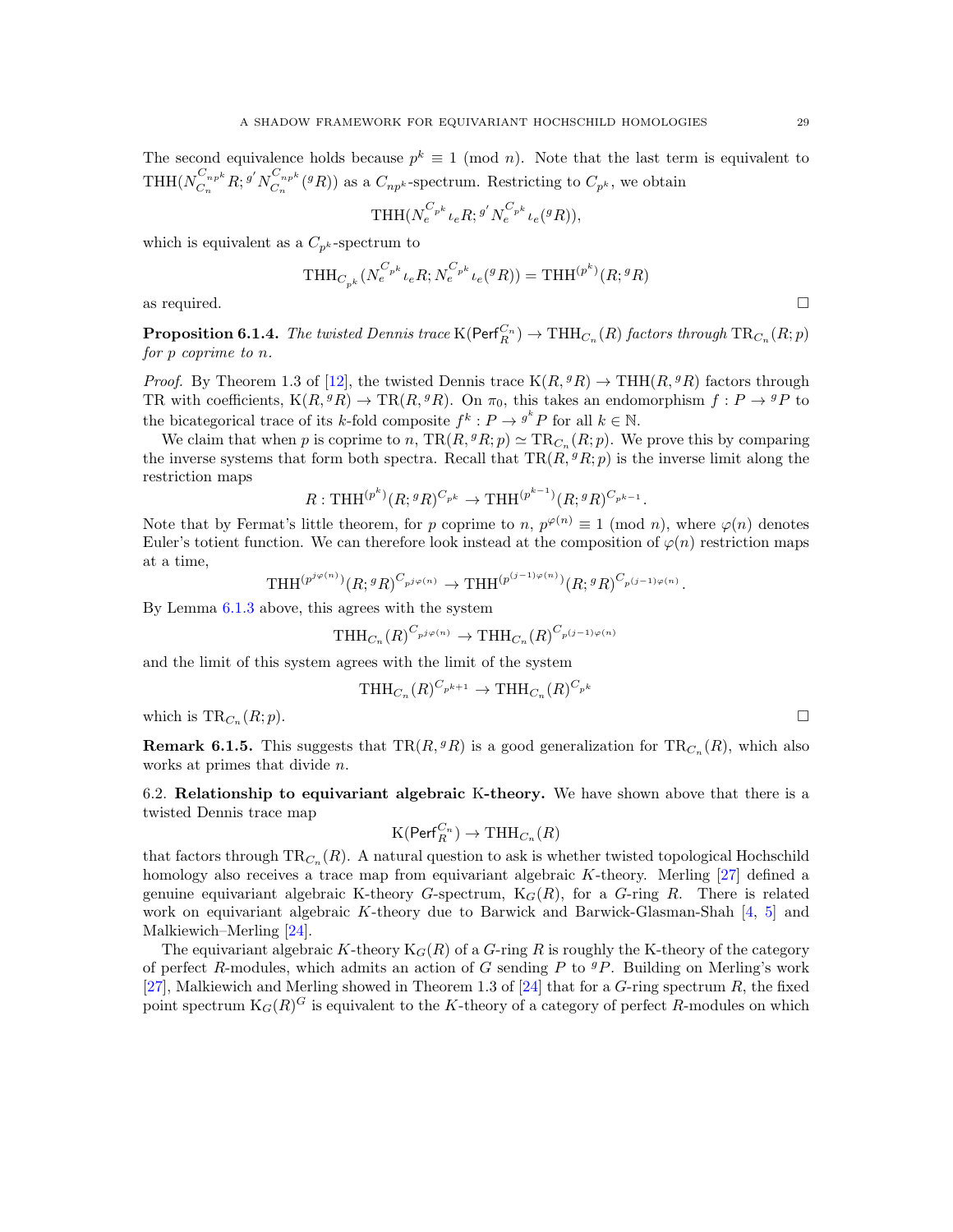The second equivalence holds because $p^k \equiv 1 \pmod{n}$. Note that the last term is equivalent to $\mathrm{THH}(N_{C_n}^{C_{np^k}} R; {}^{g'} N_{C_n}^{C_{np^k}}({}^g R))$ as a $C_{np^k}$-spectrum. Restricting to $C_{p^k}$, we obtain

$$\mathrm{THH}(N_e^{C_{p^k}} \iota_e R; {}^{g'} N_e^{C_{p^k}} \iota_e({}^g R)),$$

which is equivalent as a $C_{p^k}$-spectrum to

$$\mathrm{THH}_{C_{p^k}}(N_e^{C_{p^k}} \iota_e R; N_e^{C_{p^k}} \iota_e({}^g R)) = \mathrm{THH}^{(p^k)}(R; {}^g R)$$

as required. □

**Proposition 6.1.4.** *The twisted Dennis trace* $\mathrm{K}(\mathsf{Perf}_R^{C_n}) \to \mathrm{THH}_{C_n}(R)$ *factors through* $\mathrm{TR}_{C_n}(R; p)$ *for* $p$ *coprime to* $n$.

*Proof.* By Theorem 1.3 of [12], the twisted Dennis trace $\mathrm{K}(R, {}^g R) \to \mathrm{THH}(R, {}^g R)$ factors through TR with coefficients, $\mathrm{K}(R, {}^g R) \to \mathrm{TR}(R, {}^g R)$. On $\pi_0$, this takes an endomorphism $f : P \to {}^g P$ to the bicategorical trace of its $k$-fold composite $f^k : P \to {}^{g^k} P$ for all $k \in \mathbb{N}$.

We claim that when $p$ is coprime to $n$, $\mathrm{TR}(R, {}^g R; p) \simeq \mathrm{TR}_{C_n}(R; p)$. We prove this by comparing the inverse systems that form both spectra. Recall that $\mathrm{TR}(R, {}^g R; p)$ is the inverse limit along the restriction maps

$$R : \mathrm{THH}^{(p^k)}(R; {}^g R)^{C_{p^k}} \to \mathrm{THH}^{(p^{k-1})}(R; {}^g R)^{C_{p^{k-1}}}.$$

Note that by Fermat's little theorem, for $p$ coprime to $n$, $p^{\varphi(n)} \equiv 1 \pmod{n}$, where $\varphi(n)$ denotes Euler's totient function. We can therefore look instead at the composition of $\varphi(n)$ restriction maps at a time,

$$\mathrm{THH}^{(p^{j\varphi(n)})}(R; {}^g R)^{C_{p^{j\varphi(n)}}} \to \mathrm{THH}^{(p^{(j-1)\varphi(n)})}(R; {}^g R)^{C_{p^{(j-1)\varphi(n)}}}.$$

By Lemma 6.1.3 above, this agrees with the system

$$\mathrm{THH}_{C_n}(R)^{C_{p^{j\varphi(n)}}} \to \mathrm{THH}_{C_n}(R)^{C_{p^{(j-1)\varphi(n)}}}$$

and the limit of this system agrees with the limit of the system

$$\mathrm{THH}_{C_n}(R)^{C_{p^{k+1}}} \to \mathrm{THH}_{C_n}(R)^{C_{p^k}}$$

which is $\mathrm{TR}_{C_n}(R; p)$. □

**Remark 6.1.5.** This suggests that $\mathrm{TR}(R, {}^g R)$ is a good generalization for $\mathrm{TR}_{C_n}(R)$, which also works at primes that divide $n$.

## 6.2. Relationship to equivariant algebraic K-theory.

We have shown above that there is a twisted Dennis trace map

$$\mathrm{K}(\mathsf{Perf}_R^{C_n}) \to \mathrm{THH}_{C_n}(R)$$

that factors through $\mathrm{TR}_{C_n}(R)$. A natural question to ask is whether twisted topological Hochschild homology also receives a trace map from equivariant algebraic $K$-theory. Merling [27] defined a genuine equivariant algebraic K-theory $G$-spectrum, $\mathrm{K}_G(R)$, for a $G$-ring $R$. There is related work on equivariant algebraic $K$-theory due to Barwick and Barwick-Glasman-Shah [4, 5] and Malkiewich–Merling [24].

The equivariant algebraic $K$-theory $\mathrm{K}_G(R)$ of a $G$-ring $R$ is roughly the K-theory of the category of perfect $R$-modules, which admits an action of $G$ sending $P$ to ${}^g P$. Building on Merling's work [27], Malkiewich and Merling showed in Theorem 1.3 of [24] that for a $G$-ring spectrum $R$, the fixed point spectrum $\mathrm{K}_G(R)^G$ is equivalent to the $K$-theory of a category of perfect $R$-modules on which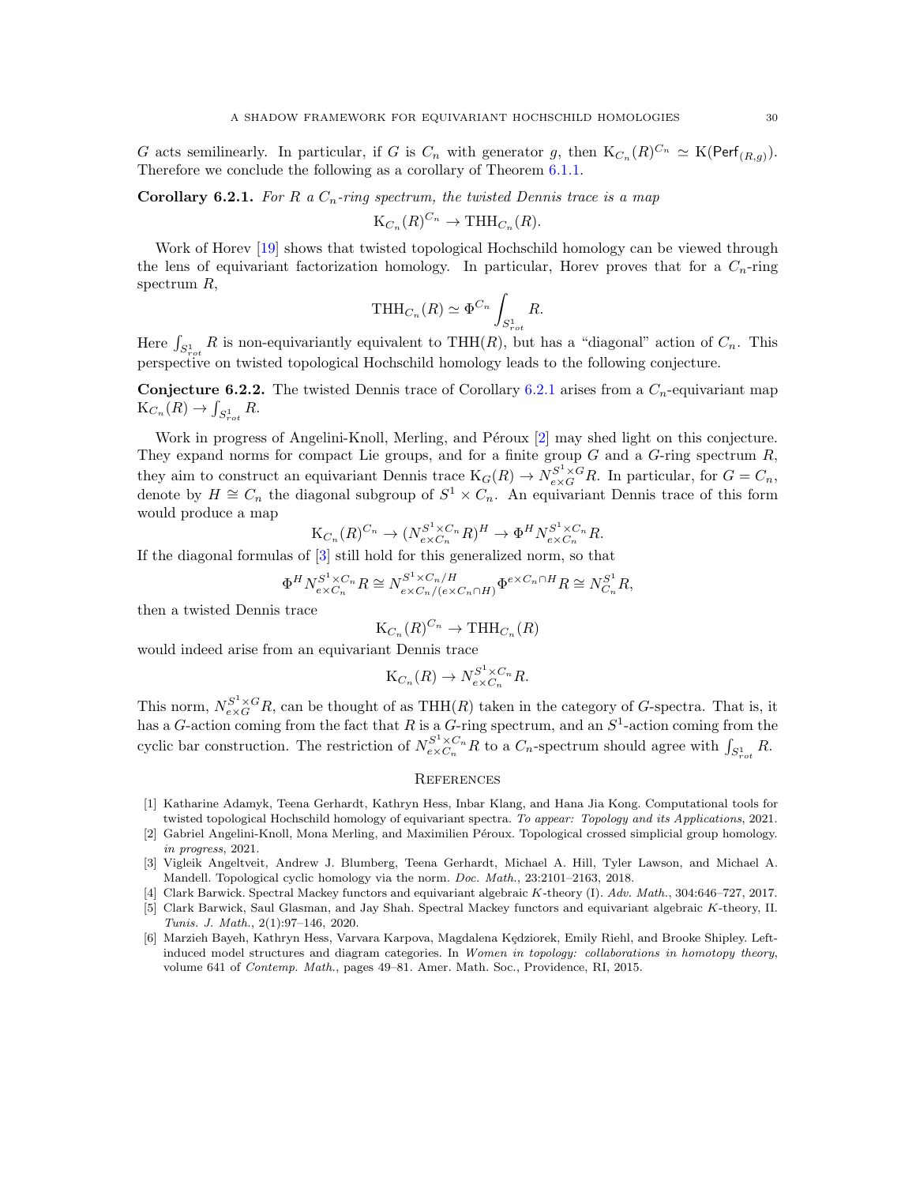$G$ acts semilinearly. In particular, if $G$ is $C_n$ with generator $g$, then $\mathrm{K}_{C_n}(R)^{C_n} \simeq \mathrm{K}(\mathsf{Perf}_{(R,g)})$. Therefore we conclude the following as a corollary of Theorem 6.1.1.

**Corollary 6.2.1.** *For $R$ a $C_n$-ring spectrum, the twisted Dennis trace is a map*

$$\mathrm{K}_{C_n}(R)^{C_n} \to \mathrm{THH}_{C_n}(R).$$

Work of Horev [19] shows that twisted topological Hochschild homology can be viewed through the lens of equivariant factorization homology. In particular, Horev proves that for a $C_n$-ring spectrum $R$,

$$\mathrm{THH}_{C_n}(R) \simeq \Phi^{C_n} \int_{S^1_{rot}} R.$$

Here $\int_{S^1_{rot}} R$ is non-equivariantly equivalent to $\mathrm{THH}(R)$, but has a "diagonal" action of $C_n$. This perspective on twisted topological Hochschild homology leads to the following conjecture.

**Conjecture 6.2.2.** The twisted Dennis trace of Corollary 6.2.1 arises from a $C_n$-equivariant map $\mathrm{K}_{C_n}(R) \to \int_{S^1_{rot}} R$.

Work in progress of Angelini-Knoll, Merling, and Péroux [2] may shed light on this conjecture. They expand norms for compact Lie groups, and for a finite group $G$ and a $G$-ring spectrum $R$, they aim to construct an equivariant Dennis trace $\mathrm{K}_G(R) \to N_{e\times G}^{S^1\times G} R$. In particular, for $G = C_n$, denote by $H \cong C_n$ the diagonal subgroup of $S^1 \times C_n$. An equivariant Dennis trace of this form would produce a map

$$\mathrm{K}_{C_n}(R)^{C_n} \to (N_{e\times C_n}^{S^1\times C_n} R)^H \to \Phi^H N_{e\times C_n}^{S^1\times C_n} R.$$

If the diagonal formulas of [3] still hold for this generalized norm, so that

$$\Phi^H N_{e\times C_n}^{S^1\times C_n} R \cong N_{e\times C_n/(e\times C_n\cap H)}^{S^1\times C_n/H} \Phi^{e\times C_n\cap H} R \cong N_{C_n}^{S^1} R,$$

then a twisted Dennis trace

$$\mathrm{K}_{C_n}(R)^{C_n} \to \mathrm{THH}_{C_n}(R)$$

would indeed arise from an equivariant Dennis trace

$$\mathrm{K}_{C_n}(R) \to N_{e\times C_n}^{S^1\times C_n} R.$$

This norm, $N_{e\times G}^{S^1\times G} R$, can be thought of as $\mathrm{THH}(R)$ taken in the category of $G$-spectra. That is, it has a $G$-action coming from the fact that $R$ is a $G$-ring spectrum, and an $S^1$-action coming from the cyclic bar construction. The restriction of $N_{e\times C_n}^{S^1\times C_n} R$ to a $C_n$-spectrum should agree with $\int_{S^1_{rot}} R$.

## References

[1] Katharine Adamyk, Teena Gerhardt, Kathryn Hess, Inbar Klang, and Hana Jia Kong. Computational tools for twisted topological Hochschild homology of equivariant spectra. *To appear: Topology and its Applications*, 2021.

[2] Gabriel Angelini-Knoll, Mona Merling, and Maximilien Péroux. Topological crossed simplicial group homology. *in progress*, 2021.

[3] Vigleik Angeltveit, Andrew J. Blumberg, Teena Gerhardt, Michael A. Hill, Tyler Lawson, and Michael A. Mandell. Topological cyclic homology via the norm. *Doc. Math.*, 23:2101–2163, 2018.

[4] Clark Barwick. Spectral Mackey functors and equivariant algebraic $K$-theory (I). *Adv. Math.*, 304:646–727, 2017.

[5] Clark Barwick, Saul Glasman, and Jay Shah. Spectral Mackey functors and equivariant algebraic $K$-theory, II. *Tunis. J. Math.*, 2(1):97–146, 2020.

[6] Marzieh Bayeh, Kathryn Hess, Varvara Karpova, Magdalena Kędziorek, Emily Riehl, and Brooke Shipley. Left-induced model structures and diagram categories. In *Women in topology: collaborations in homotopy theory*, volume 641 of *Contemp. Math.*, pages 49–81. Amer. Math. Soc., Providence, RI, 2015.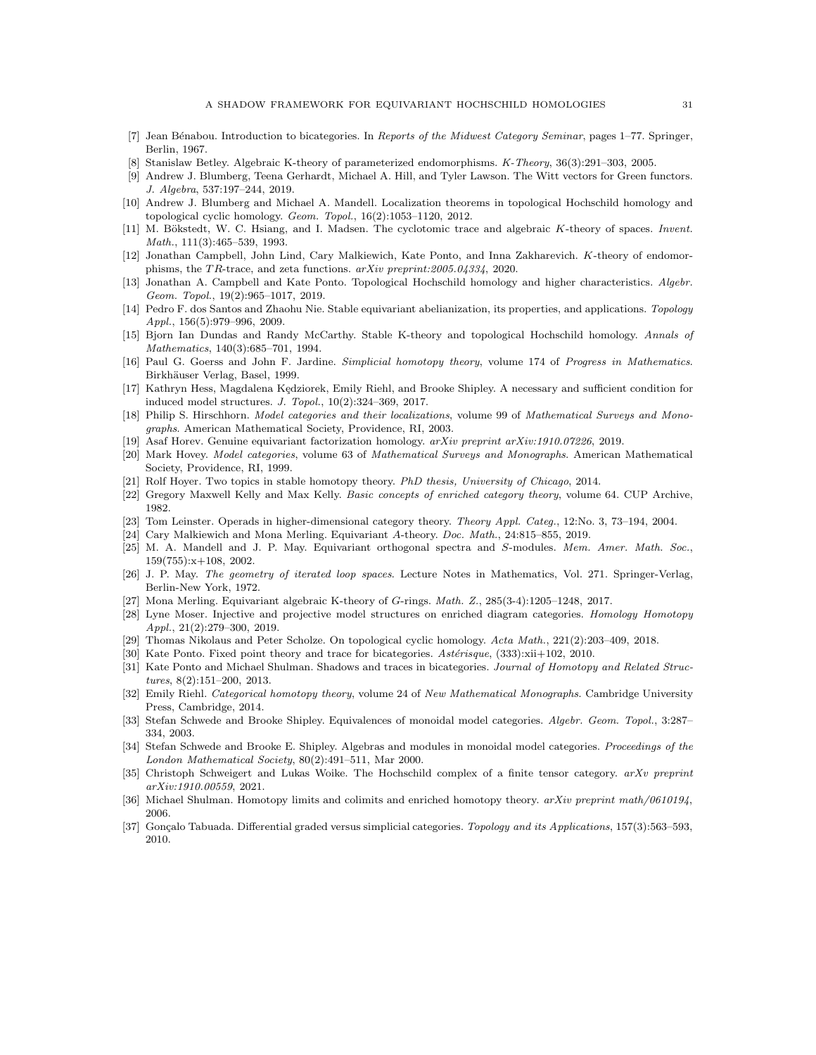[7] Jean Bénabou. Introduction to bicategories. In *Reports of the Midwest Category Seminar*, pages 1–77. Springer, Berlin, 1967.

[8] Stanislaw Betley. Algebraic K-theory of parameterized endomorphisms. *K-Theory*, 36(3):291–303, 2005.

[9] Andrew J. Blumberg, Teena Gerhardt, Michael A. Hill, and Tyler Lawson. The Witt vectors for Green functors. *J. Algebra*, 537:197–244, 2019.

[10] Andrew J. Blumberg and Michael A. Mandell. Localization theorems in topological Hochschild homology and topological cyclic homology. *Geom. Topol.*, 16(2):1053–1120, 2012.

[11] M. Bökstedt, W. C. Hsiang, and I. Madsen. The cyclotomic trace and algebraic $K$-theory of spaces. *Invent. Math.*, 111(3):465–539, 1993.

[12] Jonathan Campbell, John Lind, Cary Malkiewich, Kate Ponto, and Inna Zakharevich. $K$-theory of endomorphisms, the $TR$-trace, and zeta functions. *arXiv preprint:2005.04334*, 2020.

[13] Jonathan A. Campbell and Kate Ponto. Topological Hochschild homology and higher characteristics. *Algebr. Geom. Topol.*, 19(2):965–1017, 2019.

[14] Pedro F. dos Santos and Zhaohu Nie. Stable equivariant abelianization, its properties, and applications. *Topology Appl.*, 156(5):979–996, 2009.

[15] Bjorn Ian Dundas and Randy McCarthy. Stable K-theory and topological Hochschild homology. *Annals of Mathematics*, 140(3):685–701, 1994.

[16] Paul G. Goerss and John F. Jardine. *Simplicial homotopy theory*, volume 174 of *Progress in Mathematics*. Birkhäuser Verlag, Basel, 1999.

[17] Kathryn Hess, Magdalena Kędziorek, Emily Riehl, and Brooke Shipley. A necessary and sufficient condition for induced model structures. *J. Topol.*, 10(2):324–369, 2017.

[18] Philip S. Hirschhorn. *Model categories and their localizations*, volume 99 of *Mathematical Surveys and Monographs*. American Mathematical Society, Providence, RI, 2003.

[19] Asaf Horev. Genuine equivariant factorization homology. *arXiv preprint arXiv:1910.07226*, 2019.

[20] Mark Hovey. *Model categories*, volume 63 of *Mathematical Surveys and Monographs*. American Mathematical Society, Providence, RI, 1999.

[21] Rolf Hoyer. Two topics in stable homotopy theory. *PhD thesis, University of Chicago*, 2014.

[22] Gregory Maxwell Kelly and Max Kelly. *Basic concepts of enriched category theory*, volume 64. CUP Archive, 1982.

[23] Tom Leinster. Operads in higher-dimensional category theory. *Theory Appl. Categ.*, 12:No. 3, 73–194, 2004.

[24] Cary Malkiewich and Mona Merling. Equivariant $A$-theory. *Doc. Math.*, 24:815–855, 2019.

[25] M. A. Mandell and J. P. May. Equivariant orthogonal spectra and $S$-modules. *Mem. Amer. Math. Soc.*, 159(755):x+108, 2002.

[26] J. P. May. *The geometry of iterated loop spaces*. Lecture Notes in Mathematics, Vol. 271. Springer-Verlag, Berlin-New York, 1972.

[27] Mona Merling. Equivariant algebraic K-theory of $G$-rings. *Math. Z.*, 285(3-4):1205–1248, 2017.

[28] Lyne Moser. Injective and projective model structures on enriched diagram categories. *Homology Homotopy Appl.*, 21(2):279–300, 2019.

[29] Thomas Nikolaus and Peter Scholze. On topological cyclic homology. *Acta Math.*, 221(2):203–409, 2018.

[30] Kate Ponto. Fixed point theory and trace for bicategories. *Astérisque*, (333):xii+102, 2010.

[31] Kate Ponto and Michael Shulman. Shadows and traces in bicategories. *Journal of Homotopy and Related Structures*, 8(2):151–200, 2013.

[32] Emily Riehl. *Categorical homotopy theory*, volume 24 of *New Mathematical Monographs*. Cambridge University Press, Cambridge, 2014.

[33] Stefan Schwede and Brooke Shipley. Equivalences of monoidal model categories. *Algebr. Geom. Topol.*, 3:287–334, 2003.

[34] Stefan Schwede and Brooke E. Shipley. Algebras and modules in monoidal model categories. *Proceedings of the London Mathematical Society*, 80(2):491–511, Mar 2000.

[35] Christoph Schweigert and Lukas Woike. The Hochschild complex of a finite tensor category. *arXv preprint arXiv:1910.00559*, 2021.

[36] Michael Shulman. Homotopy limits and colimits and enriched homotopy theory. *arXiv preprint math/0610194*, 2006.

[37] Gonçalo Tabuada. Differential graded versus simplicial categories. *Topology and its Applications*, 157(3):563–593, 2010.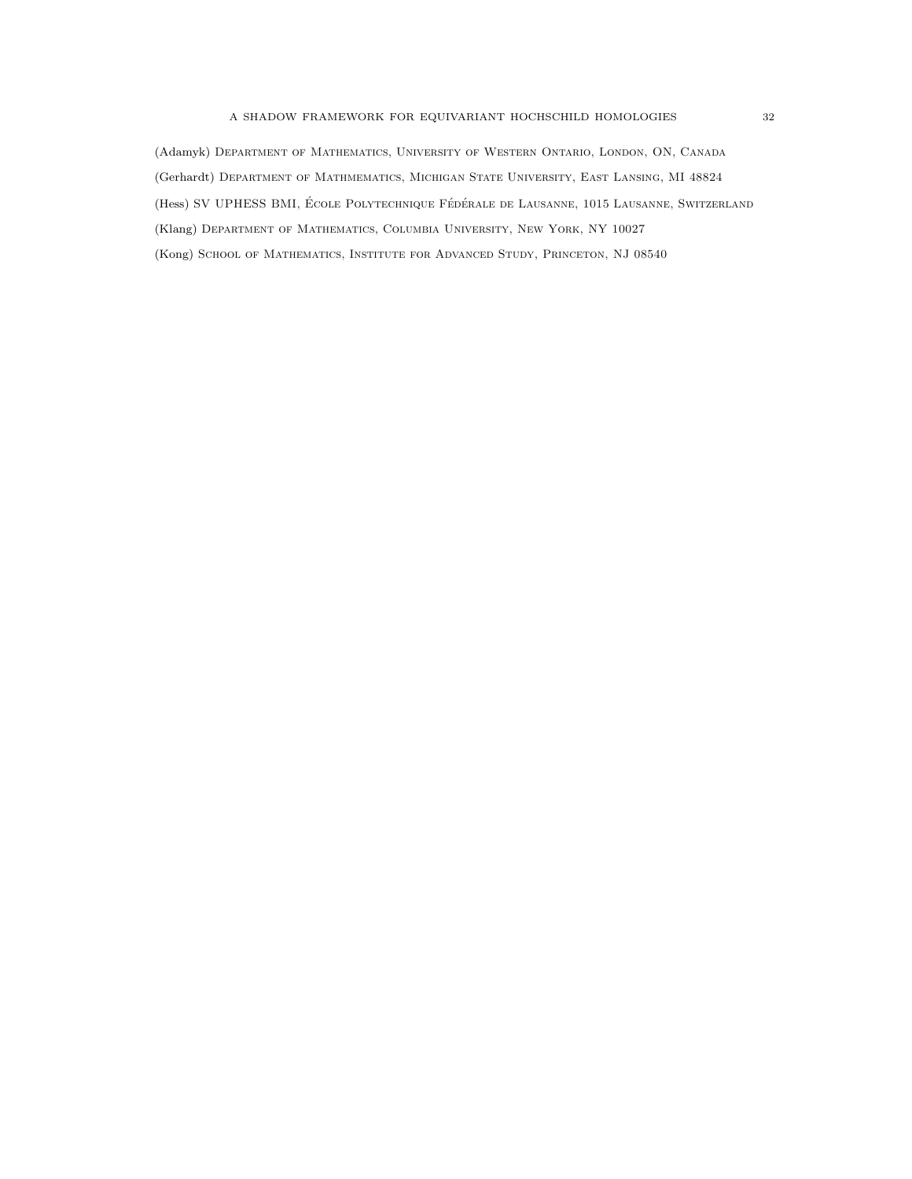(Adamyk) Department of Mathematics, University of Western Ontario, London, ON, Canada

(Gerhardt) Department of Mathmematics, Michigan State University, East Lansing, MI 48824

(Hess) SV UPHESS BMI, École Polytechnique Fédérale de Lausanne, 1015 Lausanne, Switzerland

(Klang) Department of Mathematics, Columbia University, New York, NY 10027

(Kong) School of Mathematics, Institute for Advanced Study, Princeton, NJ 08540